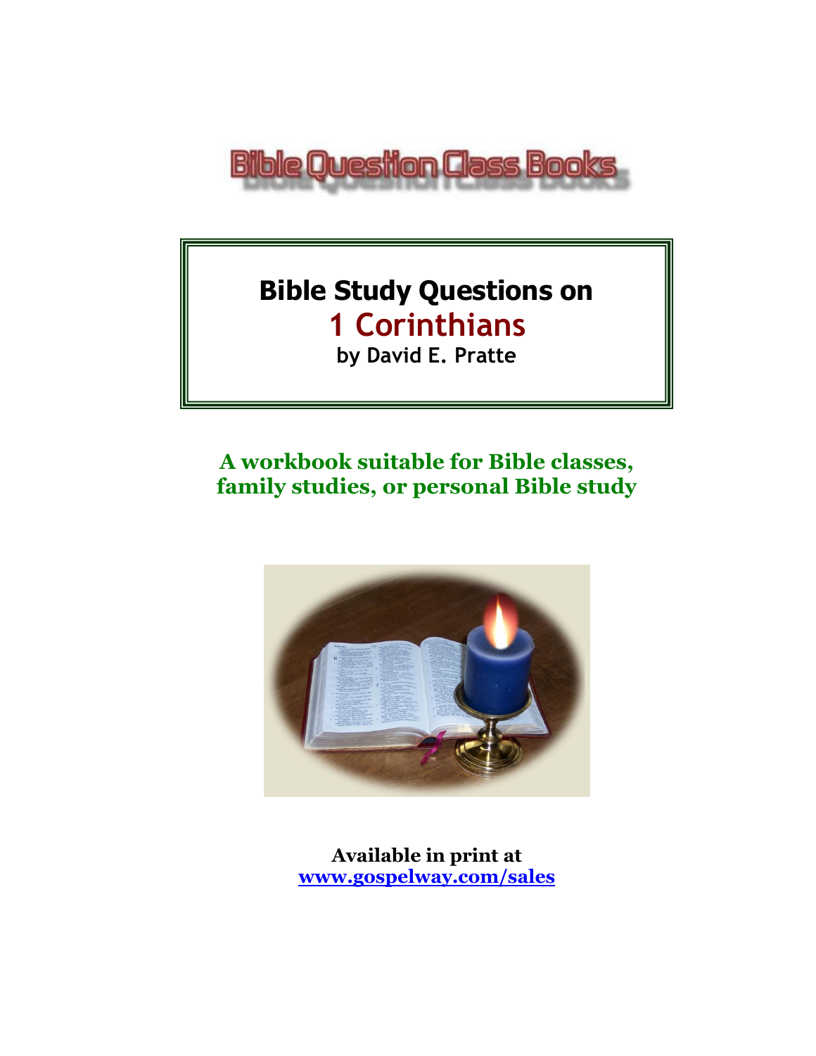Bible Question Class Books

# Bible Study Questions on 1 Corinthians

**by David E. Pratte**

**A workbook suitable for Bible classes, family studies, or personal Bible study**

**Available in print at**
**www.gospelway.com/sales**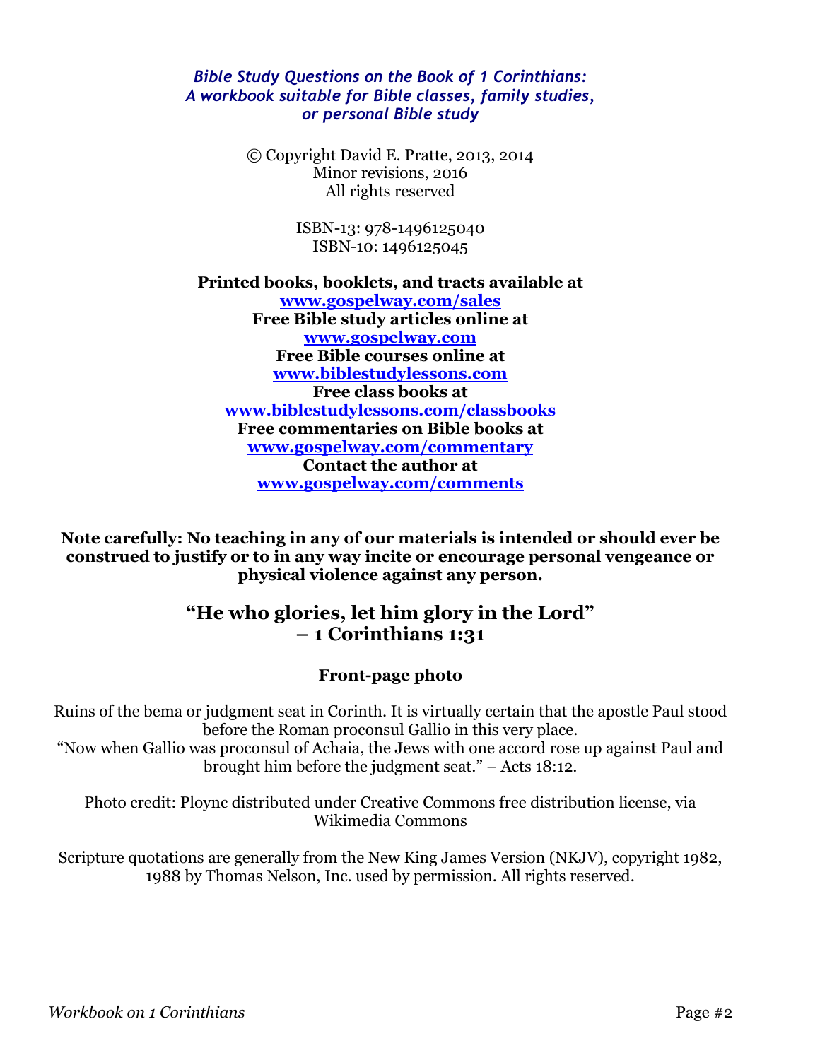*Bible Study Questions on the Book of 1 Corinthians:*
*A workbook suitable for Bible classes, family studies, or personal Bible study*

© Copyright David E. Pratte, 2013, 2014
Minor revisions, 2016
All rights reserved

ISBN-13: 978-1496125040
ISBN-10: 1496125045

**Printed books, booklets, and tracts available at**
**www.gospelway.com/sales**
**Free Bible study articles online at**
**www.gospelway.com**
**Free Bible courses online at**
**www.biblestudylessons.com**
**Free class books at**
**www.biblestudylessons.com/classbooks**
**Free commentaries on Bible books at**
**www.gospelway.com/commentary**
**Contact the author at**
**www.gospelway.com/comments**

**Note carefully: No teaching in any of our materials is intended or should ever be construed to justify or to in any way incite or encourage personal vengeance or physical violence against any person.**

## "He who glories, let him glory in the Lord" – 1 Corinthians 1:31

**Front-page photo**

Ruins of the bema or judgment seat in Corinth. It is virtually certain that the apostle Paul stood before the Roman proconsul Gallio in this very place.
"Now when Gallio was proconsul of Achaia, the Jews with one accord rose up against Paul and brought him before the judgment seat." – Acts 18:12.

Photo credit: Ploync distributed under Creative Commons free distribution license, via Wikimedia Commons

Scripture quotations are generally from the New King James Version (NKJV), copyright 1982, 1988 by Thomas Nelson, Inc. used by permission. All rights reserved.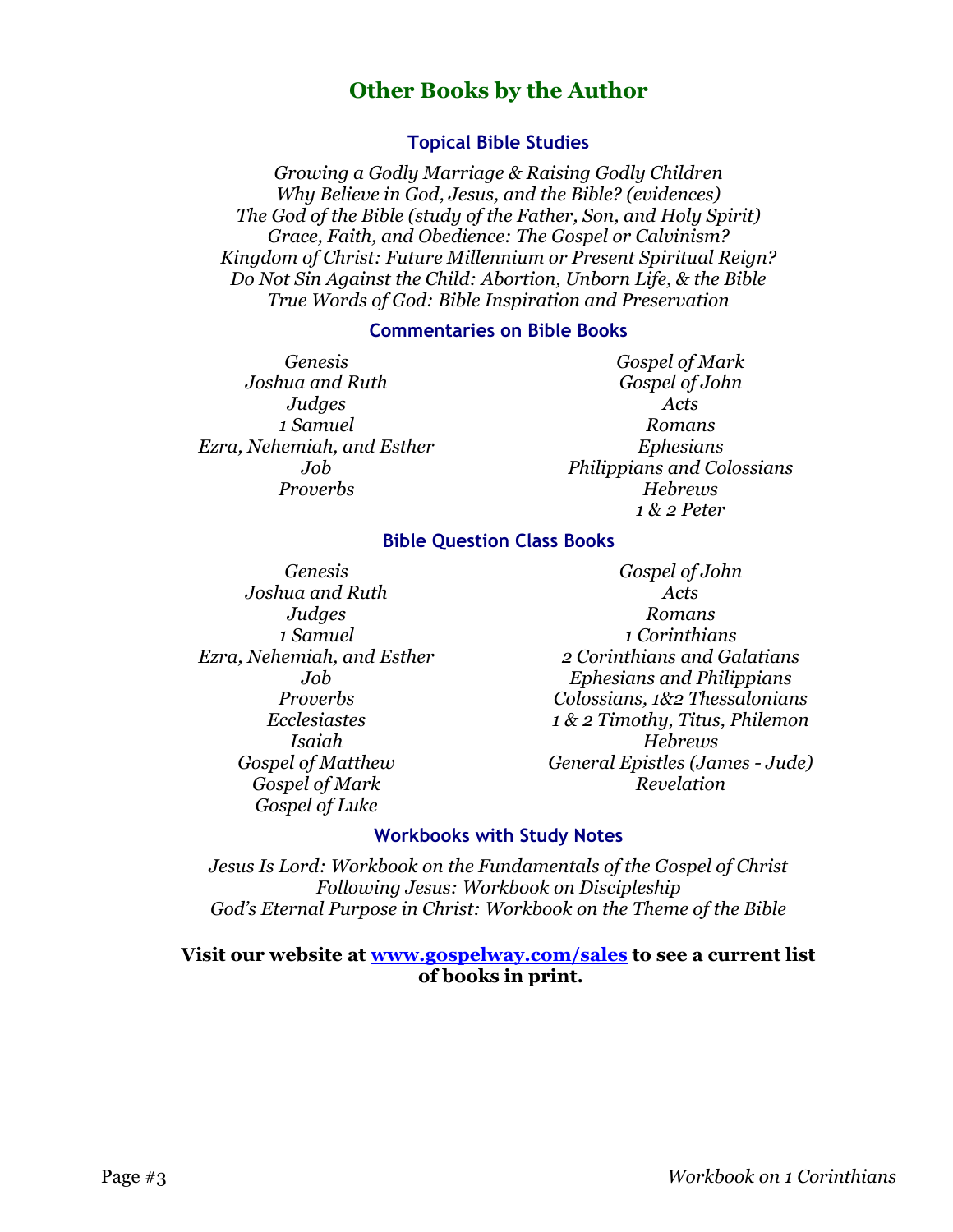## Other Books by the Author

### Topical Bible Studies

*Growing a Godly Marriage & Raising Godly Children*
*Why Believe in God, Jesus, and the Bible? (evidences)*
*The God of the Bible (study of the Father, Son, and Holy Spirit)*
*Grace, Faith, and Obedience: The Gospel or Calvinism?*
*Kingdom of Christ: Future Millennium or Present Spiritual Reign?*
*Do Not Sin Against the Child: Abortion, Unborn Life, & the Bible*
*True Words of God: Bible Inspiration and Preservation*

### Commentaries on Bible Books

*Genesis*
*Joshua and Ruth*
*Judges*
*1 Samuel*
*Ezra, Nehemiah, and Esther*
*Job*
*Proverbs*
*Gospel of Mark*
*Gospel of John*
*Acts*
*Romans*
*Ephesians*
*Philippians and Colossians*
*Hebrews*
*1 & 2 Peter*

### Bible Question Class Books

*Genesis*
*Joshua and Ruth*
*Judges*
*1 Samuel*
*Ezra, Nehemiah, and Esther*
*Job*
*Proverbs*
*Ecclesiastes*
*Isaiah*
*Gospel of Matthew*
*Gospel of Mark*
*Gospel of Luke*
*Gospel of John*
*Acts*
*Romans*
*1 Corinthians*
*2 Corinthians and Galatians*
*Ephesians and Philippians*
*Colossians, 1&2 Thessalonians*
*1 & 2 Timothy, Titus, Philemon*
*Hebrews*
*General Epistles (James - Jude)*
*Revelation*

### Workbooks with Study Notes

*Jesus Is Lord: Workbook on the Fundamentals of the Gospel of Christ*
*Following Jesus: Workbook on Discipleship*
*God's Eternal Purpose in Christ: Workbook on the Theme of the Bible*

**Visit our website at www.gospelway.com/sales to see a current list of books in print.**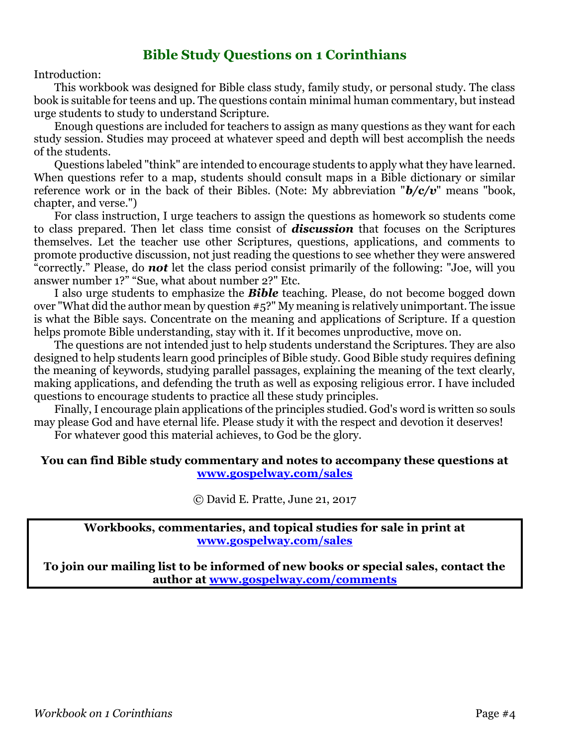# Bible Study Questions on 1 Corinthians

Introduction:

This workbook was designed for Bible class study, family study, or personal study. The class book is suitable for teens and up. The questions contain minimal human commentary, but instead urge students to study to understand Scripture.

Enough questions are included for teachers to assign as many questions as they want for each study session. Studies may proceed at whatever speed and depth will best accomplish the needs of the students.

Questions labeled "think" are intended to encourage students to apply what they have learned. When questions refer to a map, students should consult maps in a Bible dictionary or similar reference work or in the back of their Bibles. (Note: My abbreviation "***b/c/v***" means "book, chapter, and verse.")

For class instruction, I urge teachers to assign the questions as homework so students come to class prepared. Then let class time consist of ***discussion*** that focuses on the Scriptures themselves. Let the teacher use other Scriptures, questions, applications, and comments to promote productive discussion, not just reading the questions to see whether they were answered "correctly." Please, do ***not*** let the class period consist primarily of the following: "Joe, will you answer number 1?" "Sue, what about number 2?" Etc.

I also urge students to emphasize the ***Bible*** teaching. Please, do not become bogged down over "What did the author mean by question #5?" My meaning is relatively unimportant. The issue is what the Bible says. Concentrate on the meaning and applications of Scripture. If a question helps promote Bible understanding, stay with it. If it becomes unproductive, move on.

The questions are not intended just to help students understand the Scriptures. They are also designed to help students learn good principles of Bible study. Good Bible study requires defining the meaning of keywords, studying parallel passages, explaining the meaning of the text clearly, making applications, and defending the truth as well as exposing religious error. I have included questions to encourage students to practice all these study principles.

Finally, I encourage plain applications of the principles studied. God's word is written so souls may please God and have eternal life. Please study it with the respect and devotion it deserves!

For whatever good this material achieves, to God be the glory.

**You can find Bible study commentary and notes to accompany these questions at [www.gospelway.com/sales](www.gospelway.com/sales)**

© David E. Pratte, June 21, 2017

**Workbooks, commentaries, and topical studies for sale in print at [www.gospelway.com/sales](www.gospelway.com/sales)**

**To join our mailing list to be informed of new books or special sales, contact the author at [www.gospelway.com/comments](www.gospelway.com/comments)**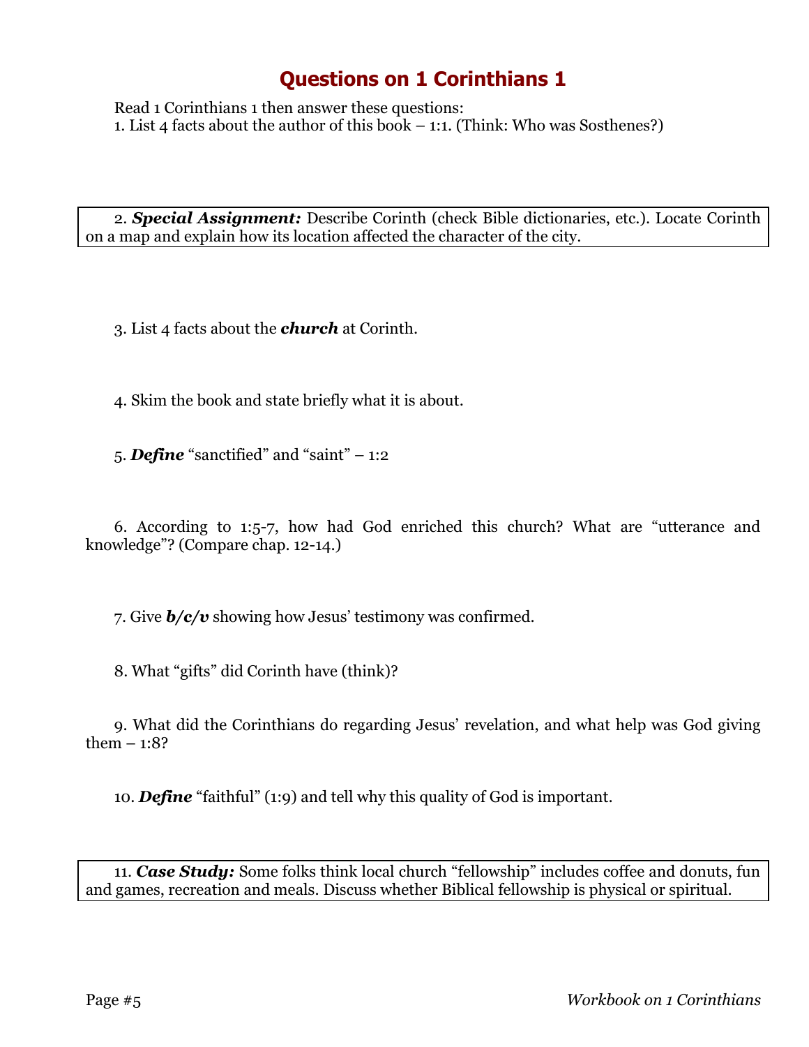# Questions on 1 Corinthians 1

Read 1 Corinthians 1 then answer these questions:

1. List 4 facts about the author of this book – 1:1. (Think: Who was Sosthenes?)

2. ***Special Assignment:*** Describe Corinth (check Bible dictionaries, etc.). Locate Corinth on a map and explain how its location affected the character of the city.

3. List 4 facts about the ***church*** at Corinth.

4. Skim the book and state briefly what it is about.

5. ***Define*** "sanctified" and "saint" – 1:2

6. According to 1:5-7, how had God enriched this church? What are "utterance and knowledge"? (Compare chap. 12-14.)

7. Give ***b/c/v*** showing how Jesus' testimony was confirmed.

8. What "gifts" did Corinth have (think)?

9. What did the Corinthians do regarding Jesus' revelation, and what help was God giving them – 1:8?

10. ***Define*** "faithful" (1:9) and tell why this quality of God is important.

11. ***Case Study:*** Some folks think local church "fellowship" includes coffee and donuts, fun and games, recreation and meals. Discuss whether Biblical fellowship is physical or spiritual.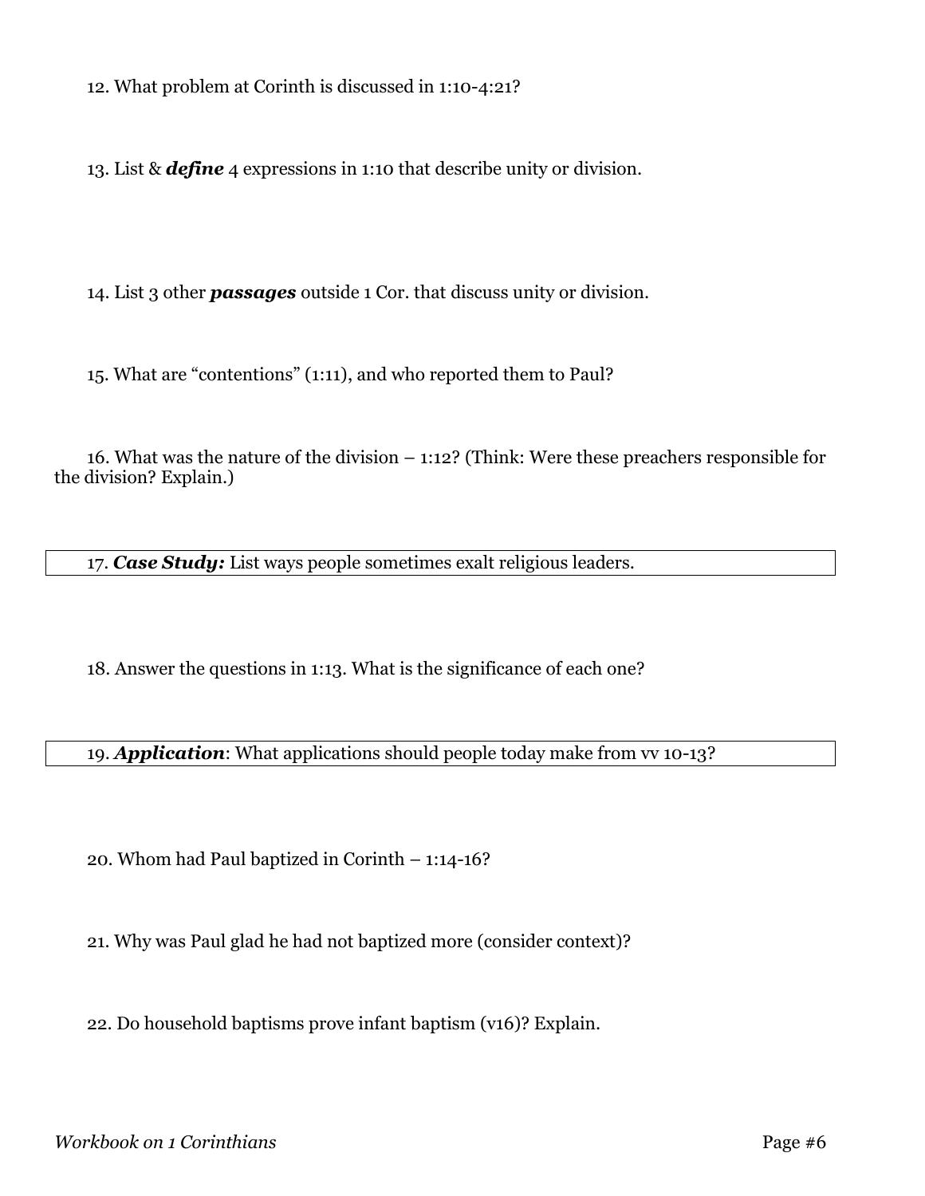12. What problem at Corinth is discussed in 1:10-4:21?

13. List & ***define*** 4 expressions in 1:10 that describe unity or division.

14. List 3 other ***passages*** outside 1 Cor. that discuss unity or division.

15. What are "contentions" (1:11), and who reported them to Paul?

16. What was the nature of the division – 1:12? (Think: Were these preachers responsible for the division? Explain.)

17. ***Case Study:*** List ways people sometimes exalt religious leaders.

18. Answer the questions in 1:13. What is the significance of each one?

19. ***Application***: What applications should people today make from vv 10-13?

20. Whom had Paul baptized in Corinth – 1:14-16?

21. Why was Paul glad he had not baptized more (consider context)?

22. Do household baptisms prove infant baptism (v16)? Explain.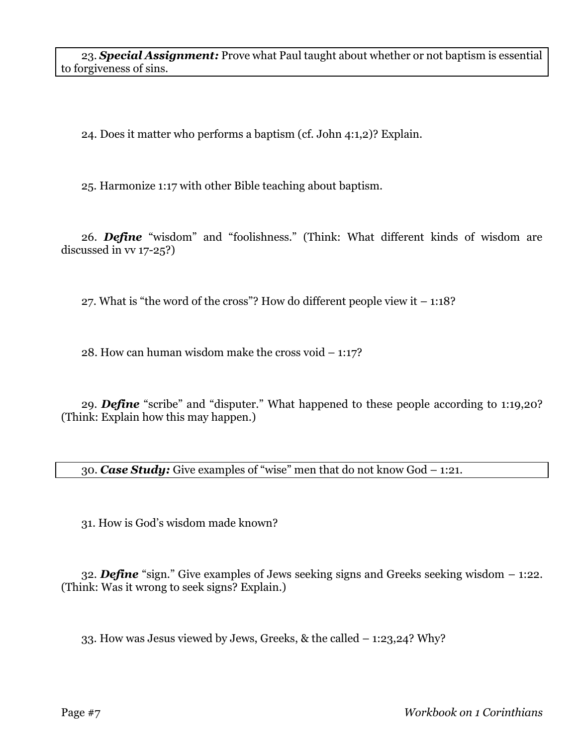23. ***Special Assignment:*** Prove what Paul taught about whether or not baptism is essential to forgiveness of sins.

24. Does it matter who performs a baptism (cf. John 4:1,2)? Explain.

25. Harmonize 1:17 with other Bible teaching about baptism.

26. ***Define*** "wisdom" and "foolishness." (Think: What different kinds of wisdom are discussed in vv 17-25?)

27. What is "the word of the cross"? How do different people view it – 1:18?

28. How can human wisdom make the cross void – 1:17?

29. ***Define*** "scribe" and "disputer." What happened to these people according to 1:19,20? (Think: Explain how this may happen.)

30. ***Case Study:*** Give examples of "wise" men that do not know God – 1:21.

31. How is God's wisdom made known?

32. ***Define*** "sign." Give examples of Jews seeking signs and Greeks seeking wisdom – 1:22. (Think: Was it wrong to seek signs? Explain.)

33. How was Jesus viewed by Jews, Greeks, & the called – 1:23,24? Why?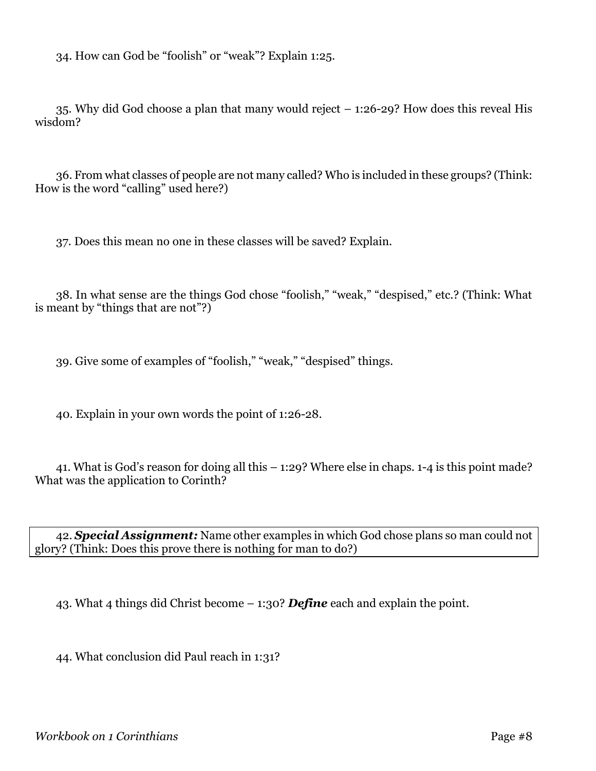34. How can God be "foolish" or "weak"? Explain 1:25.

35. Why did God choose a plan that many would reject – 1:26-29? How does this reveal His wisdom?

36. From what classes of people are not many called? Who is included in these groups? (Think: How is the word "calling" used here?)

37. Does this mean no one in these classes will be saved? Explain.

38. In what sense are the things God chose "foolish," "weak," "despised," etc.? (Think: What is meant by "things that are not"?)

39. Give some of examples of "foolish," "weak," "despised" things.

40. Explain in your own words the point of 1:26-28.

41. What is God's reason for doing all this – 1:29? Where else in chaps. 1-4 is this point made? What was the application to Corinth?

42. ***Special Assignment:*** Name other examples in which God chose plans so man could not glory? (Think: Does this prove there is nothing for man to do?)

43. What 4 things did Christ become – 1:30? ***Define*** each and explain the point.

44. What conclusion did Paul reach in 1:31?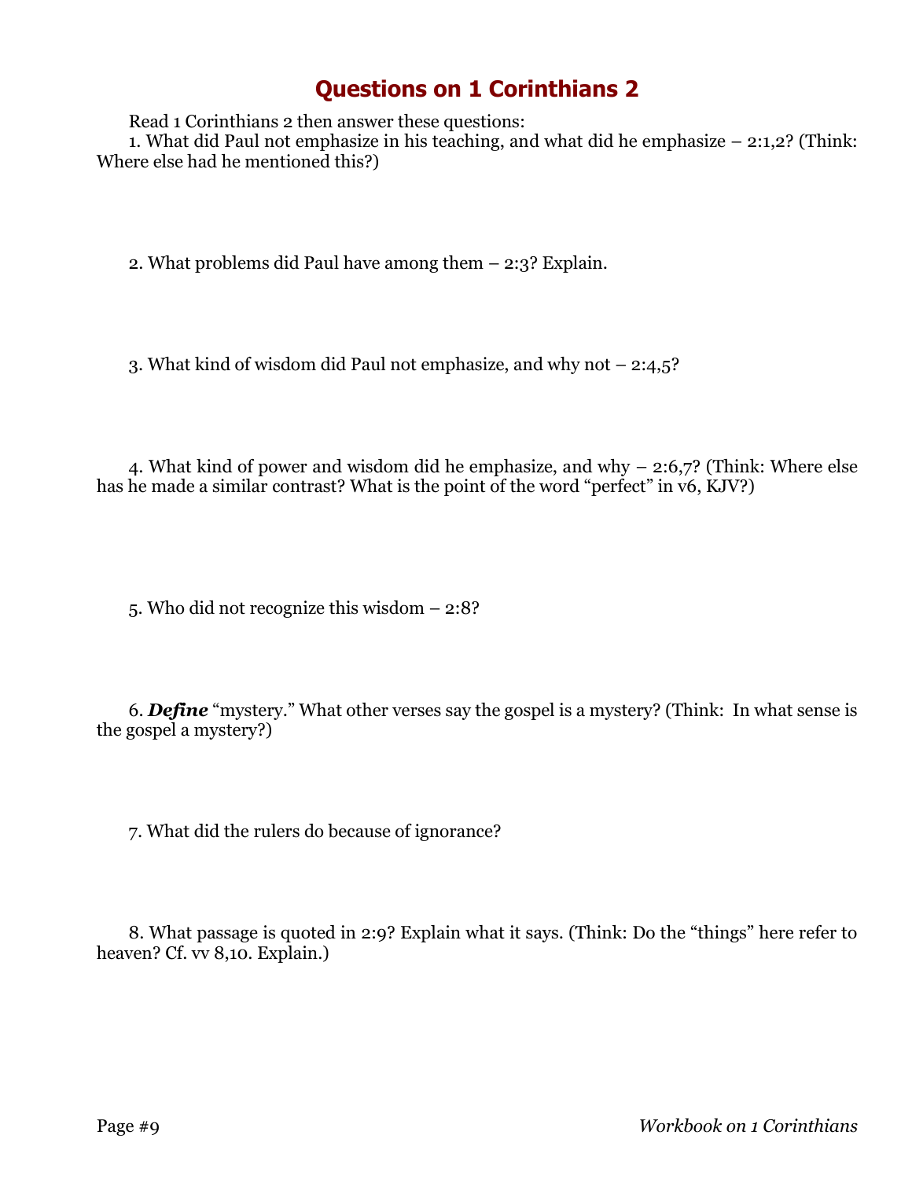# Questions on 1 Corinthians 2

Read 1 Corinthians 2 then answer these questions:

1. What did Paul not emphasize in his teaching, and what did he emphasize – 2:1,2? (Think: Where else had he mentioned this?)

2. What problems did Paul have among them – 2:3? Explain.

3. What kind of wisdom did Paul not emphasize, and why not – 2:4,5?

4. What kind of power and wisdom did he emphasize, and why – 2:6,7? (Think: Where else has he made a similar contrast? What is the point of the word "perfect" in v6, KJV?)

5. Who did not recognize this wisdom – 2:8?

6. ***Define*** "mystery." What other verses say the gospel is a mystery? (Think: In what sense is the gospel a mystery?)

7. What did the rulers do because of ignorance?

8. What passage is quoted in 2:9? Explain what it says. (Think: Do the "things" here refer to heaven? Cf. vv 8,10. Explain.)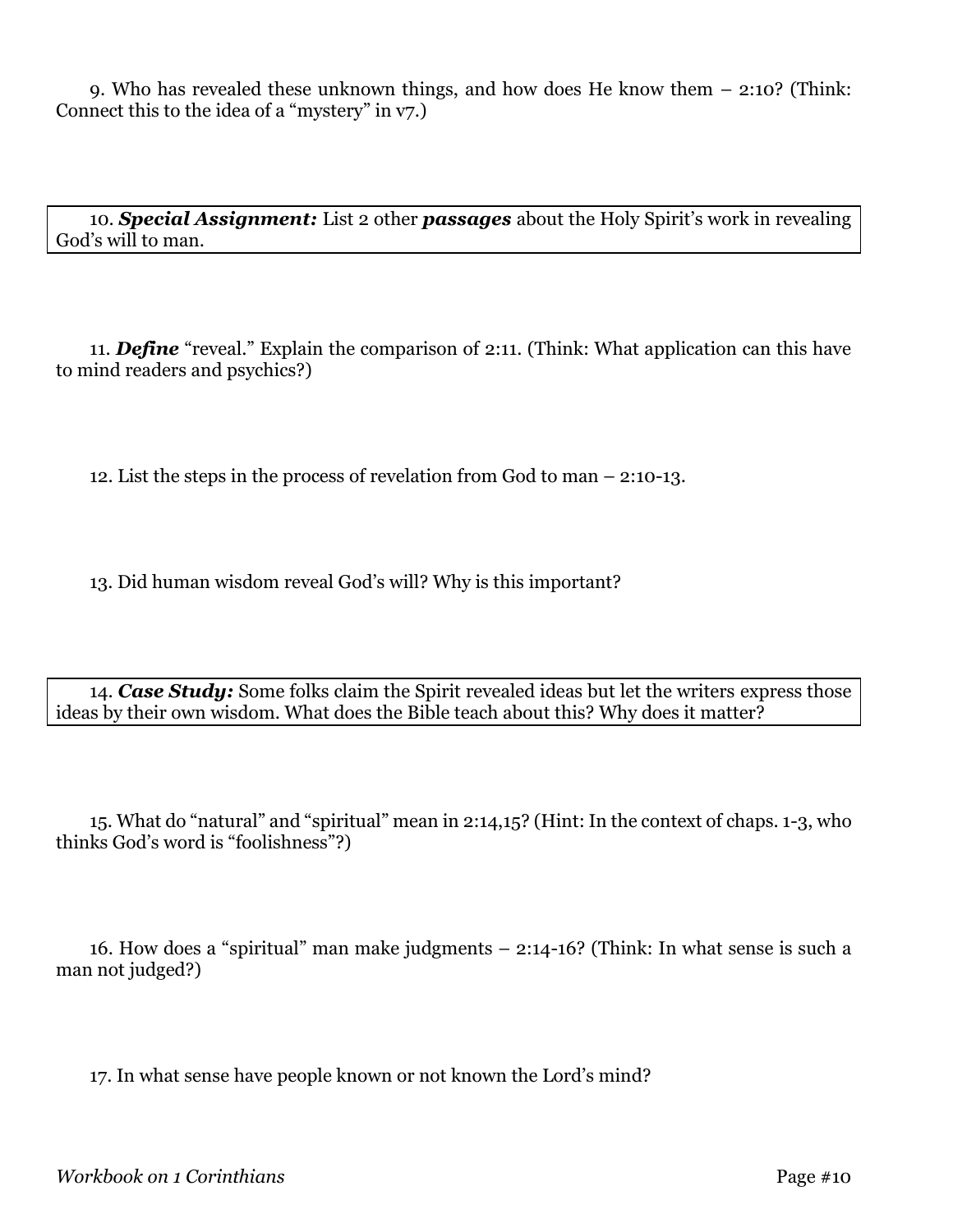9. Who has revealed these unknown things, and how does He know them – 2:10? (Think: Connect this to the idea of a "mystery" in v7.)

10. ***Special Assignment:*** List 2 other ***passages*** about the Holy Spirit's work in revealing God's will to man.

11. ***Define*** "reveal." Explain the comparison of 2:11. (Think: What application can this have to mind readers and psychics?)

12. List the steps in the process of revelation from God to man – 2:10-13.

13. Did human wisdom reveal God's will? Why is this important?

14. ***Case Study:*** Some folks claim the Spirit revealed ideas but let the writers express those ideas by their own wisdom. What does the Bible teach about this? Why does it matter?

15. What do "natural" and "spiritual" mean in 2:14,15? (Hint: In the context of chaps. 1-3, who thinks God's word is "foolishness"?)

16. How does a "spiritual" man make judgments – 2:14-16? (Think: In what sense is such a man not judged?)

17. In what sense have people known or not known the Lord's mind?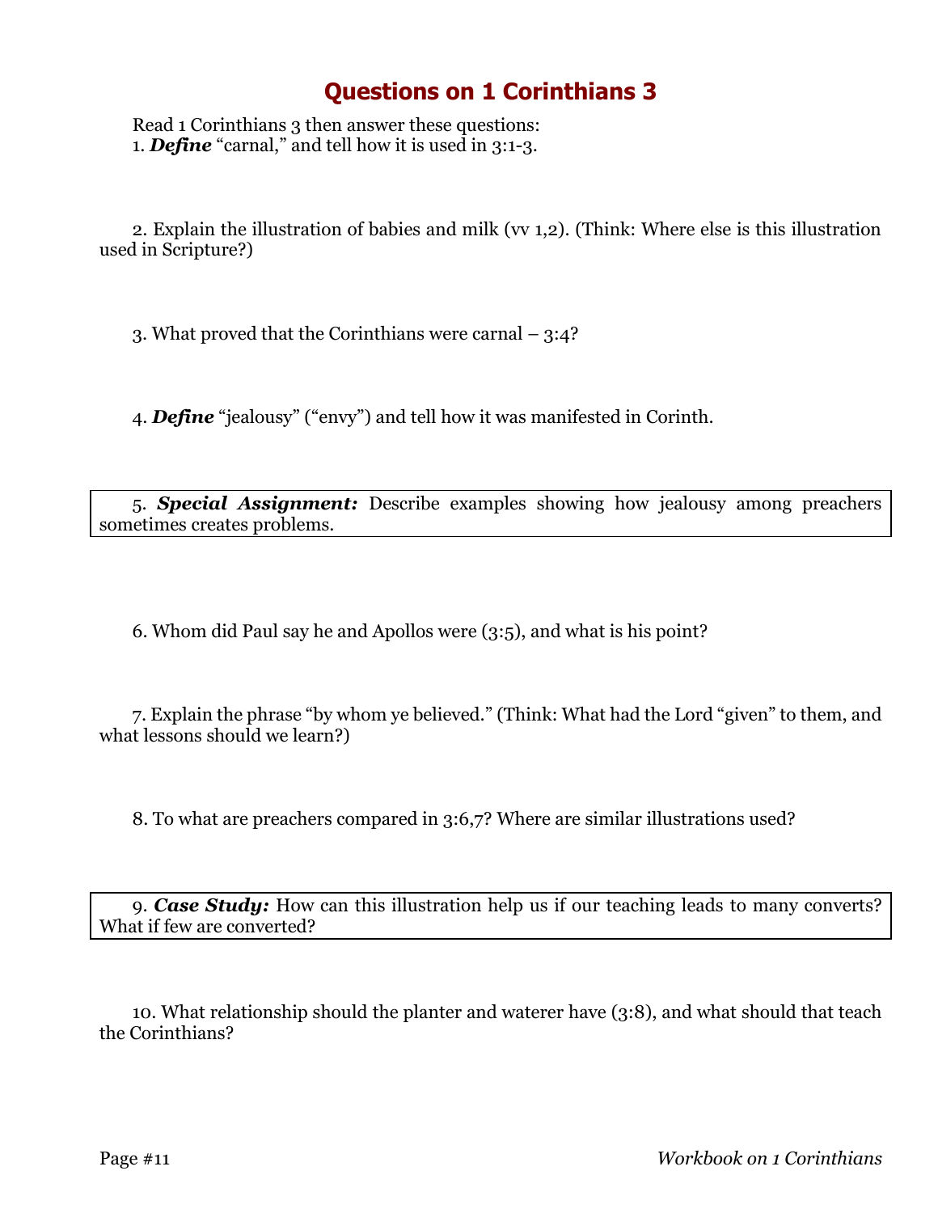# Questions on 1 Corinthians 3

Read 1 Corinthians 3 then answer these questions:

1. ***Define*** "carnal," and tell how it is used in 3:1-3.

2. Explain the illustration of babies and milk (vv 1,2). (Think: Where else is this illustration used in Scripture?)

3. What proved that the Corinthians were carnal – 3:4?

4. ***Define*** "jealousy" ("envy") and tell how it was manifested in Corinth.

5. ***Special Assignment:*** Describe examples showing how jealousy among preachers sometimes creates problems.

6. Whom did Paul say he and Apollos were (3:5), and what is his point?

7. Explain the phrase "by whom ye believed." (Think: What had the Lord "given" to them, and what lessons should we learn?)

8. To what are preachers compared in 3:6,7? Where are similar illustrations used?

9. ***Case Study:*** How can this illustration help us if our teaching leads to many converts? What if few are converted?

10. What relationship should the planter and waterer have (3:8), and what should that teach the Corinthians?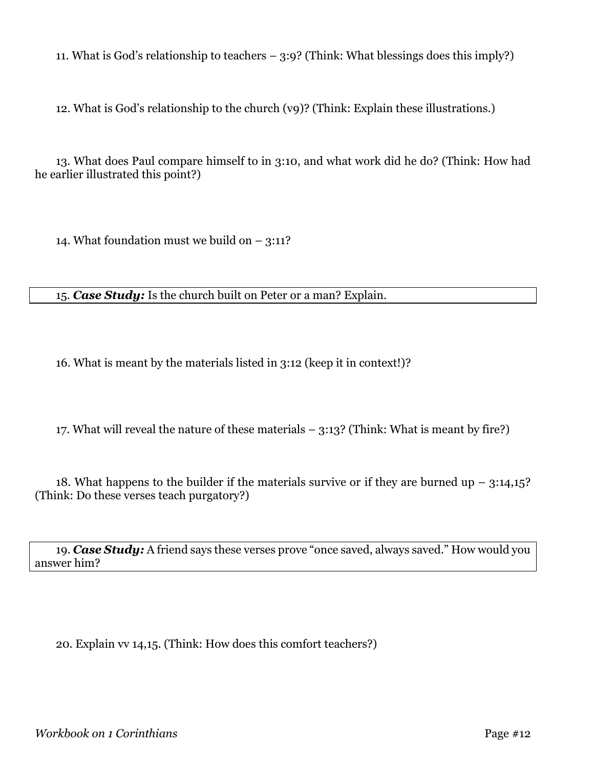11. What is God's relationship to teachers – 3:9? (Think: What blessings does this imply?)

12. What is God's relationship to the church (v9)? (Think: Explain these illustrations.)

13. What does Paul compare himself to in 3:10, and what work did he do? (Think: How had he earlier illustrated this point?)

14. What foundation must we build on – 3:11?

15. ***Case Study:*** Is the church built on Peter or a man? Explain.

16. What is meant by the materials listed in 3:12 (keep it in context!)?

17. What will reveal the nature of these materials – 3:13? (Think: What is meant by fire?)

18. What happens to the builder if the materials survive or if they are burned up – 3:14,15? (Think: Do these verses teach purgatory?)

19. ***Case Study:*** A friend says these verses prove "once saved, always saved." How would you answer him?

20. Explain vv 14,15. (Think: How does this comfort teachers?)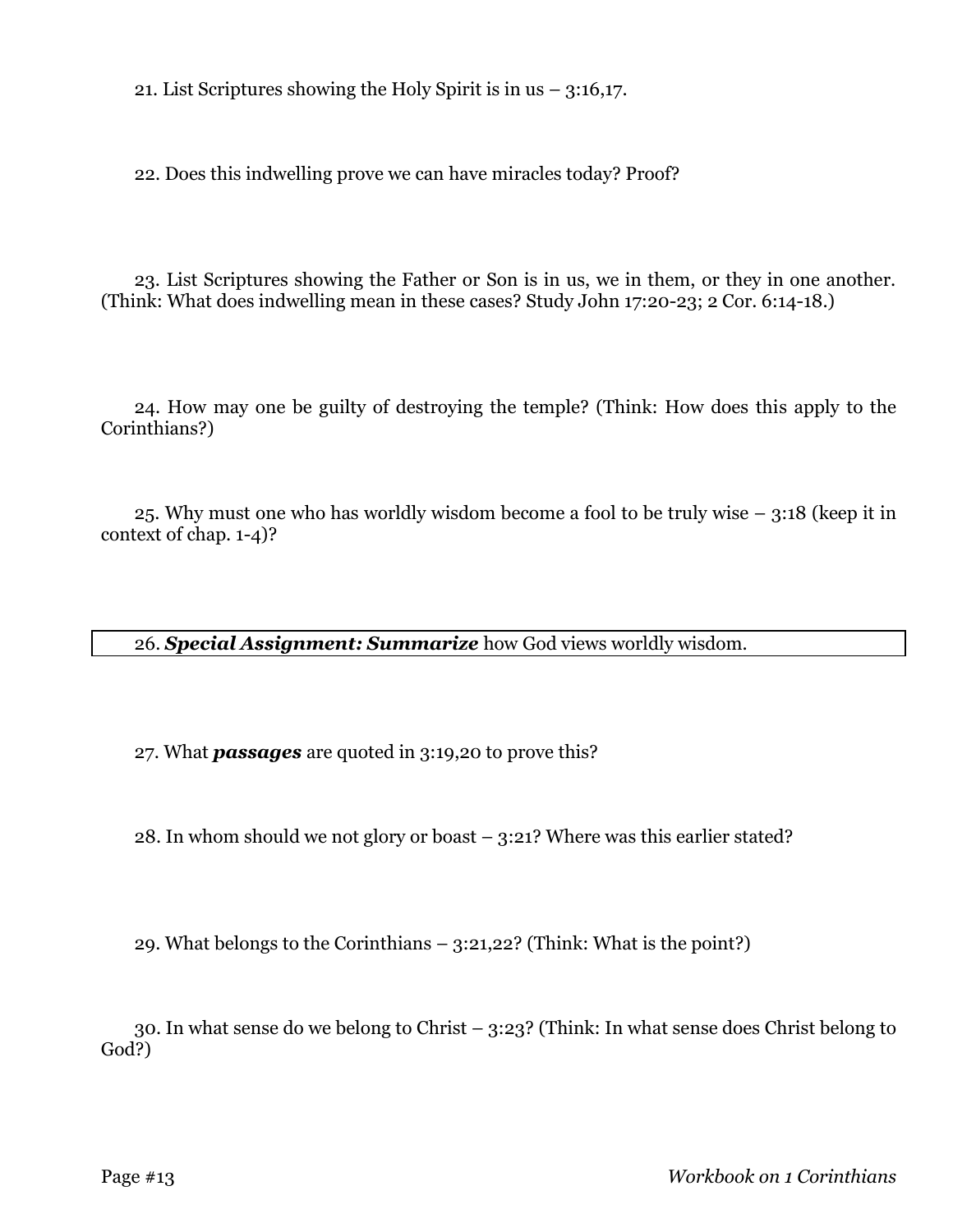21. List Scriptures showing the Holy Spirit is in us – 3:16,17.

22. Does this indwelling prove we can have miracles today? Proof?

23. List Scriptures showing the Father or Son is in us, we in them, or they in one another. (Think: What does indwelling mean in these cases? Study John 17:20-23; 2 Cor. 6:14-18.)

24. How may one be guilty of destroying the temple? (Think: How does this apply to the Corinthians?)

25. Why must one who has worldly wisdom become a fool to be truly wise – 3:18 (keep it in context of chap. 1-4)?

26. ***Special Assignment: Summarize*** how God views worldly wisdom.

27. What ***passages*** are quoted in 3:19,20 to prove this?

28. In whom should we not glory or boast – 3:21? Where was this earlier stated?

29. What belongs to the Corinthians – 3:21,22? (Think: What is the point?)

30. In what sense do we belong to Christ – 3:23? (Think: In what sense does Christ belong to God?)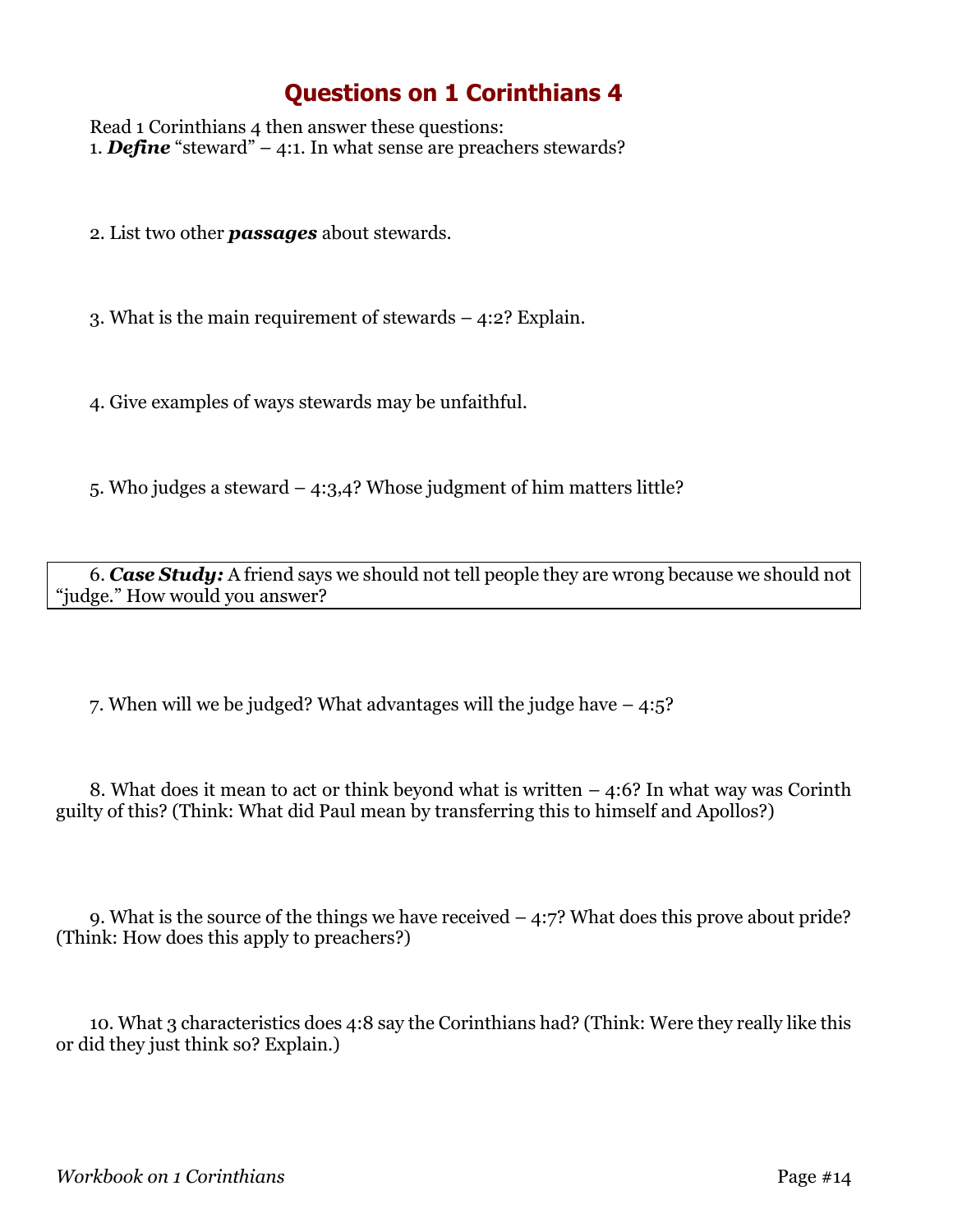# Questions on 1 Corinthians 4

Read 1 Corinthians 4 then answer these questions:

1. ***Define*** "steward" – 4:1. In what sense are preachers stewards?

2. List two other ***passages*** about stewards.

3. What is the main requirement of stewards – 4:2? Explain.

4. Give examples of ways stewards may be unfaithful.

5. Who judges a steward – 4:3,4? Whose judgment of him matters little?

6. ***Case Study:*** A friend says we should not tell people they are wrong because we should not "judge." How would you answer?

7. When will we be judged? What advantages will the judge have – 4:5?

8. What does it mean to act or think beyond what is written – 4:6? In what way was Corinth guilty of this? (Think: What did Paul mean by transferring this to himself and Apollos?)

9. What is the source of the things we have received – 4:7? What does this prove about pride? (Think: How does this apply to preachers?)

10. What 3 characteristics does 4:8 say the Corinthians had? (Think: Were they really like this or did they just think so? Explain.)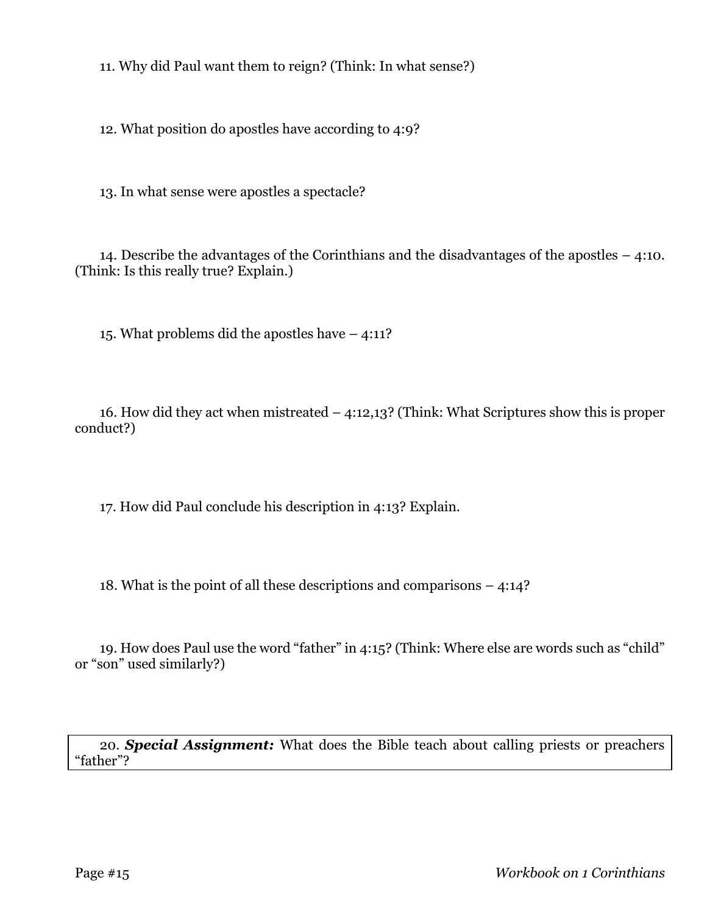11. Why did Paul want them to reign? (Think: In what sense?)

12. What position do apostles have according to 4:9?

13. In what sense were apostles a spectacle?

14. Describe the advantages of the Corinthians and the disadvantages of the apostles – 4:10. (Think: Is this really true? Explain.)

15. What problems did the apostles have – 4:11?

16. How did they act when mistreated – 4:12,13? (Think: What Scriptures show this is proper conduct?)

17. How did Paul conclude his description in 4:13? Explain.

18. What is the point of all these descriptions and comparisons – 4:14?

19. How does Paul use the word "father" in 4:15? (Think: Where else are words such as "child" or "son" used similarly?)

20. ***Special Assignment:*** What does the Bible teach about calling priests or preachers "father"?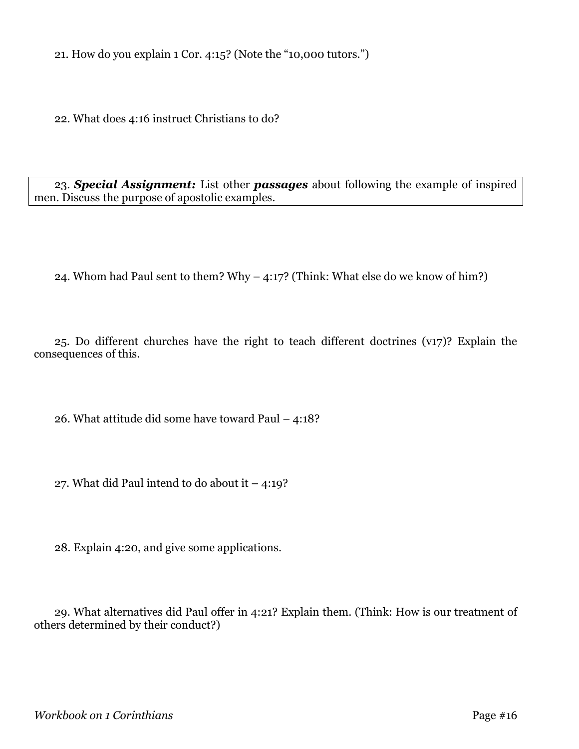21. How do you explain 1 Cor. 4:15? (Note the "10,000 tutors.")

22. What does 4:16 instruct Christians to do?

23. ***Special Assignment:*** List other ***passages*** about following the example of inspired men. Discuss the purpose of apostolic examples.

24. Whom had Paul sent to them? Why – 4:17? (Think: What else do we know of him?)

25. Do different churches have the right to teach different doctrines (v17)? Explain the consequences of this.

26. What attitude did some have toward Paul – 4:18?

27. What did Paul intend to do about it – 4:19?

28. Explain 4:20, and give some applications.

29. What alternatives did Paul offer in 4:21? Explain them. (Think: How is our treatment of others determined by their conduct?)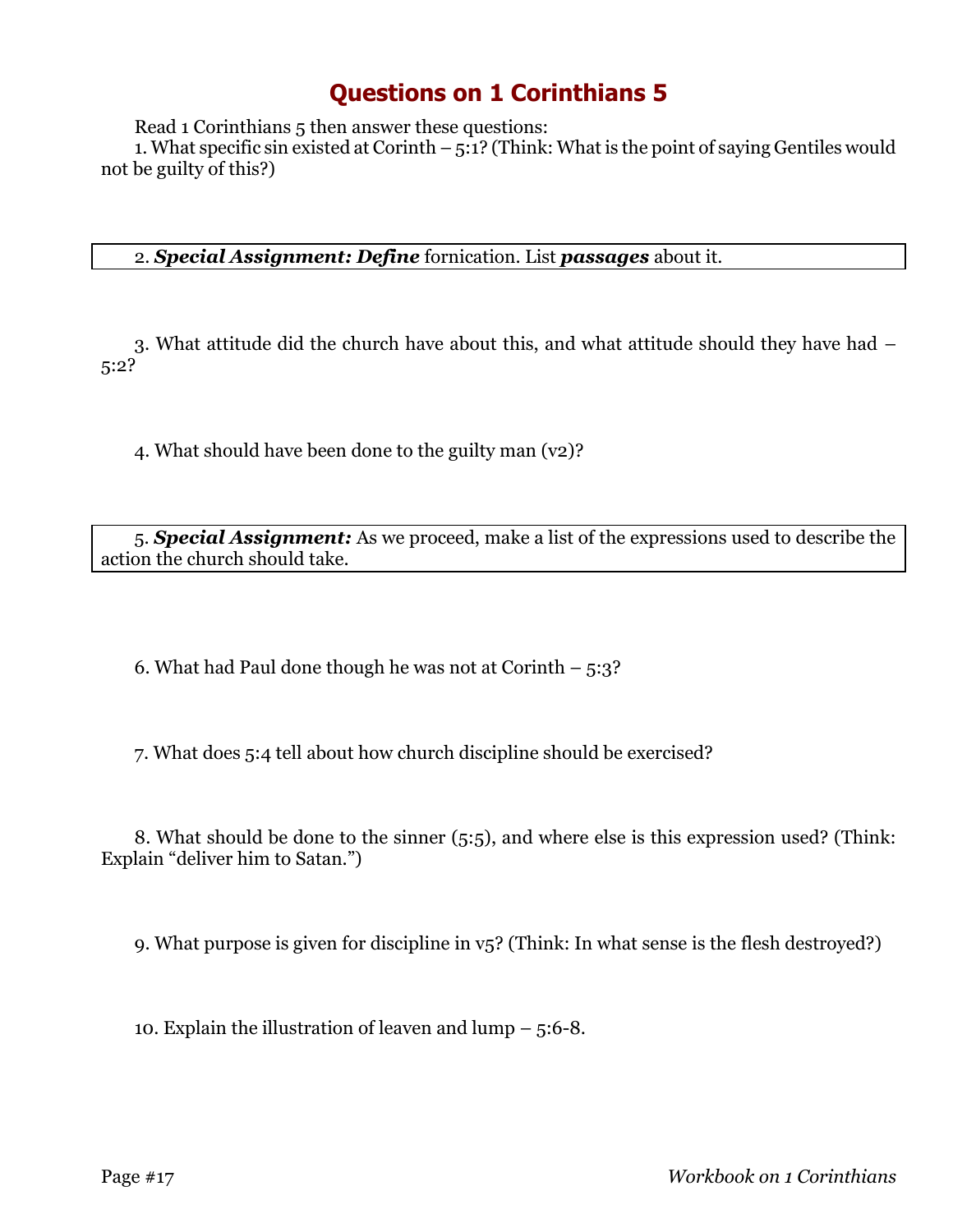# Questions on 1 Corinthians 5

Read 1 Corinthians 5 then answer these questions:

1. What specific sin existed at Corinth – 5:1? (Think: What is the point of saying Gentiles would not be guilty of this?)

2. ***Special Assignment: Define*** fornication. List ***passages*** about it.

3. What attitude did the church have about this, and what attitude should they have had – 5:2?

4. What should have been done to the guilty man (v2)?

5. ***Special Assignment:*** As we proceed, make a list of the expressions used to describe the action the church should take.

6. What had Paul done though he was not at Corinth – 5:3?

7. What does 5:4 tell about how church discipline should be exercised?

8. What should be done to the sinner (5:5), and where else is this expression used? (Think: Explain "deliver him to Satan.")

9. What purpose is given for discipline in v5? (Think: In what sense is the flesh destroyed?)

10. Explain the illustration of leaven and lump – 5:6-8.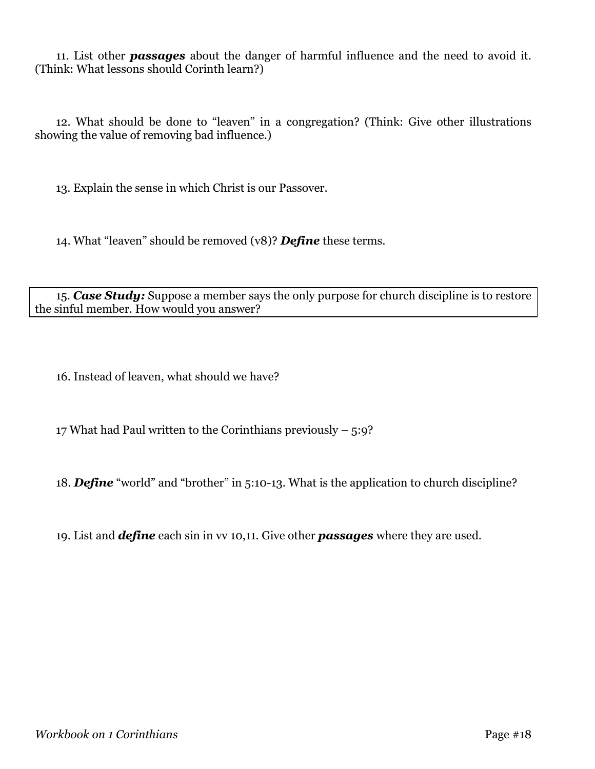11. List other ***passages*** about the danger of harmful influence and the need to avoid it. (Think: What lessons should Corinth learn?)

12. What should be done to "leaven" in a congregation? (Think: Give other illustrations showing the value of removing bad influence.)

13. Explain the sense in which Christ is our Passover.

14. What "leaven" should be removed (v8)? ***Define*** these terms.

15. ***Case Study:*** Suppose a member says the only purpose for church discipline is to restore the sinful member. How would you answer?

16. Instead of leaven, what should we have?

17 What had Paul written to the Corinthians previously – 5:9?

18. ***Define*** "world" and "brother" in 5:10-13. What is the application to church discipline?

19. List and ***define*** each sin in vv 10,11. Give other ***passages*** where they are used.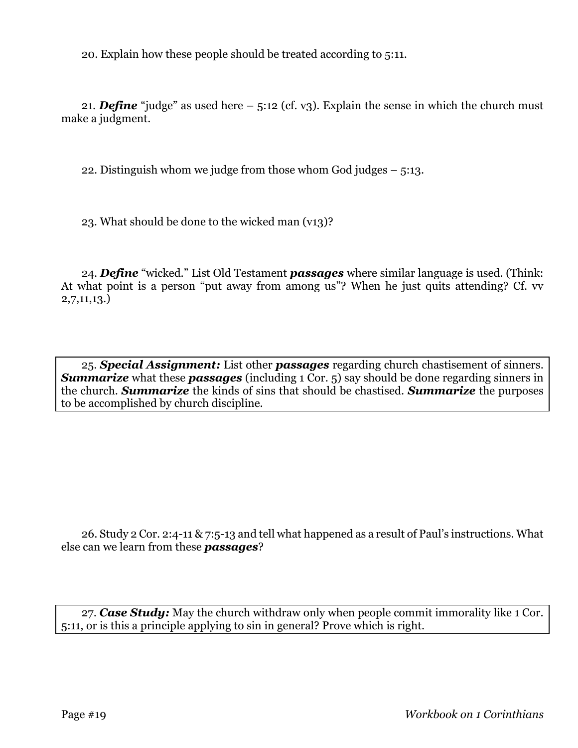20. Explain how these people should be treated according to 5:11.

21. ***Define*** "judge" as used here – 5:12 (cf. v3). Explain the sense in which the church must make a judgment.

22. Distinguish whom we judge from those whom God judges – 5:13.

23. What should be done to the wicked man (v13)?

24. ***Define*** "wicked." List Old Testament ***passages*** where similar language is used. (Think: At what point is a person "put away from among us"? When he just quits attending? Cf. vv 2,7,11,13.)

25. ***Special Assignment:*** List other ***passages*** regarding church chastisement of sinners. ***Summarize*** what these ***passages*** (including 1 Cor. 5) say should be done regarding sinners in the church. ***Summarize*** the kinds of sins that should be chastised. ***Summarize*** the purposes to be accomplished by church discipline.

26. Study 2 Cor. 2:4-11 & 7:5-13 and tell what happened as a result of Paul's instructions. What else can we learn from these ***passages***?

27. ***Case Study:*** May the church withdraw only when people commit immorality like 1 Cor. 5:11, or is this a principle applying to sin in general? Prove which is right.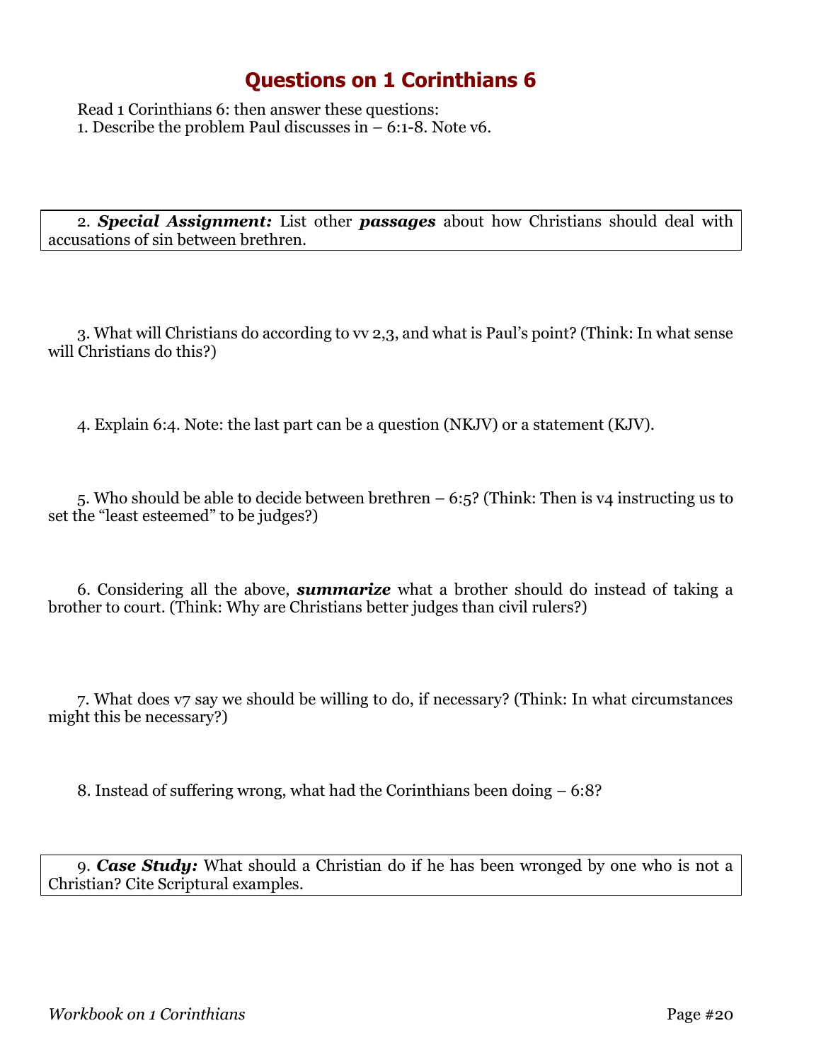# Questions on 1 Corinthians 6

Read 1 Corinthians 6: then answer these questions:

1. Describe the problem Paul discusses in – 6:1-8. Note v6.

2. ***Special Assignment:*** List other ***passages*** about how Christians should deal with accusations of sin between brethren.

3. What will Christians do according to vv 2,3, and what is Paul's point? (Think: In what sense will Christians do this?)

4. Explain 6:4. Note: the last part can be a question (NKJV) or a statement (KJV).

5. Who should be able to decide between brethren – 6:5? (Think: Then is v4 instructing us to set the "least esteemed" to be judges?)

6. Considering all the above, ***summarize*** what a brother should do instead of taking a brother to court. (Think: Why are Christians better judges than civil rulers?)

7. What does v7 say we should be willing to do, if necessary? (Think: In what circumstances might this be necessary?)

8. Instead of suffering wrong, what had the Corinthians been doing – 6:8?

9. ***Case Study:*** What should a Christian do if he has been wronged by one who is not a Christian? Cite Scriptural examples.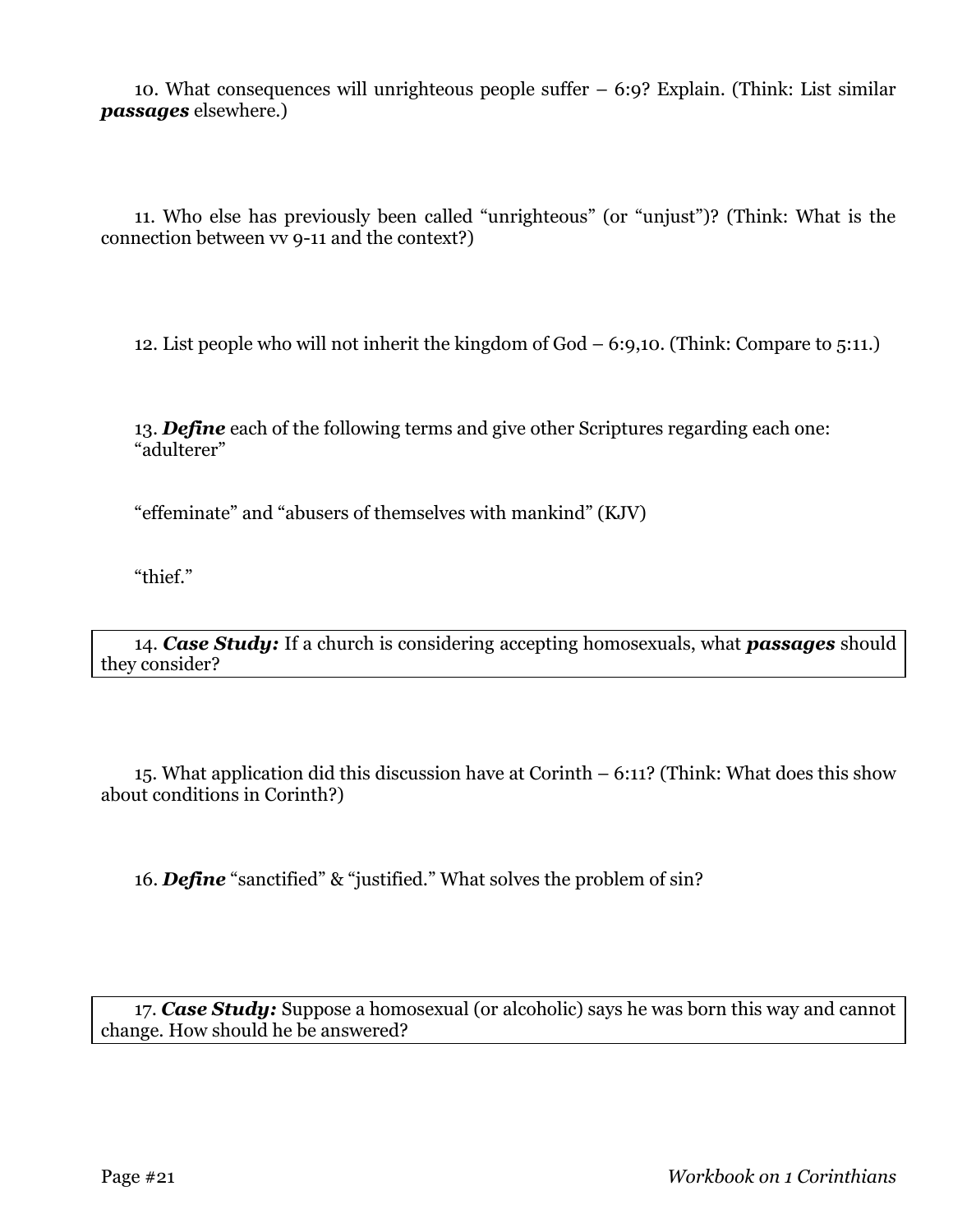10. What consequences will unrighteous people suffer – 6:9? Explain. (Think: List similar ***passages*** elsewhere.)

11. Who else has previously been called "unrighteous" (or "unjust")? (Think: What is the connection between vv 9-11 and the context?)

12. List people who will not inherit the kingdom of God – 6:9,10. (Think: Compare to 5:11.)

13. ***Define*** each of the following terms and give other Scriptures regarding each one:
"adulterer"

"effeminate" and "abusers of themselves with mankind" (KJV)

"thief."

14. ***Case Study:*** If a church is considering accepting homosexuals, what ***passages*** should they consider?

15. What application did this discussion have at Corinth – 6:11? (Think: What does this show about conditions in Corinth?)

16. ***Define*** "sanctified" & "justified." What solves the problem of sin?

17. ***Case Study:*** Suppose a homosexual (or alcoholic) says he was born this way and cannot change. How should he be answered?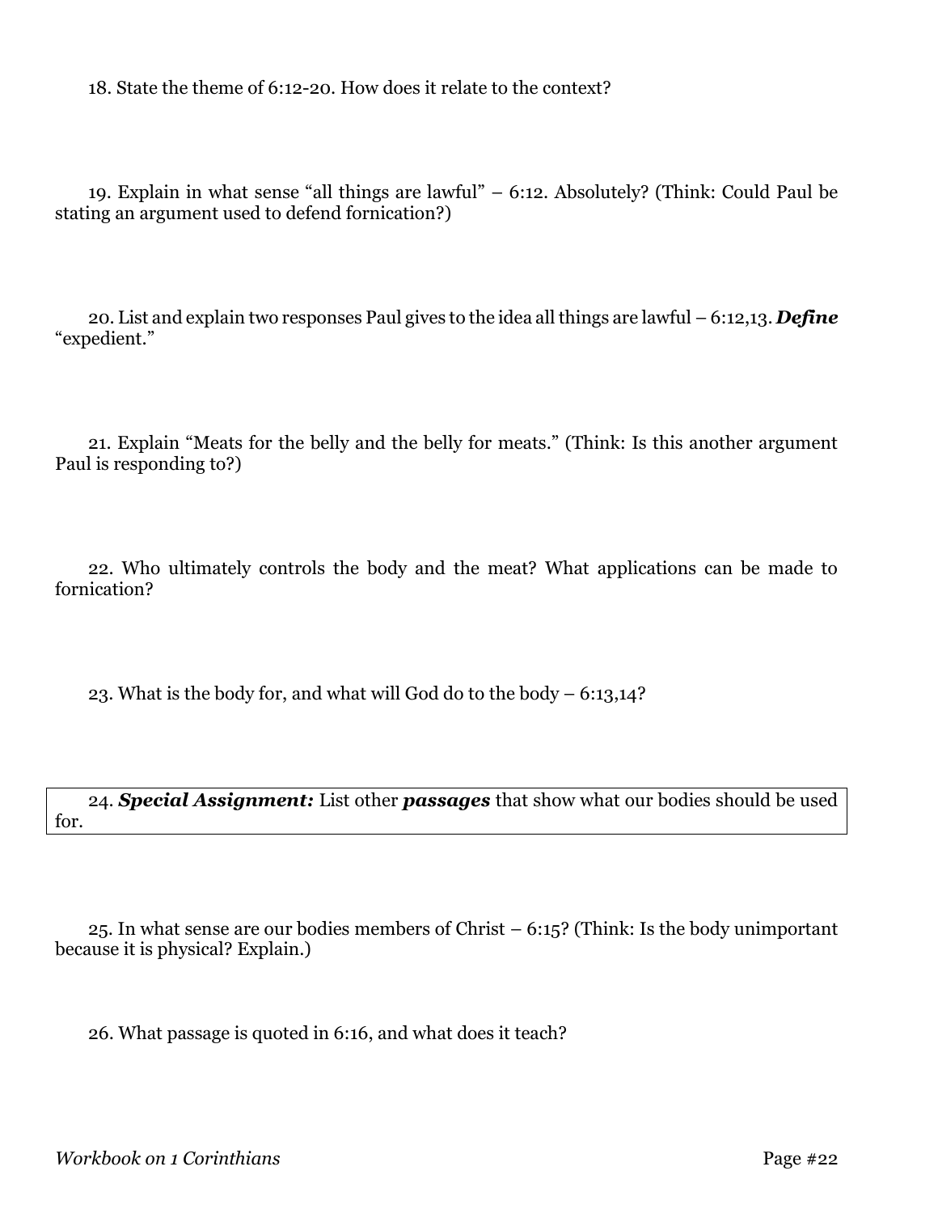18. State the theme of 6:12-20. How does it relate to the context?

19. Explain in what sense "all things are lawful" – 6:12. Absolutely? (Think: Could Paul be stating an argument used to defend fornication?)

20. List and explain two responses Paul gives to the idea all things are lawful – 6:12,13. ***Define*** "expedient."

21. Explain "Meats for the belly and the belly for meats." (Think: Is this another argument Paul is responding to?)

22. Who ultimately controls the body and the meat? What applications can be made to fornication?

23. What is the body for, and what will God do to the body – 6:13,14?

24. ***Special Assignment:*** List other ***passages*** that show what our bodies should be used for.

25. In what sense are our bodies members of Christ – 6:15? (Think: Is the body unimportant because it is physical? Explain.)

26. What passage is quoted in 6:16, and what does it teach?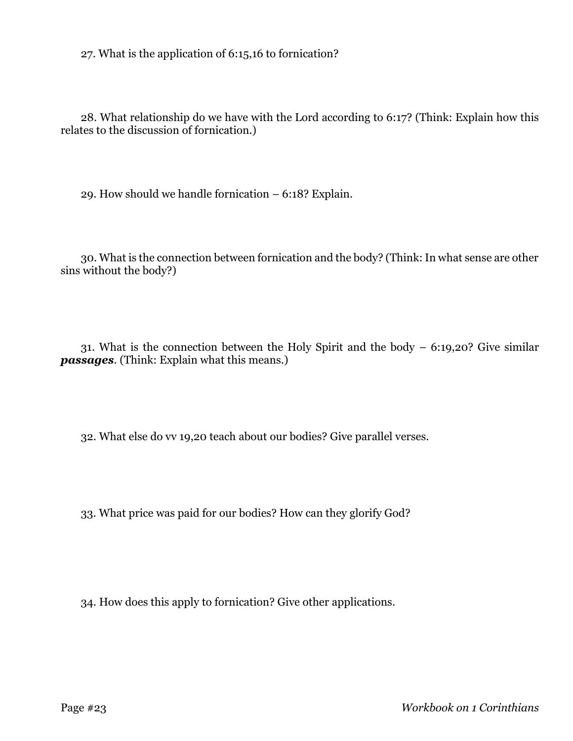27. What is the application of 6:15,16 to fornication?

28. What relationship do we have with the Lord according to 6:17? (Think: Explain how this relates to the discussion of fornication.)

29. How should we handle fornication – 6:18? Explain.

30. What is the connection between fornication and the body? (Think: In what sense are other sins without the body?)

31. What is the connection between the Holy Spirit and the body – 6:19,20? Give similar ***passages***. (Think: Explain what this means.)

32. What else do vv 19,20 teach about our bodies? Give parallel verses.

33. What price was paid for our bodies? How can they glorify God?

34. How does this apply to fornication? Give other applications.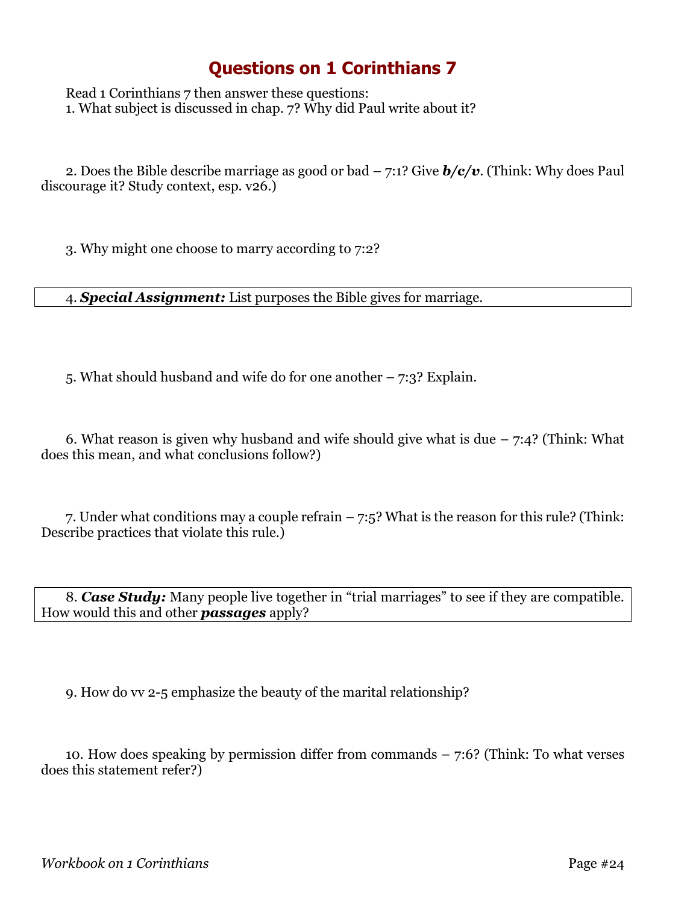# Questions on 1 Corinthians 7

Read 1 Corinthians 7 then answer these questions:

1. What subject is discussed in chap. 7? Why did Paul write about it?

2. Does the Bible describe marriage as good or bad – 7:1? Give ***b/c/v***. (Think: Why does Paul discourage it? Study context, esp. v26.)

3. Why might one choose to marry according to 7:2?

4. ***Special Assignment:*** List purposes the Bible gives for marriage.

5. What should husband and wife do for one another – 7:3? Explain.

6. What reason is given why husband and wife should give what is due – 7:4? (Think: What does this mean, and what conclusions follow?)

7. Under what conditions may a couple refrain – 7:5? What is the reason for this rule? (Think: Describe practices that violate this rule.)

8. ***Case Study:*** Many people live together in "trial marriages" to see if they are compatible. How would this and other ***passages*** apply?

9. How do vv 2-5 emphasize the beauty of the marital relationship?

10. How does speaking by permission differ from commands – 7:6? (Think: To what verses does this statement refer?)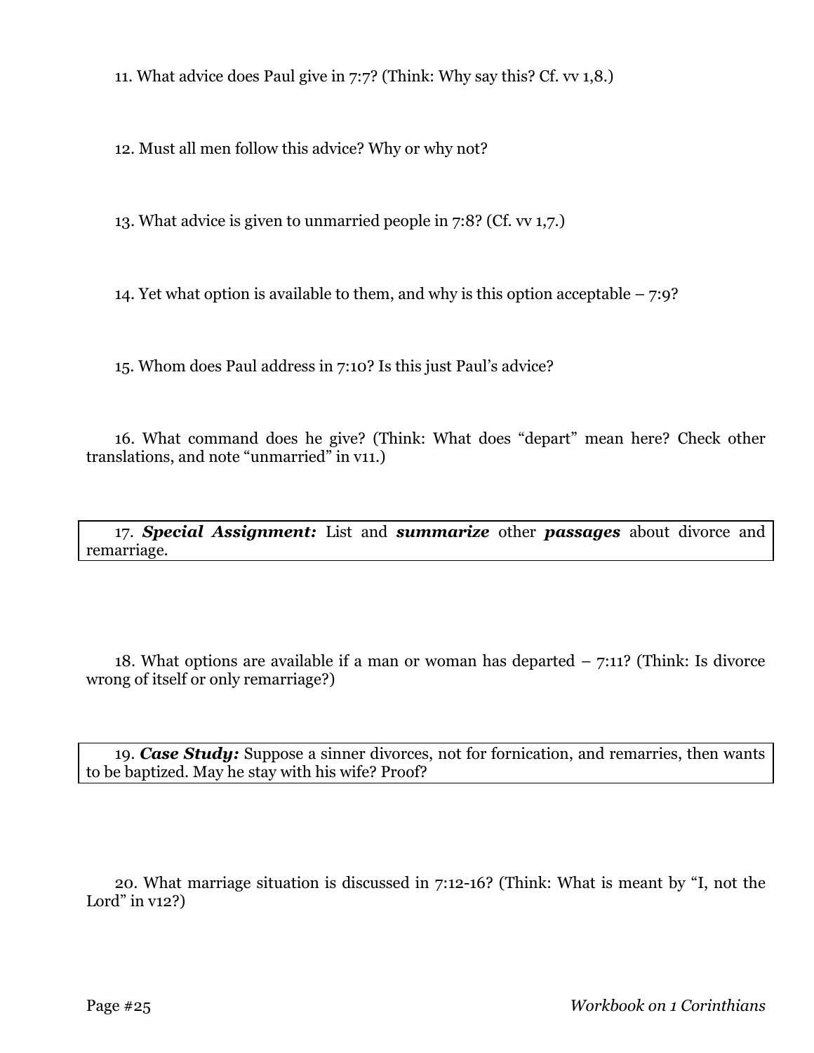11. What advice does Paul give in 7:7? (Think: Why say this? Cf. vv 1,8.)

12. Must all men follow this advice? Why or why not?

13. What advice is given to unmarried people in 7:8? (Cf. vv 1,7.)

14. Yet what option is available to them, and why is this option acceptable – 7:9?

15. Whom does Paul address in 7:10? Is this just Paul's advice?

16. What command does he give? (Think: What does "depart" mean here? Check other translations, and note "unmarried" in v11.)

17. ***Special Assignment:*** List and ***summarize*** other ***passages*** about divorce and remarriage.

18. What options are available if a man or woman has departed – 7:11? (Think: Is divorce wrong of itself or only remarriage?)

19. ***Case Study:*** Suppose a sinner divorces, not for fornication, and remarries, then wants to be baptized. May he stay with his wife? Proof?

20. What marriage situation is discussed in 7:12-16? (Think: What is meant by "I, not the Lord" in v12?)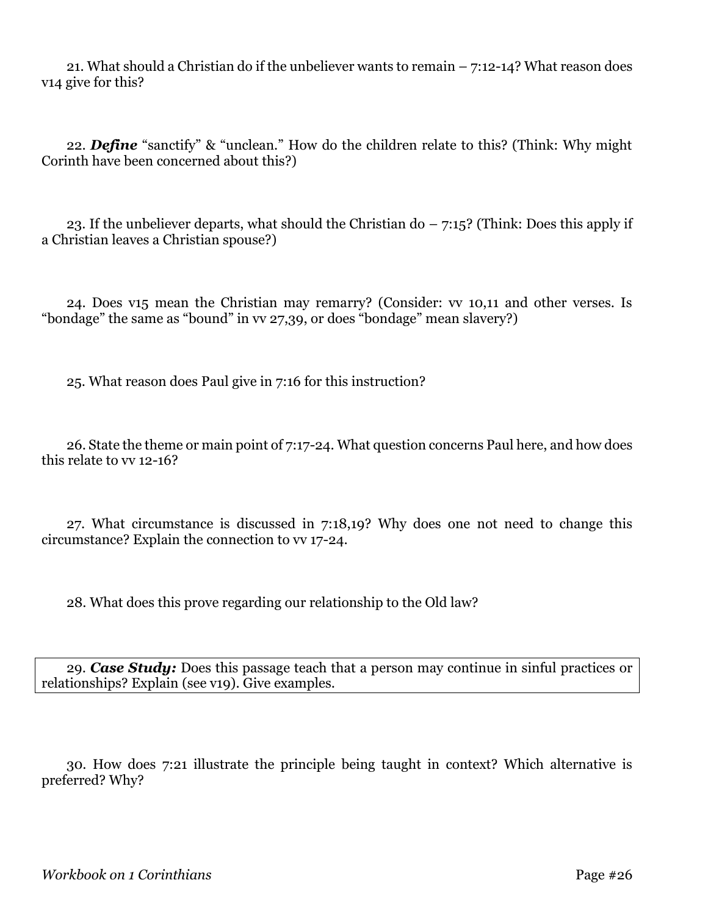21. What should a Christian do if the unbeliever wants to remain – 7:12-14? What reason does v14 give for this?

22. ***Define*** "sanctify" & "unclean." How do the children relate to this? (Think: Why might Corinth have been concerned about this?)

23. If the unbeliever departs, what should the Christian do – 7:15? (Think: Does this apply if a Christian leaves a Christian spouse?)

24. Does v15 mean the Christian may remarry? (Consider: vv 10,11 and other verses. Is "bondage" the same as "bound" in vv 27,39, or does "bondage" mean slavery?)

25. What reason does Paul give in 7:16 for this instruction?

26. State the theme or main point of 7:17-24. What question concerns Paul here, and how does this relate to vv 12-16?

27. What circumstance is discussed in 7:18,19? Why does one not need to change this circumstance? Explain the connection to vv 17-24.

28. What does this prove regarding our relationship to the Old law?

29. ***Case Study:*** Does this passage teach that a person may continue in sinful practices or relationships? Explain (see v19). Give examples.

30. How does 7:21 illustrate the principle being taught in context? Which alternative is preferred? Why?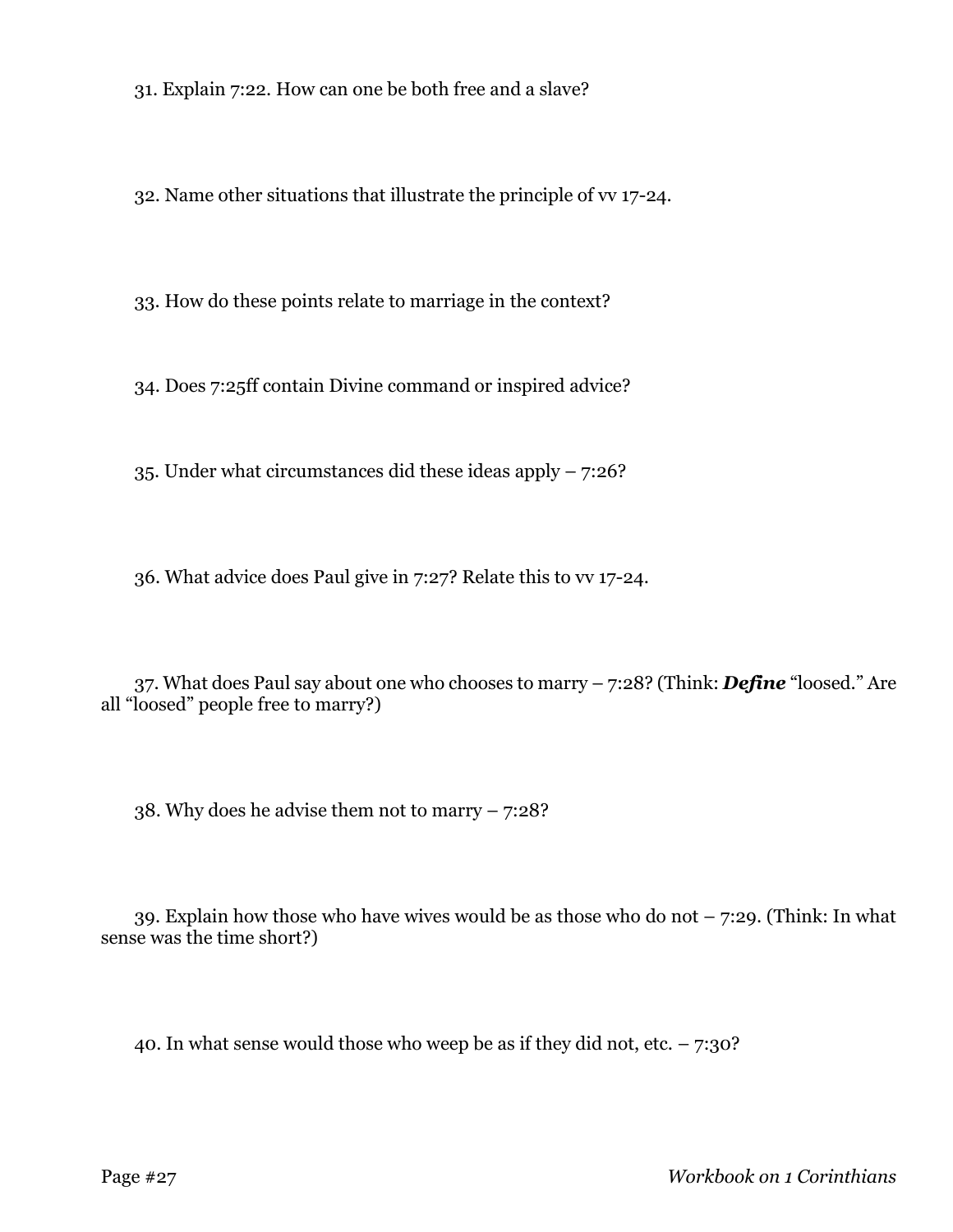31. Explain 7:22. How can one be both free and a slave?

32. Name other situations that illustrate the principle of vv 17-24.

33. How do these points relate to marriage in the context?

34. Does 7:25ff contain Divine command or inspired advice?

35. Under what circumstances did these ideas apply – 7:26?

36. What advice does Paul give in 7:27? Relate this to vv 17-24.

37. What does Paul say about one who chooses to marry – 7:28? (Think: ***Define*** "loosed." Are all "loosed" people free to marry?)

38. Why does he advise them not to marry – 7:28?

39. Explain how those who have wives would be as those who do not – 7:29. (Think: In what sense was the time short?)

40. In what sense would those who weep be as if they did not, etc. – 7:30?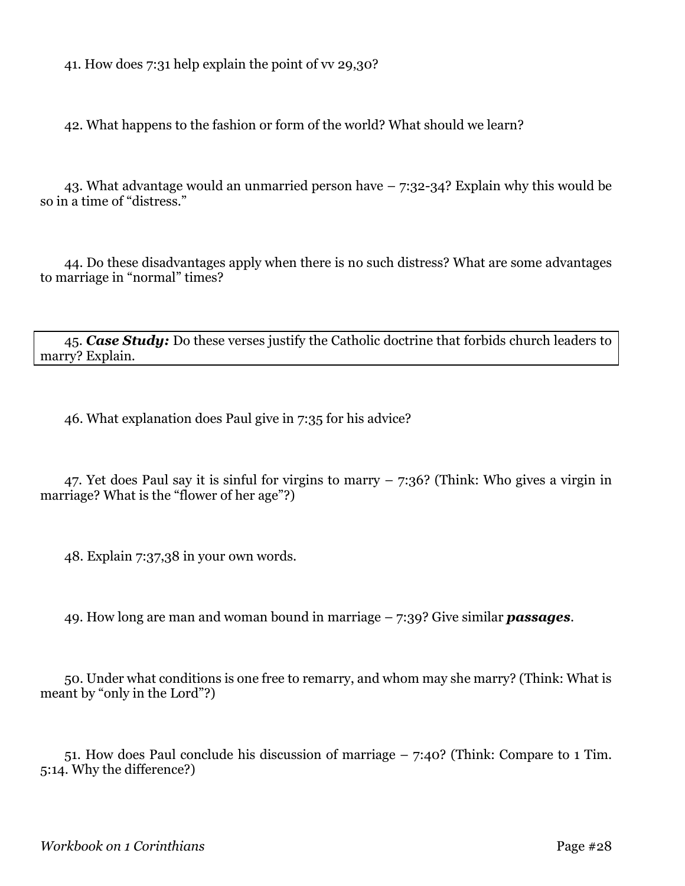41. How does 7:31 help explain the point of vv 29,30?

42. What happens to the fashion or form of the world? What should we learn?

43. What advantage would an unmarried person have – 7:32-34? Explain why this would be so in a time of "distress."

44. Do these disadvantages apply when there is no such distress? What are some advantages to marriage in "normal" times?

45. ***Case Study:*** Do these verses justify the Catholic doctrine that forbids church leaders to marry? Explain.

46. What explanation does Paul give in 7:35 for his advice?

47. Yet does Paul say it is sinful for virgins to marry – 7:36? (Think: Who gives a virgin in marriage? What is the "flower of her age"?)

48. Explain 7:37,38 in your own words.

49. How long are man and woman bound in marriage – 7:39? Give similar ***passages***.

50. Under what conditions is one free to remarry, and whom may she marry? (Think: What is meant by "only in the Lord"?)

51. How does Paul conclude his discussion of marriage – 7:40? (Think: Compare to 1 Tim. 5:14. Why the difference?)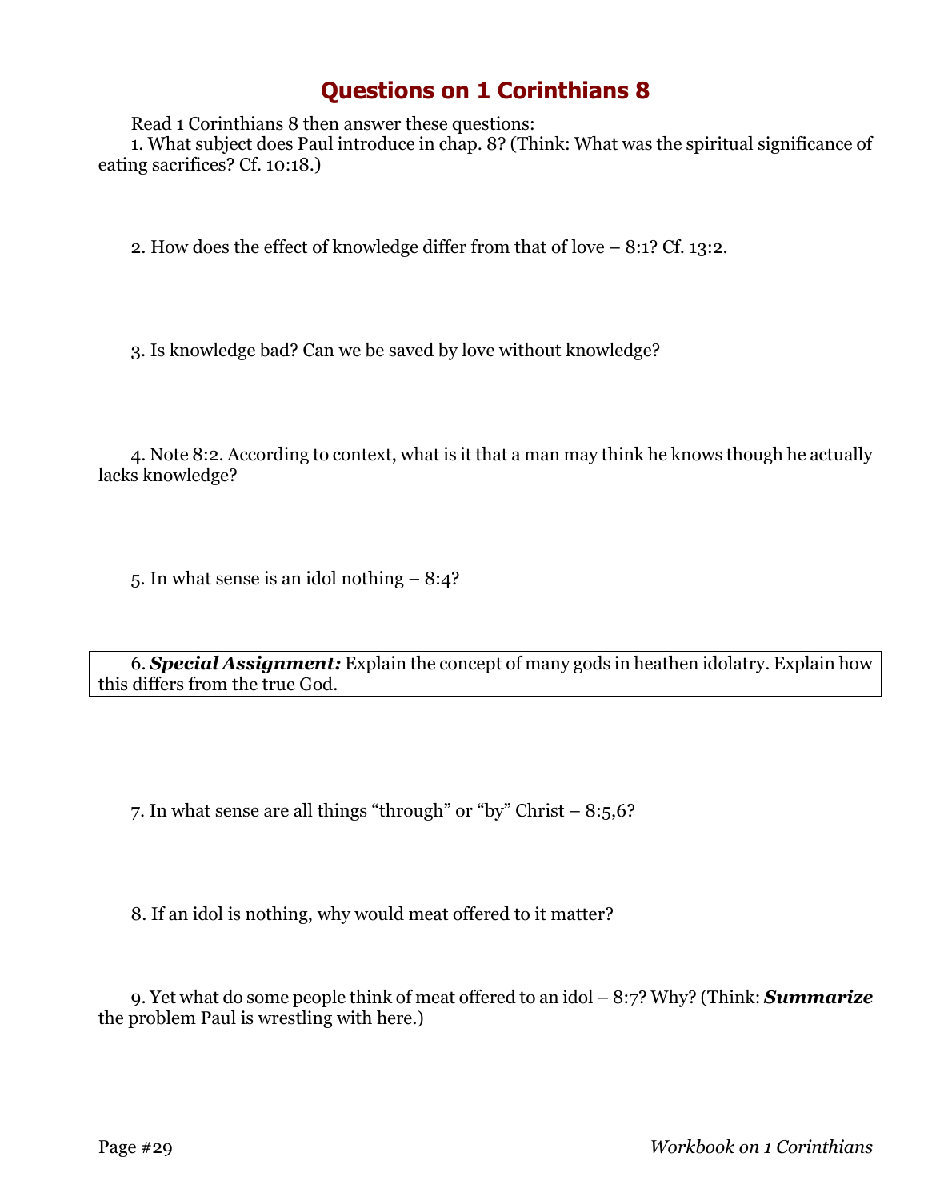# Questions on 1 Corinthians 8

Read 1 Corinthians 8 then answer these questions:

1. What subject does Paul introduce in chap. 8? (Think: What was the spiritual significance of eating sacrifices? Cf. 10:18.)

2. How does the effect of knowledge differ from that of love – 8:1? Cf. 13:2.

3. Is knowledge bad? Can we be saved by love without knowledge?

4. Note 8:2. According to context, what is it that a man may think he knows though he actually lacks knowledge?

5. In what sense is an idol nothing – 8:4?

6. ***Special Assignment:*** Explain the concept of many gods in heathen idolatry. Explain how this differs from the true God.

7. In what sense are all things "through" or "by" Christ – 8:5,6?

8. If an idol is nothing, why would meat offered to it matter?

9. Yet what do some people think of meat offered to an idol – 8:7? Why? (Think: ***Summarize*** the problem Paul is wrestling with here.)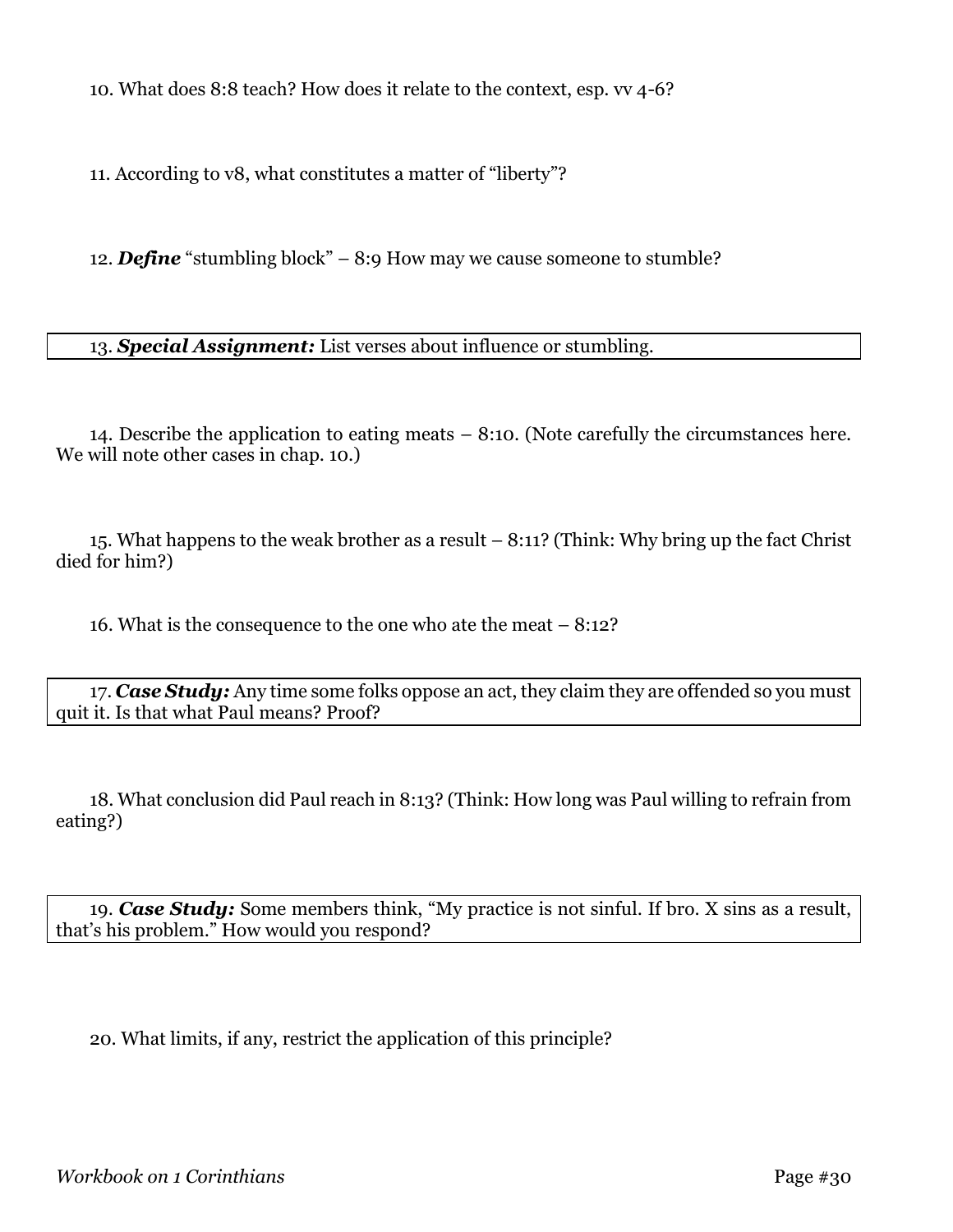10. What does 8:8 teach? How does it relate to the context, esp. vv 4-6?

11. According to v8, what constitutes a matter of "liberty"?

12. ***Define*** "stumbling block" – 8:9 How may we cause someone to stumble?

13. ***Special Assignment:*** List verses about influence or stumbling.

14. Describe the application to eating meats – 8:10. (Note carefully the circumstances here. We will note other cases in chap. 10.)

15. What happens to the weak brother as a result – 8:11? (Think: Why bring up the fact Christ died for him?)

16. What is the consequence to the one who ate the meat – 8:12?

17. ***Case Study:*** Any time some folks oppose an act, they claim they are offended so you must quit it. Is that what Paul means? Proof?

18. What conclusion did Paul reach in 8:13? (Think: How long was Paul willing to refrain from eating?)

19. ***Case Study:*** Some members think, "My practice is not sinful. If bro. X sins as a result, that's his problem." How would you respond?

20. What limits, if any, restrict the application of this principle?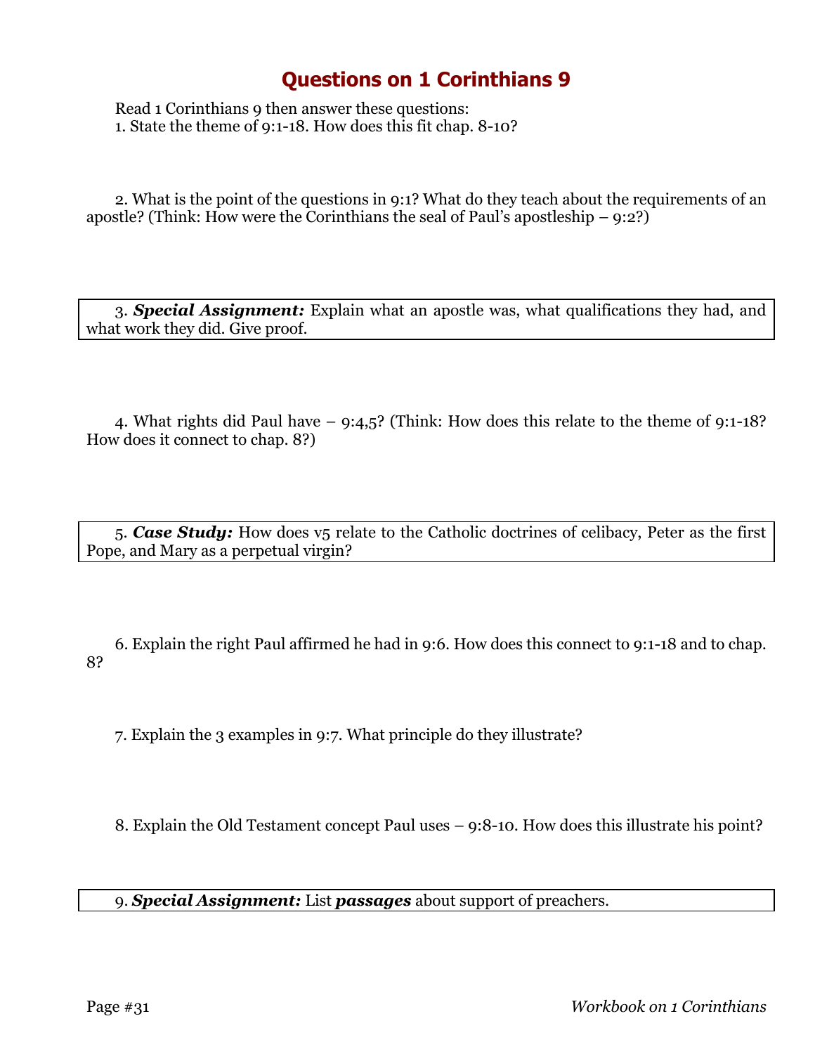# Questions on 1 Corinthians 9

Read 1 Corinthians 9 then answer these questions:

1. State the theme of 9:1-18. How does this fit chap. 8-10?

2. What is the point of the questions in 9:1? What do they teach about the requirements of an apostle? (Think: How were the Corinthians the seal of Paul's apostleship – 9:2?)

3. ***Special Assignment:*** Explain what an apostle was, what qualifications they had, and what work they did. Give proof.

4. What rights did Paul have – 9:4,5? (Think: How does this relate to the theme of 9:1-18? How does it connect to chap. 8?)

5. ***Case Study:*** How does v5 relate to the Catholic doctrines of celibacy, Peter as the first Pope, and Mary as a perpetual virgin?

6. Explain the right Paul affirmed he had in 9:6. How does this connect to 9:1-18 and to chap. 8?

7. Explain the 3 examples in 9:7. What principle do they illustrate?

8. Explain the Old Testament concept Paul uses – 9:8-10. How does this illustrate his point?

9. ***Special Assignment:*** List ***passages*** about support of preachers.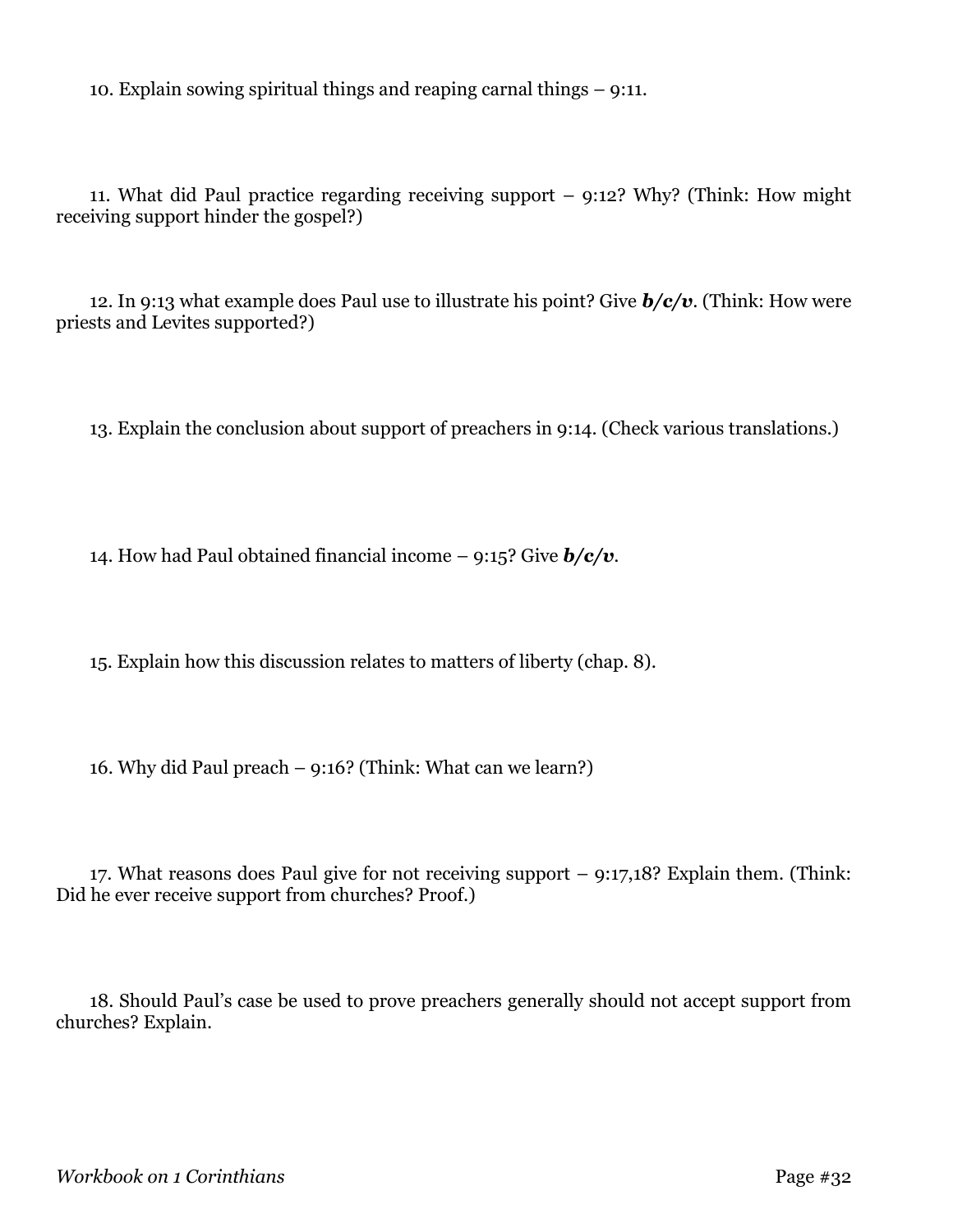10. Explain sowing spiritual things and reaping carnal things – 9:11.

11. What did Paul practice regarding receiving support – 9:12? Why? (Think: How might receiving support hinder the gospel?)

12. In 9:13 what example does Paul use to illustrate his point? Give ***b/c/v***. (Think: How were priests and Levites supported?)

13. Explain the conclusion about support of preachers in 9:14. (Check various translations.)

14. How had Paul obtained financial income – 9:15? Give ***b/c/v***.

15. Explain how this discussion relates to matters of liberty (chap. 8).

16. Why did Paul preach – 9:16? (Think: What can we learn?)

17. What reasons does Paul give for not receiving support – 9:17,18? Explain them. (Think: Did he ever receive support from churches? Proof.)

18. Should Paul's case be used to prove preachers generally should not accept support from churches? Explain.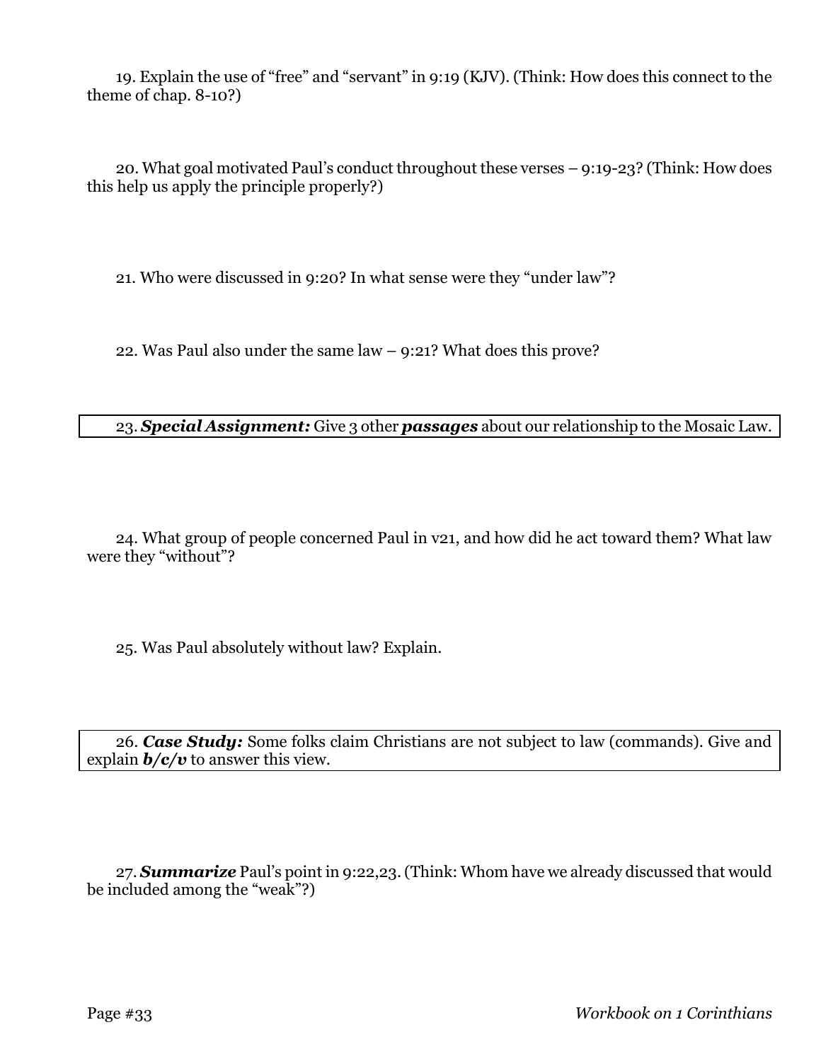19. Explain the use of "free" and "servant" in 9:19 (KJV). (Think: How does this connect to the theme of chap. 8-10?)

20. What goal motivated Paul's conduct throughout these verses – 9:19-23? (Think: How does this help us apply the principle properly?)

21. Who were discussed in 9:20? In what sense were they "under law"?

22. Was Paul also under the same law – 9:21? What does this prove?

23. ***Special Assignment:*** Give 3 other ***passages*** about our relationship to the Mosaic Law.

24. What group of people concerned Paul in v21, and how did he act toward them? What law were they "without"?

25. Was Paul absolutely without law? Explain.

26. ***Case Study:*** Some folks claim Christians are not subject to law (commands). Give and explain ***b/c/v*** to answer this view.

27. ***Summarize*** Paul's point in 9:22,23. (Think: Whom have we already discussed that would be included among the "weak"?)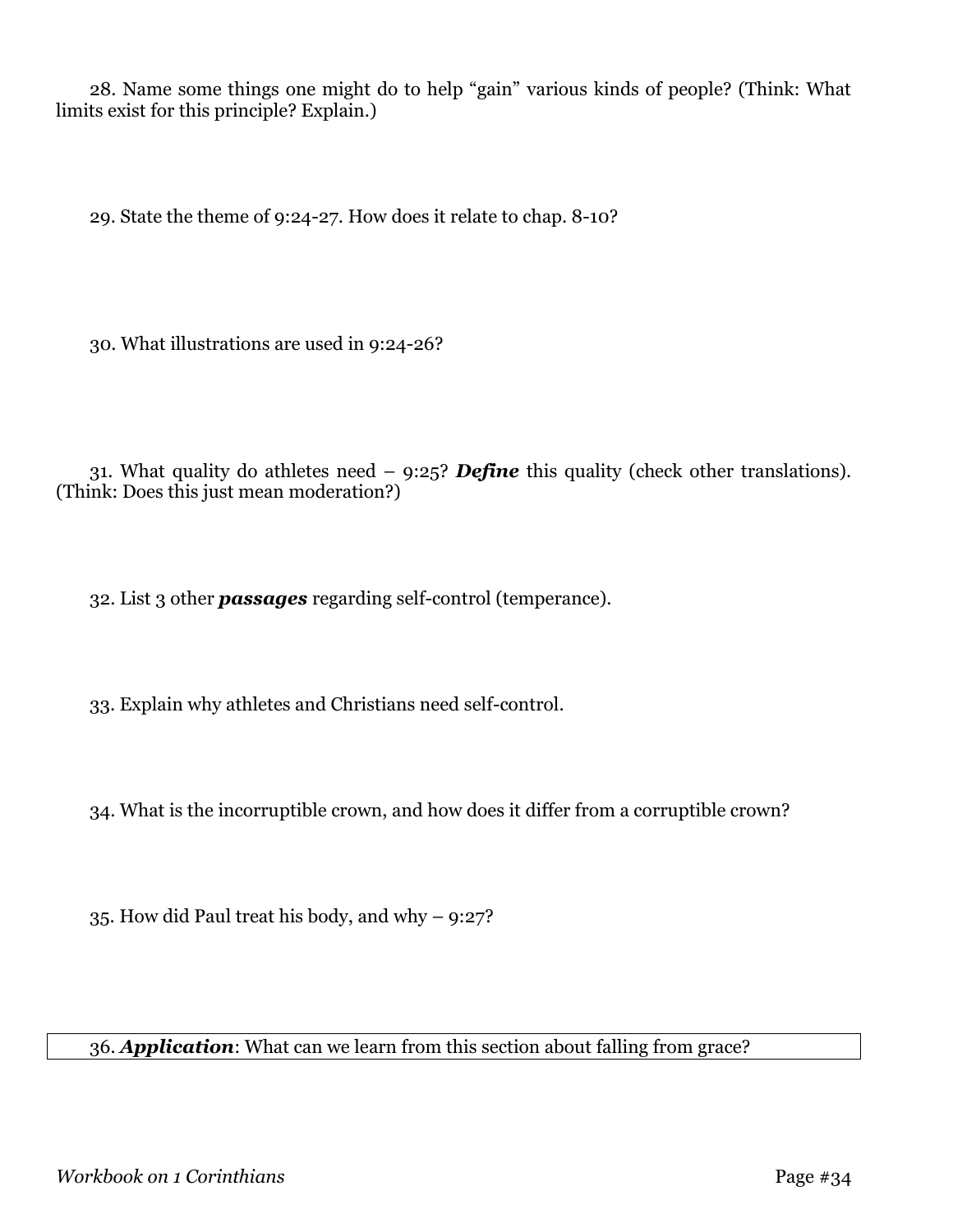28. Name some things one might do to help "gain" various kinds of people? (Think: What limits exist for this principle? Explain.)

29. State the theme of 9:24-27. How does it relate to chap. 8-10?

30. What illustrations are used in 9:24-26?

31. What quality do athletes need – 9:25? ***Define*** this quality (check other translations). (Think: Does this just mean moderation?)

32. List 3 other ***passages*** regarding self-control (temperance).

33. Explain why athletes and Christians need self-control.

34. What is the incorruptible crown, and how does it differ from a corruptible crown?

35. How did Paul treat his body, and why – 9:27?

36. ***Application***: What can we learn from this section about falling from grace?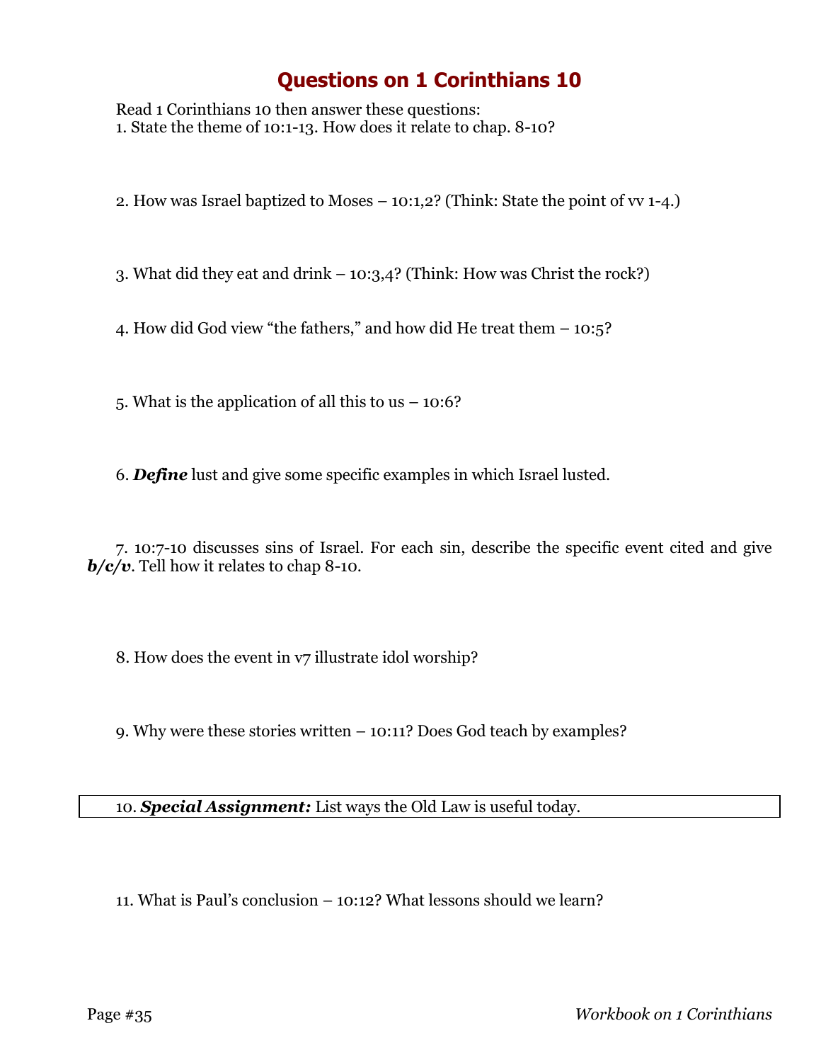# Questions on 1 Corinthians 10

Read 1 Corinthians 10 then answer these questions:

1. State the theme of 10:1-13. How does it relate to chap. 8-10?

2. How was Israel baptized to Moses – 10:1,2? (Think: State the point of vv 1-4.)

3. What did they eat and drink – 10:3,4? (Think: How was Christ the rock?)

4. How did God view "the fathers," and how did He treat them – 10:5?

5. What is the application of all this to us – 10:6?

6. ***Define*** lust and give some specific examples in which Israel lusted.

7. 10:7-10 discusses sins of Israel. For each sin, describe the specific event cited and give ***b/c/v***. Tell how it relates to chap 8-10.

8. How does the event in v7 illustrate idol worship?

9. Why were these stories written – 10:11? Does God teach by examples?

10. ***Special Assignment:*** List ways the Old Law is useful today.

11. What is Paul's conclusion – 10:12? What lessons should we learn?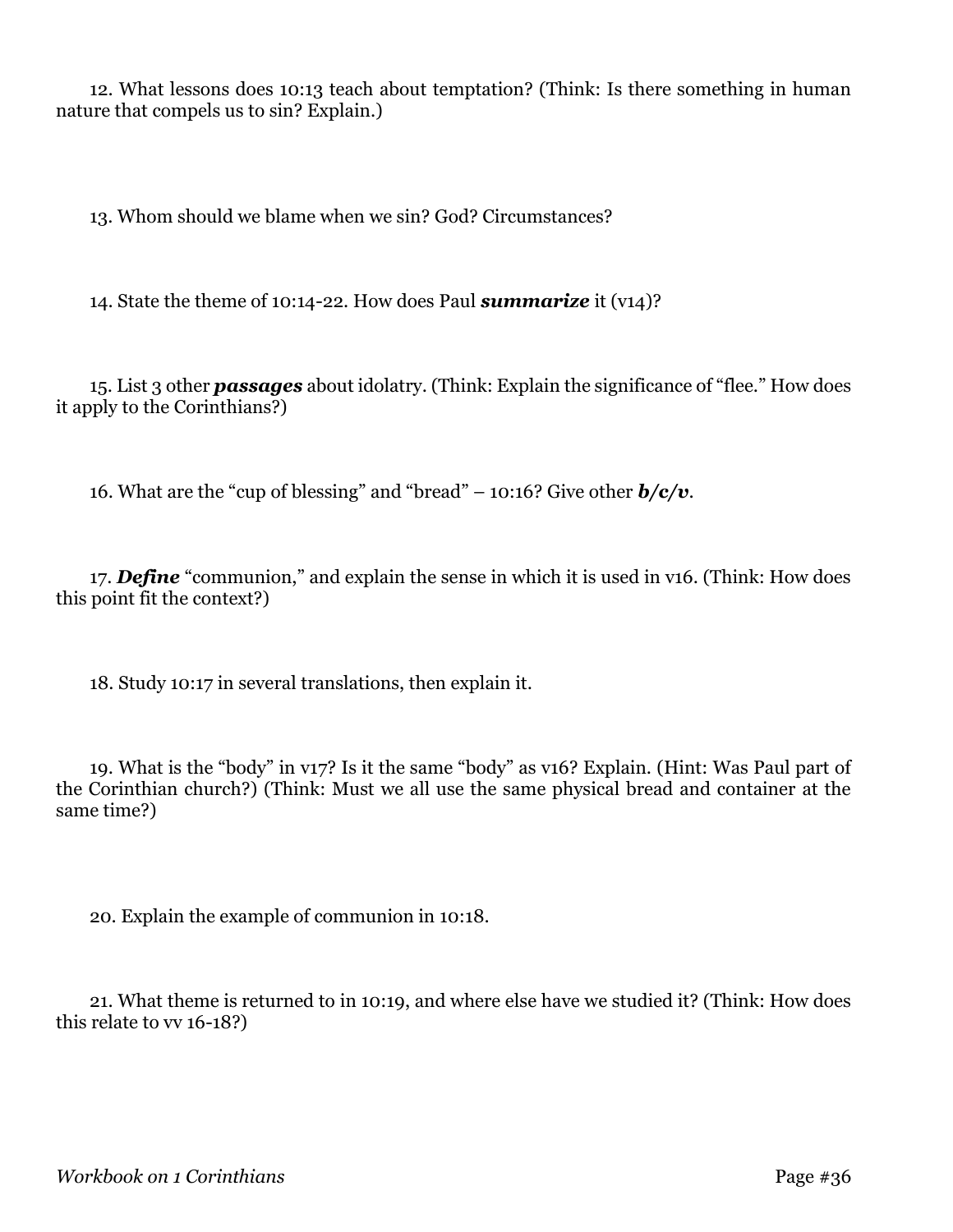12. What lessons does 10:13 teach about temptation? (Think: Is there something in human nature that compels us to sin? Explain.)

13. Whom should we blame when we sin? God? Circumstances?

14. State the theme of 10:14-22. How does Paul ***summarize*** it (v14)?

15. List 3 other ***passages*** about idolatry. (Think: Explain the significance of "flee." How does it apply to the Corinthians?)

16. What are the "cup of blessing" and "bread" – 10:16? Give other ***b/c/v***.

17. ***Define*** "communion," and explain the sense in which it is used in v16. (Think: How does this point fit the context?)

18. Study 10:17 in several translations, then explain it.

19. What is the "body" in v17? Is it the same "body" as v16? Explain. (Hint: Was Paul part of the Corinthian church?) (Think: Must we all use the same physical bread and container at the same time?)

20. Explain the example of communion in 10:18.

21. What theme is returned to in 10:19, and where else have we studied it? (Think: How does this relate to vv 16-18?)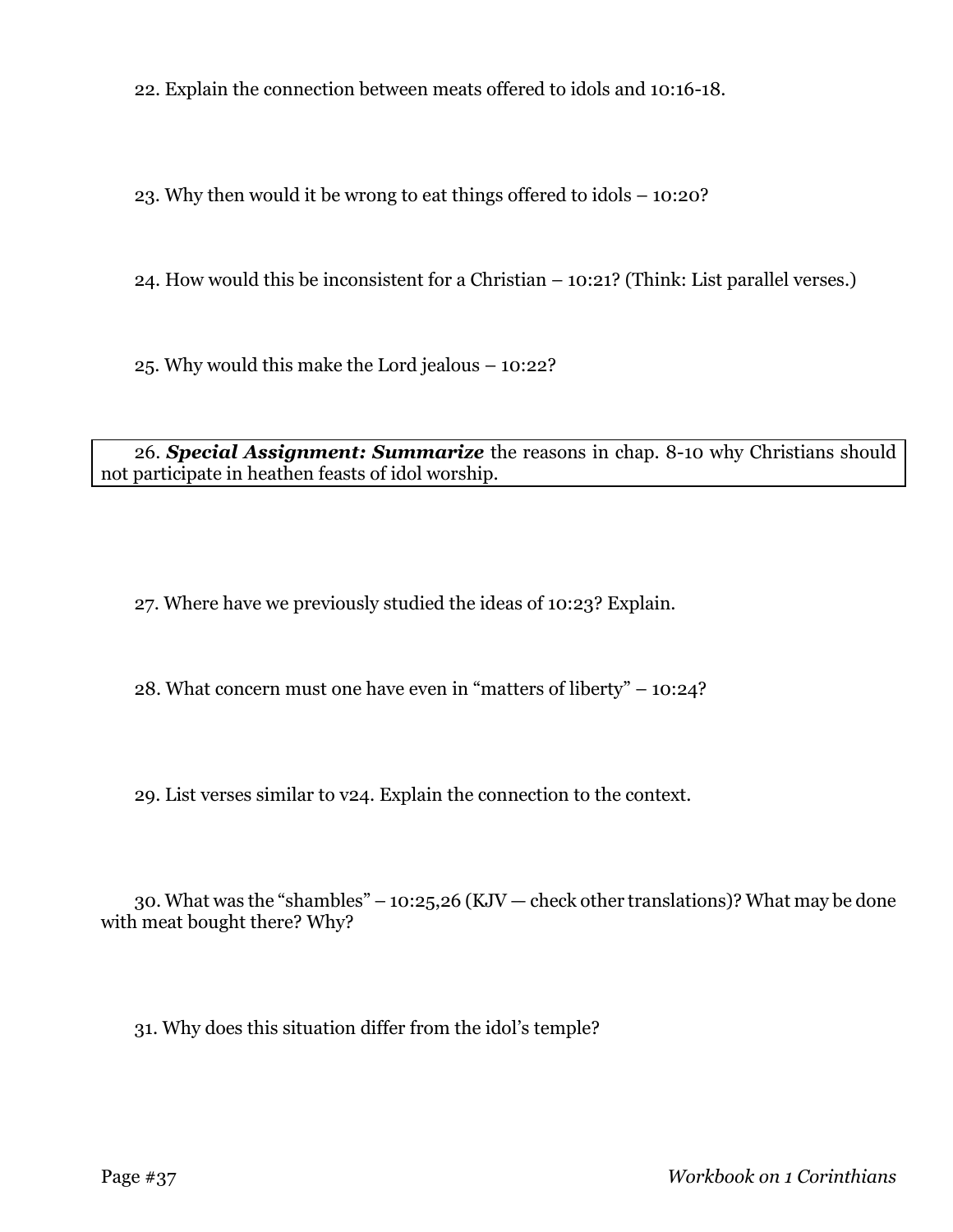22. Explain the connection between meats offered to idols and 10:16-18.

23. Why then would it be wrong to eat things offered to idols – 10:20?

24. How would this be inconsistent for a Christian – 10:21? (Think: List parallel verses.)

25. Why would this make the Lord jealous – 10:22?

26. ***Special Assignment: Summarize*** the reasons in chap. 8-10 why Christians should not participate in heathen feasts of idol worship.

27. Where have we previously studied the ideas of 10:23? Explain.

28. What concern must one have even in "matters of liberty" – 10:24?

29. List verses similar to v24. Explain the connection to the context.

30. What was the "shambles" – 10:25,26 (KJV — check other translations)? What may be done with meat bought there? Why?

31. Why does this situation differ from the idol's temple?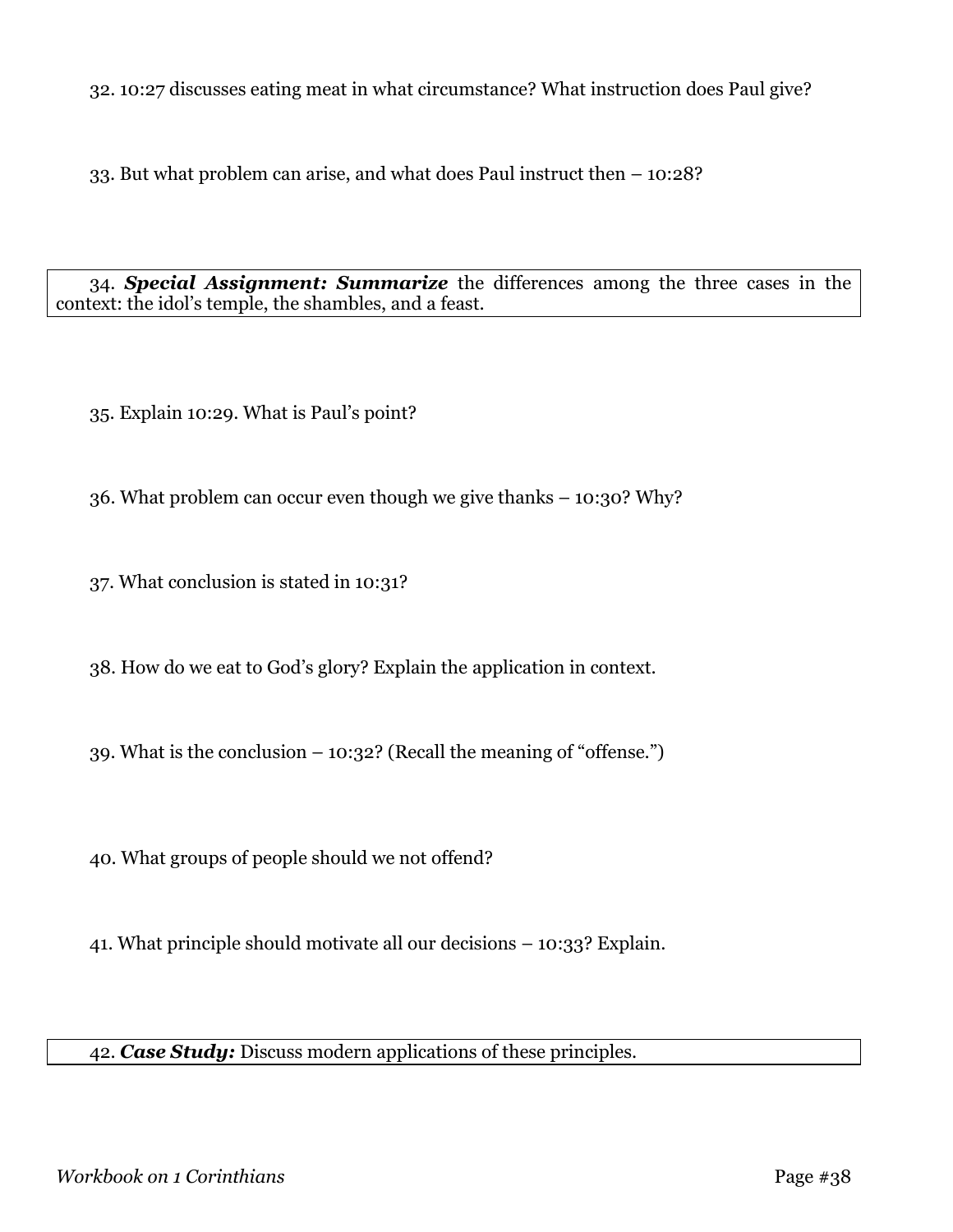32. 10:27 discusses eating meat in what circumstance? What instruction does Paul give?

33. But what problem can arise, and what does Paul instruct then – 10:28?

34. ***Special Assignment: Summarize*** the differences among the three cases in the context: the idol's temple, the shambles, and a feast.

35. Explain 10:29. What is Paul's point?

36. What problem can occur even though we give thanks – 10:30? Why?

37. What conclusion is stated in 10:31?

38. How do we eat to God's glory? Explain the application in context.

39. What is the conclusion – 10:32? (Recall the meaning of "offense.")

40. What groups of people should we not offend?

41. What principle should motivate all our decisions – 10:33? Explain.

42. ***Case Study:*** Discuss modern applications of these principles.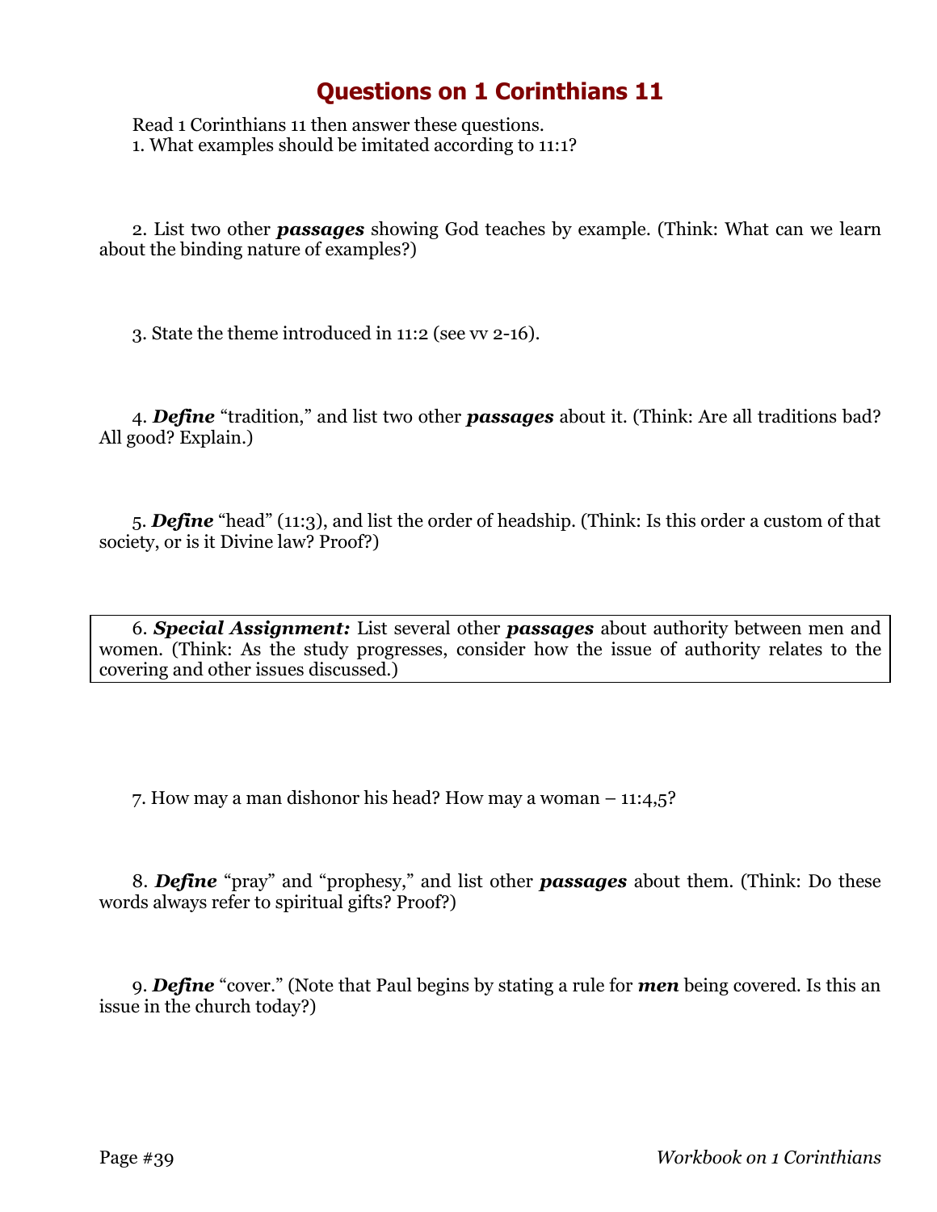# Questions on 1 Corinthians 11

Read 1 Corinthians 11 then answer these questions.

1. What examples should be imitated according to 11:1?

2. List two other ***passages*** showing God teaches by example. (Think: What can we learn about the binding nature of examples?)

3. State the theme introduced in 11:2 (see vv 2-16).

4. ***Define*** "tradition," and list two other ***passages*** about it. (Think: Are all traditions bad? All good? Explain.)

5. ***Define*** "head" (11:3), and list the order of headship. (Think: Is this order a custom of that society, or is it Divine law? Proof?)

6. ***Special Assignment:*** List several other ***passages*** about authority between men and women. (Think: As the study progresses, consider how the issue of authority relates to the covering and other issues discussed.)

7. How may a man dishonor his head? How may a woman – 11:4,5?

8. ***Define*** "pray" and "prophesy," and list other ***passages*** about them. (Think: Do these words always refer to spiritual gifts? Proof?)

9. ***Define*** "cover." (Note that Paul begins by stating a rule for ***men*** being covered. Is this an issue in the church today?)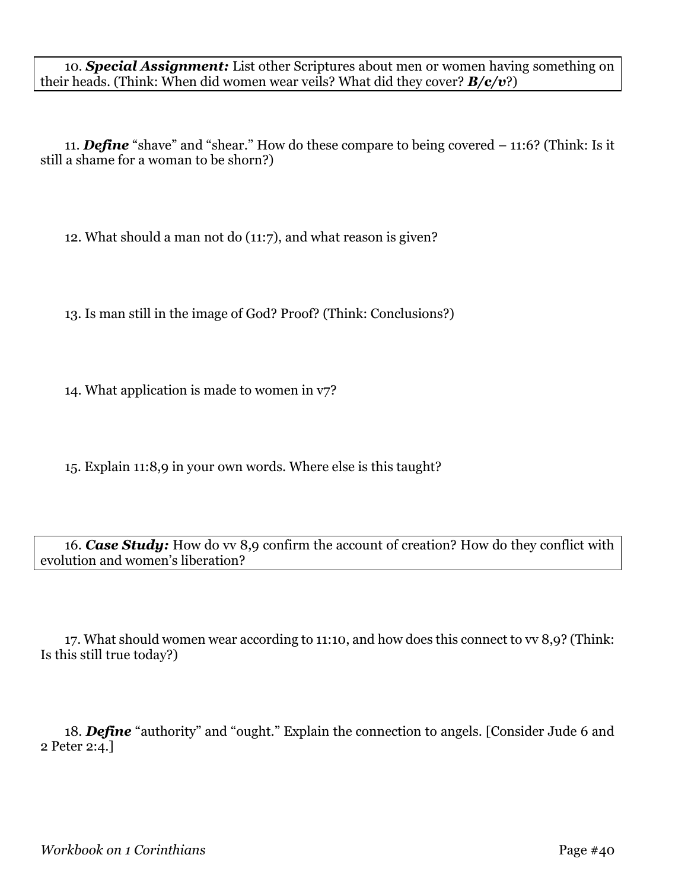10. ***Special Assignment:*** List other Scriptures about men or women having something on their heads. (Think: When did women wear veils? What did they cover? ***B/c/v***?)

11. ***Define*** "shave" and "shear." How do these compare to being covered – 11:6? (Think: Is it still a shame for a woman to be shorn?)

12. What should a man not do (11:7), and what reason is given?

13. Is man still in the image of God? Proof? (Think: Conclusions?)

14. What application is made to women in v7?

15. Explain 11:8,9 in your own words. Where else is this taught?

16. ***Case Study:*** How do vv 8,9 confirm the account of creation? How do they conflict with evolution and women's liberation?

17. What should women wear according to 11:10, and how does this connect to vv 8,9? (Think: Is this still true today?)

18. ***Define*** "authority" and "ought." Explain the connection to angels. [Consider Jude 6 and 2 Peter 2:4.]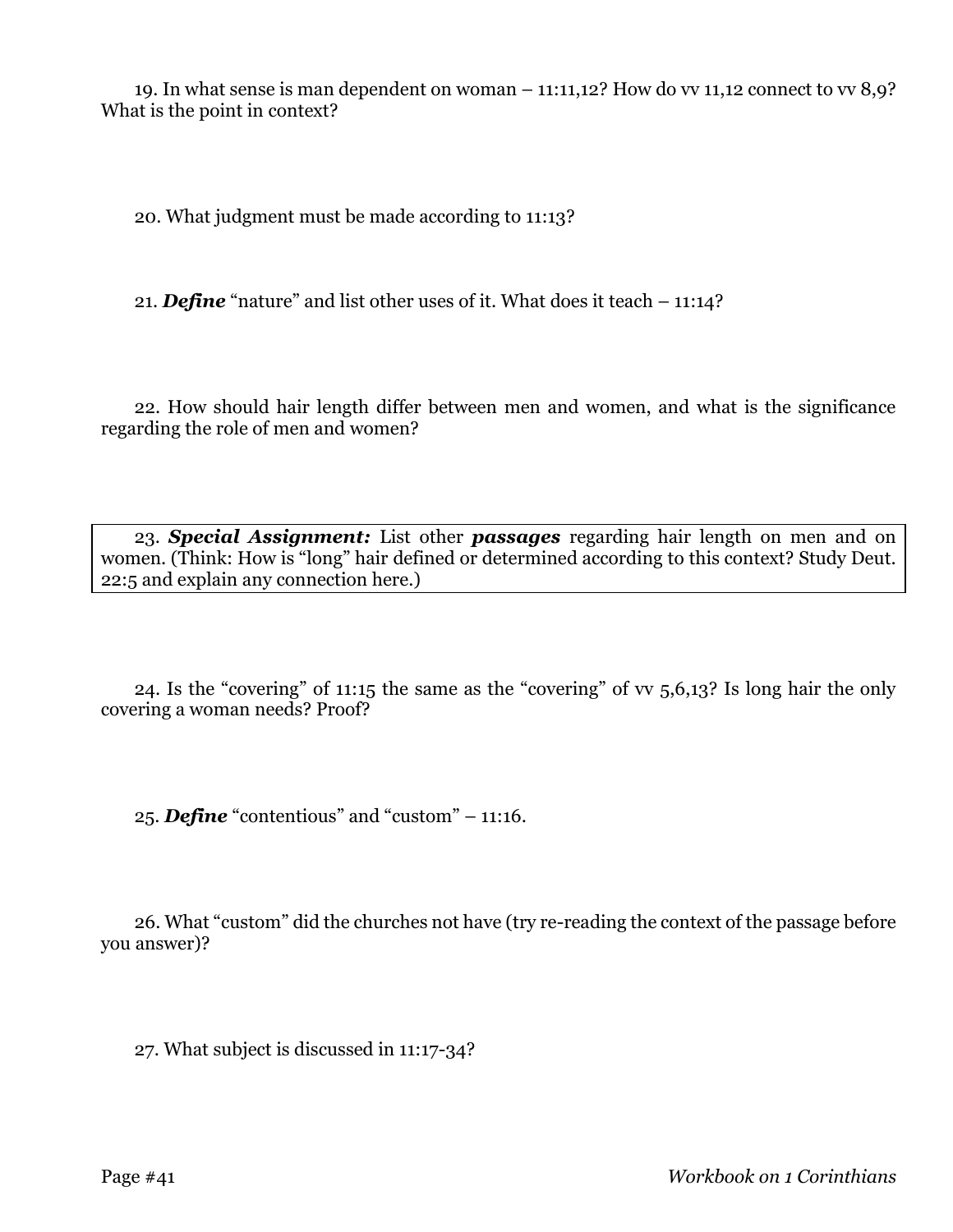19. In what sense is man dependent on woman – 11:11,12? How do vv 11,12 connect to vv 8,9? What is the point in context?

20. What judgment must be made according to 11:13?

21. ***Define*** "nature" and list other uses of it. What does it teach – 11:14?

22. How should hair length differ between men and women, and what is the significance regarding the role of men and women?

23. ***Special Assignment:*** List other ***passages*** regarding hair length on men and on women. (Think: How is "long" hair defined or determined according to this context? Study Deut. 22:5 and explain any connection here.)

24. Is the "covering" of 11:15 the same as the "covering" of vv 5,6,13? Is long hair the only covering a woman needs? Proof?

25. ***Define*** "contentious" and "custom" – 11:16.

26. What "custom" did the churches not have (try re-reading the context of the passage before you answer)?

27. What subject is discussed in 11:17-34?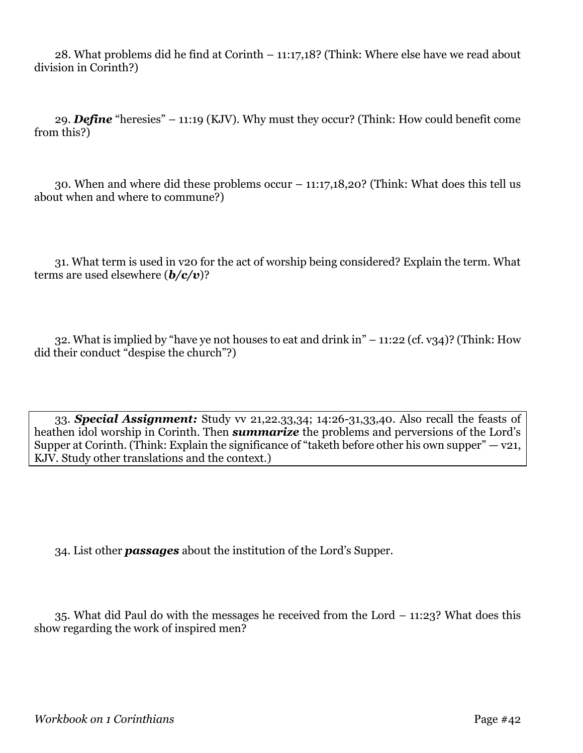28. What problems did he find at Corinth – 11:17,18? (Think: Where else have we read about division in Corinth?)

29. ***Define*** "heresies" – 11:19 (KJV). Why must they occur? (Think: How could benefit come from this?)

30. When and where did these problems occur – 11:17,18,20? (Think: What does this tell us about when and where to commune?)

31. What term is used in v20 for the act of worship being considered? Explain the term. What terms are used elsewhere (***b/c/v***)?

32. What is implied by "have ye not houses to eat and drink in" – 11:22 (cf. v34)? (Think: How did their conduct "despise the church"?)

33. ***Special Assignment:*** Study vv 21,22.33,34; 14:26-31,33,40. Also recall the feasts of heathen idol worship in Corinth. Then ***summarize*** the problems and perversions of the Lord's Supper at Corinth. (Think: Explain the significance of "taketh before other his own supper" — v21, KJV. Study other translations and the context.)

34. List other ***passages*** about the institution of the Lord's Supper.

35. What did Paul do with the messages he received from the Lord – 11:23? What does this show regarding the work of inspired men?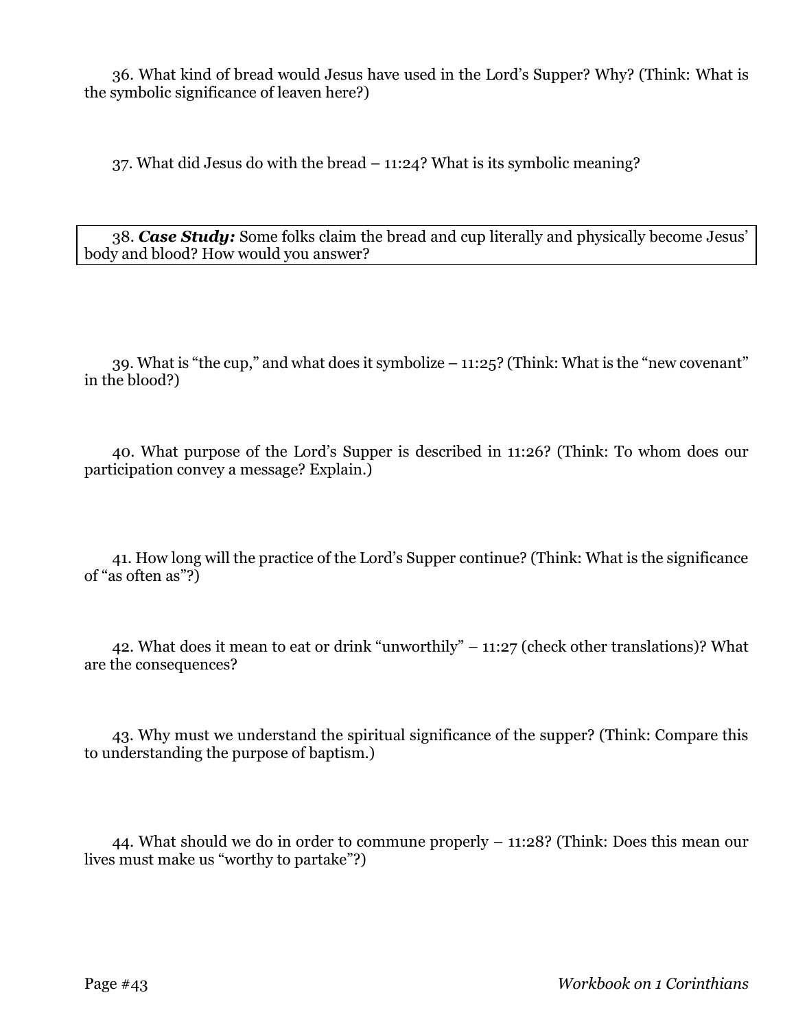36. What kind of bread would Jesus have used in the Lord's Supper? Why? (Think: What is the symbolic significance of leaven here?)

37. What did Jesus do with the bread – 11:24? What is its symbolic meaning?

38. ***Case Study:*** Some folks claim the bread and cup literally and physically become Jesus' body and blood? How would you answer?

39. What is "the cup," and what does it symbolize – 11:25? (Think: What is the "new covenant" in the blood?)

40. What purpose of the Lord's Supper is described in 11:26? (Think: To whom does our participation convey a message? Explain.)

41. How long will the practice of the Lord's Supper continue? (Think: What is the significance of "as often as"?)

42. What does it mean to eat or drink "unworthily" – 11:27 (check other translations)? What are the consequences?

43. Why must we understand the spiritual significance of the supper? (Think: Compare this to understanding the purpose of baptism.)

44. What should we do in order to commune properly – 11:28? (Think: Does this mean our lives must make us "worthy to partake"?)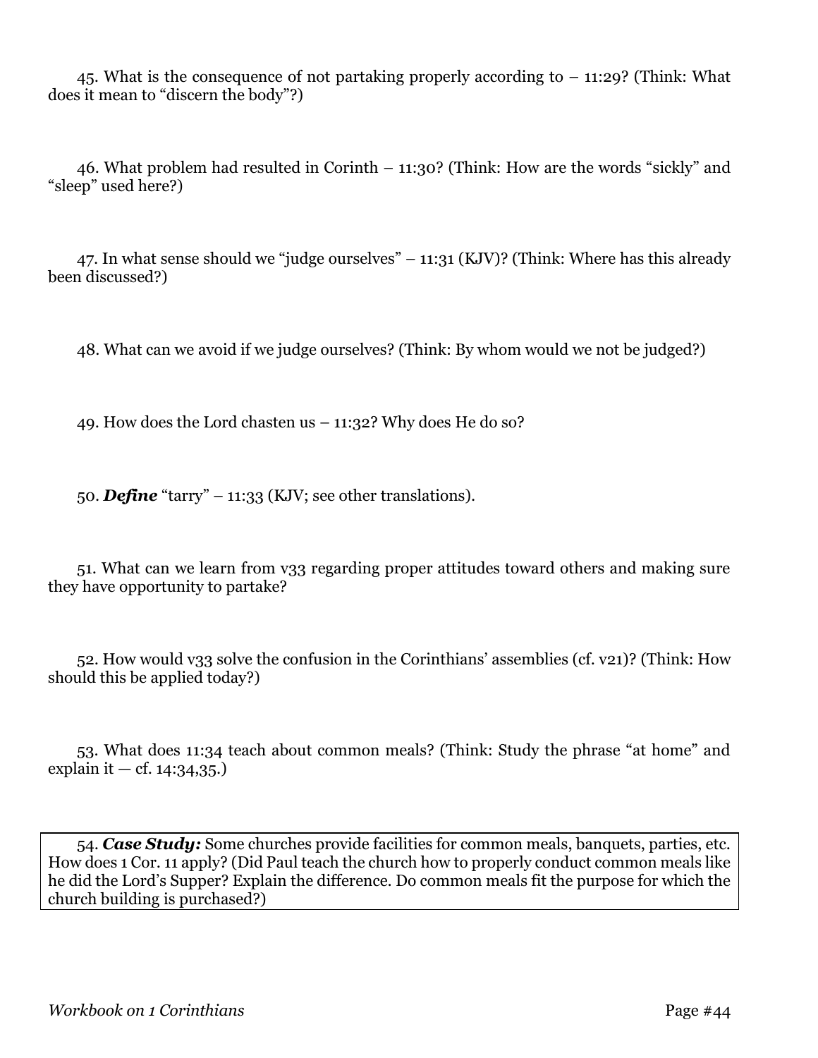45. What is the consequence of not partaking properly according to – 11:29? (Think: What does it mean to "discern the body"?)

46. What problem had resulted in Corinth – 11:30? (Think: How are the words "sickly" and "sleep" used here?)

47. In what sense should we "judge ourselves" – 11:31 (KJV)? (Think: Where has this already been discussed?)

48. What can we avoid if we judge ourselves? (Think: By whom would we not be judged?)

49. How does the Lord chasten us – 11:32? Why does He do so?

50. ***Define*** "tarry" – 11:33 (KJV; see other translations).

51. What can we learn from v33 regarding proper attitudes toward others and making sure they have opportunity to partake?

52. How would v33 solve the confusion in the Corinthians' assemblies (cf. v21)? (Think: How should this be applied today?)

53. What does 11:34 teach about common meals? (Think: Study the phrase "at home" and explain it — cf. 14:34,35.)

54. ***Case Study:*** Some churches provide facilities for common meals, banquets, parties, etc. How does 1 Cor. 11 apply? (Did Paul teach the church how to properly conduct common meals like he did the Lord's Supper? Explain the difference. Do common meals fit the purpose for which the church building is purchased?)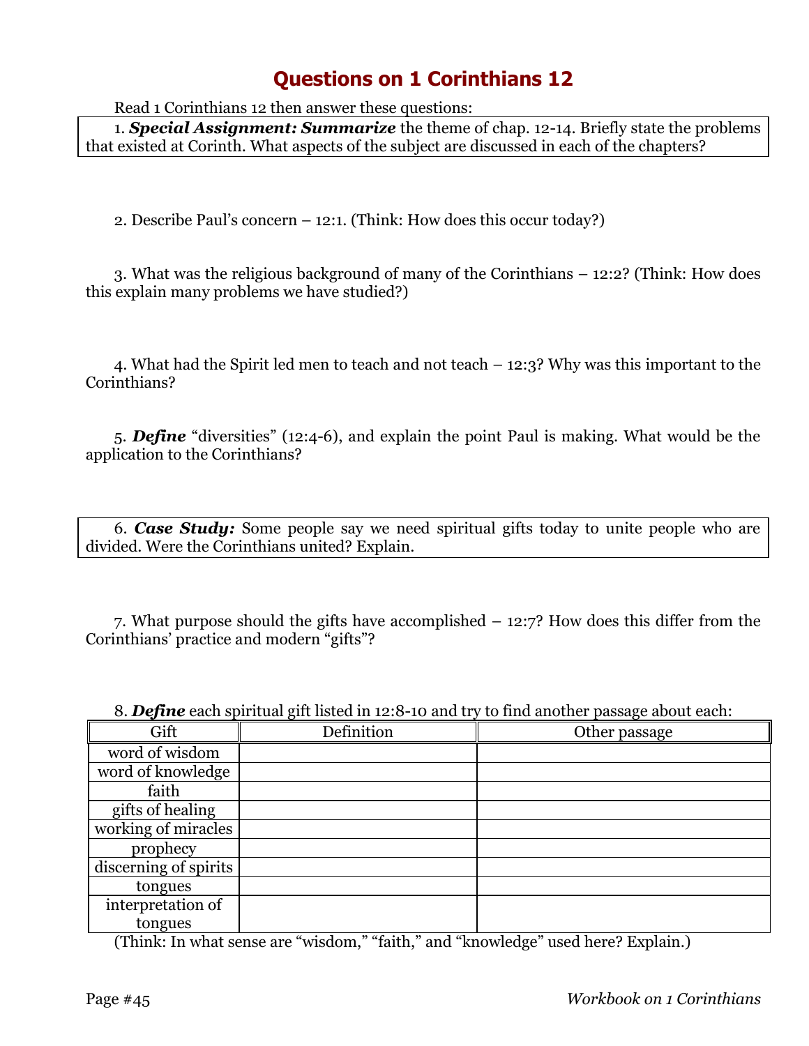# Questions on 1 Corinthians 12

Read 1 Corinthians 12 then answer these questions:

1. ***Special Assignment: Summarize*** the theme of chap. 12-14. Briefly state the problems that existed at Corinth. What aspects of the subject are discussed in each of the chapters?

2. Describe Paul's concern – 12:1. (Think: How does this occur today?)

3. What was the religious background of many of the Corinthians – 12:2? (Think: How does this explain many problems we have studied?)

4. What had the Spirit led men to teach and not teach – 12:3? Why was this important to the Corinthians?

5. ***Define*** "diversities" (12:4-6), and explain the point Paul is making. What would be the application to the Corinthians?

6. ***Case Study:*** Some people say we need spiritual gifts today to unite people who are divided. Were the Corinthians united? Explain.

7. What purpose should the gifts have accomplished – 12:7? How does this differ from the Corinthians' practice and modern "gifts"?

8. ***Define*** each spiritual gift listed in 12:8-10 and try to find another passage about each:

| Gift | Definition | Other passage |
|---|---|---|
| word of wisdom | | |
| word of knowledge | | |
| faith | | |
| gifts of healing | | |
| working of miracles | | |
| prophecy | | |
| discerning of spirits | | |
| tongues | | |
| interpretation of tongues | | |

(Think: In what sense are "wisdom," "faith," and "knowledge" used here? Explain.)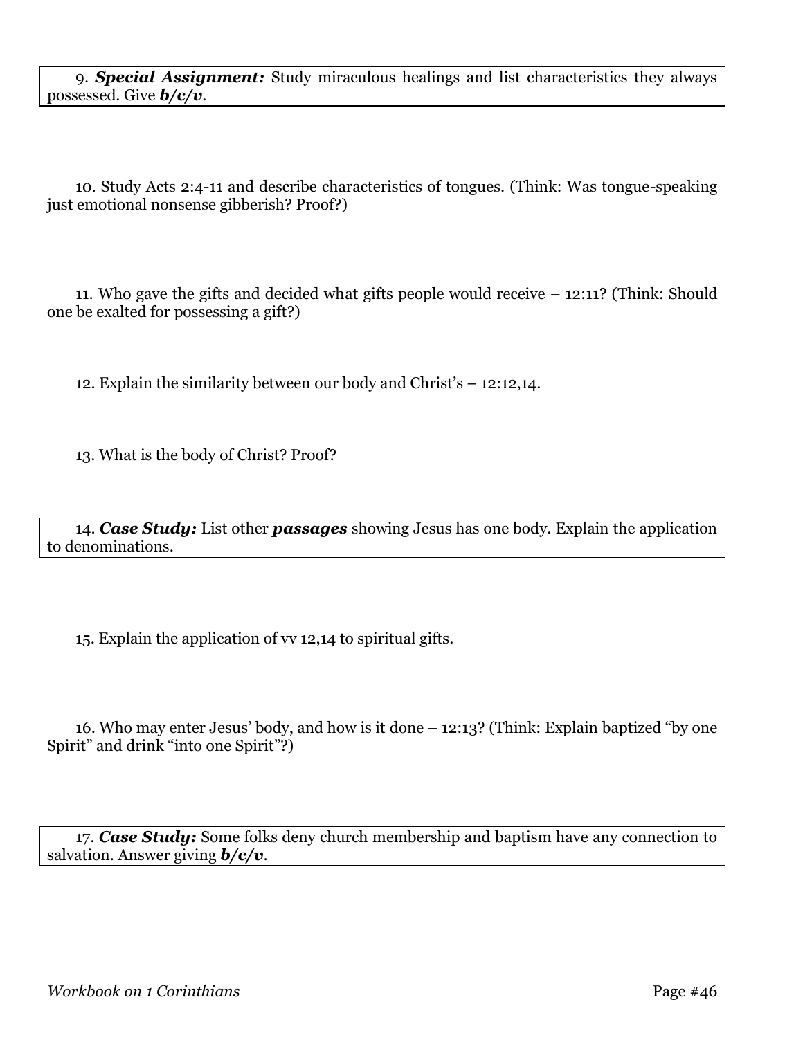9. ***Special Assignment:*** Study miraculous healings and list characteristics they always possessed. Give ***b/c/v***.

10. Study Acts 2:4-11 and describe characteristics of tongues. (Think: Was tongue-speaking just emotional nonsense gibberish? Proof?)

11. Who gave the gifts and decided what gifts people would receive – 12:11? (Think: Should one be exalted for possessing a gift?)

12. Explain the similarity between our body and Christ's – 12:12,14.

13. What is the body of Christ? Proof?

14. ***Case Study:*** List other ***passages*** showing Jesus has one body. Explain the application to denominations.

15. Explain the application of vv 12,14 to spiritual gifts.

16. Who may enter Jesus' body, and how is it done – 12:13? (Think: Explain baptized "by one Spirit" and drink "into one Spirit"?)

17. ***Case Study:*** Some folks deny church membership and baptism have any connection to salvation. Answer giving ***b/c/v***.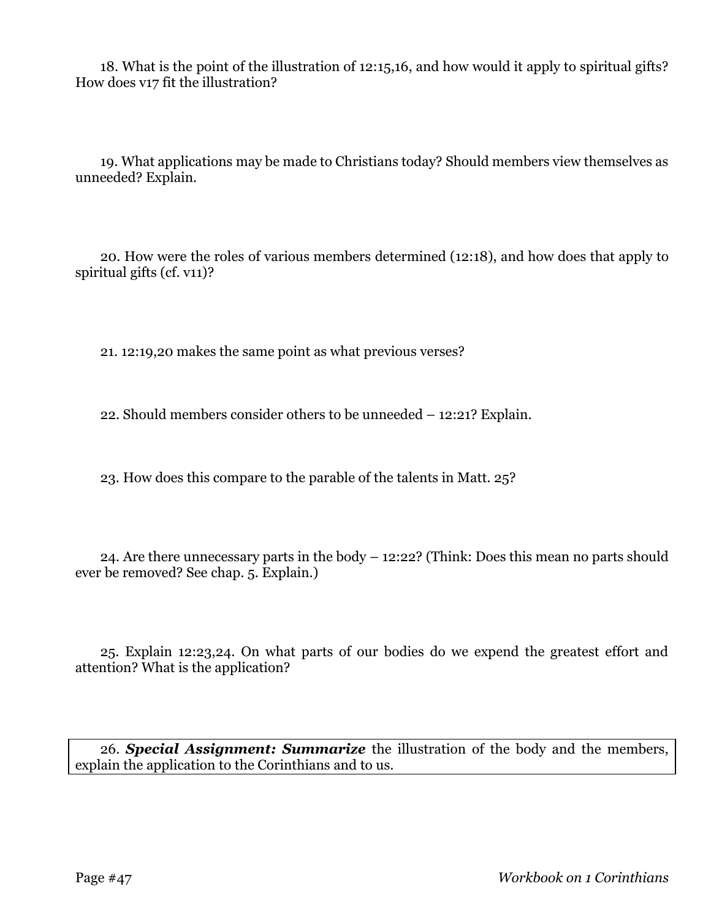18. What is the point of the illustration of 12:15,16, and how would it apply to spiritual gifts? How does v17 fit the illustration?

19. What applications may be made to Christians today? Should members view themselves as unneeded? Explain.

20. How were the roles of various members determined (12:18), and how does that apply to spiritual gifts (cf. v11)?

21. 12:19,20 makes the same point as what previous verses?

22. Should members consider others to be unneeded – 12:21? Explain.

23. How does this compare to the parable of the talents in Matt. 25?

24. Are there unnecessary parts in the body – 12:22? (Think: Does this mean no parts should ever be removed? See chap. 5. Explain.)

25. Explain 12:23,24. On what parts of our bodies do we expend the greatest effort and attention? What is the application?

26. ***Special Assignment: Summarize*** the illustration of the body and the members, explain the application to the Corinthians and to us.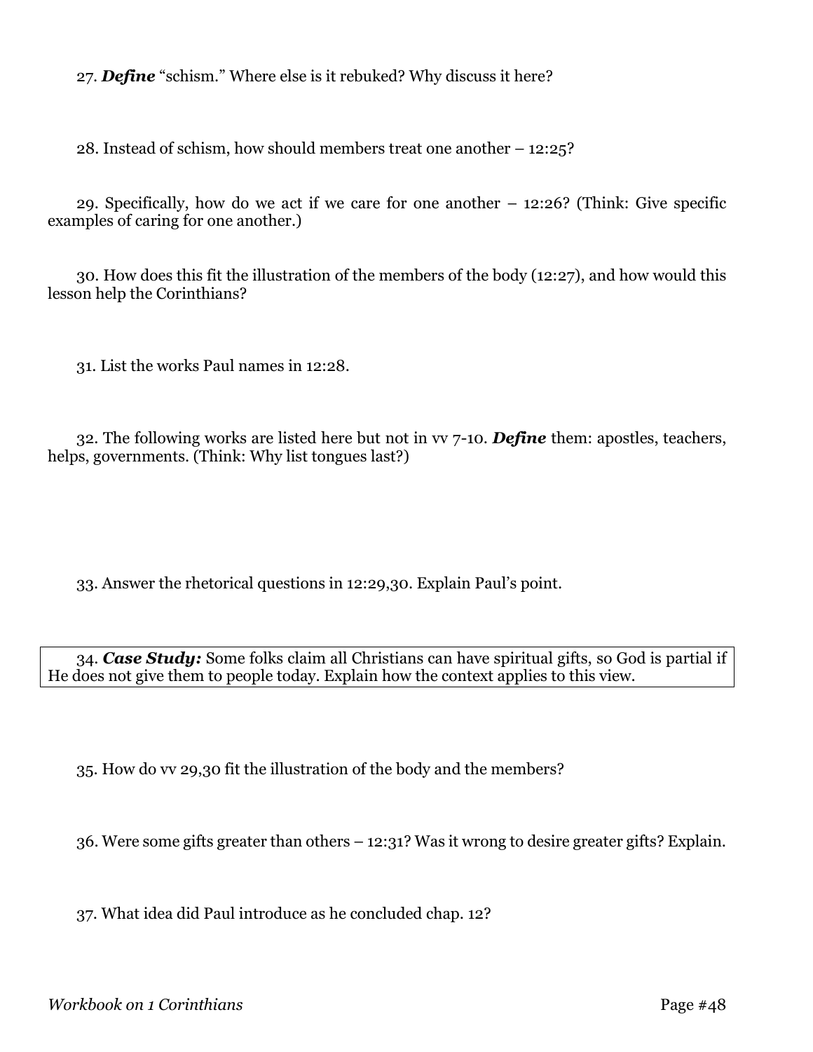27. ***Define*** "schism." Where else is it rebuked? Why discuss it here?

28. Instead of schism, how should members treat one another – 12:25?

29. Specifically, how do we act if we care for one another – 12:26? (Think: Give specific examples of caring for one another.)

30. How does this fit the illustration of the members of the body (12:27), and how would this lesson help the Corinthians?

31. List the works Paul names in 12:28.

32. The following works are listed here but not in vv 7-10. ***Define*** them: apostles, teachers, helps, governments. (Think: Why list tongues last?)

33. Answer the rhetorical questions in 12:29,30. Explain Paul's point.

| 34. ***Case Study:*** Some folks claim all Christians can have spiritual gifts, so God is partial if He does not give them to people today. Explain how the context applies to this view. |
|---|

35. How do vv 29,30 fit the illustration of the body and the members?

36. Were some gifts greater than others – 12:31? Was it wrong to desire greater gifts? Explain.

37. What idea did Paul introduce as he concluded chap. 12?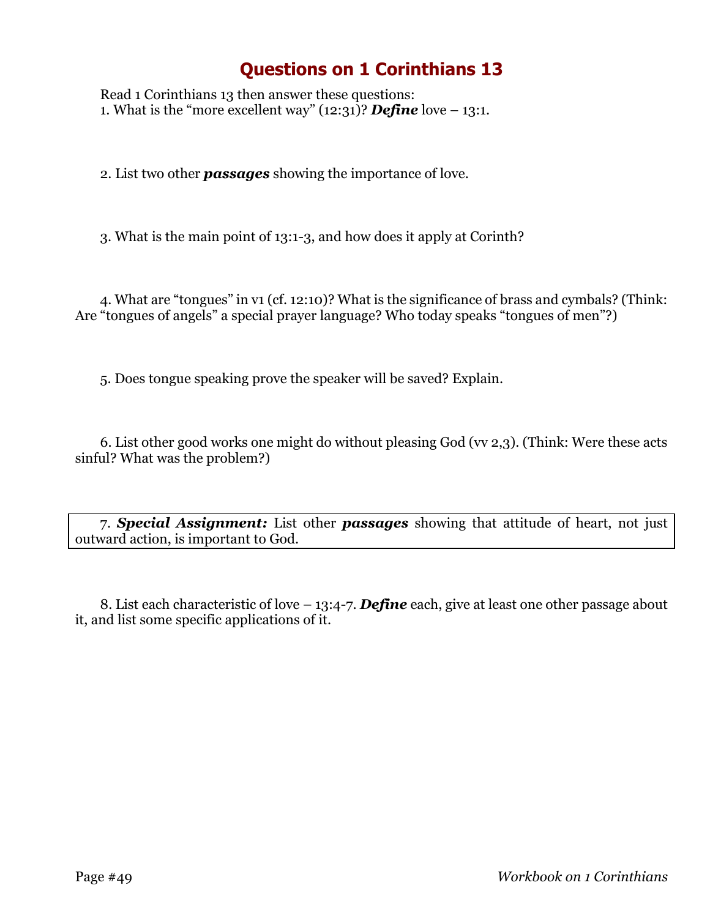# Questions on 1 Corinthians 13

Read 1 Corinthians 13 then answer these questions:

1. What is the "more excellent way" (12:31)? ***Define*** love – 13:1.

2. List two other ***passages*** showing the importance of love.

3. What is the main point of 13:1-3, and how does it apply at Corinth?

4. What are "tongues" in v1 (cf. 12:10)? What is the significance of brass and cymbals? (Think: Are "tongues of angels" a special prayer language? Who today speaks "tongues of men"?)

5. Does tongue speaking prove the speaker will be saved? Explain.

6. List other good works one might do without pleasing God (vv 2,3). (Think: Were these acts sinful? What was the problem?)

7. ***Special Assignment:*** List other ***passages*** showing that attitude of heart, not just outward action, is important to God.

8. List each characteristic of love – 13:4-7. ***Define*** each, give at least one other passage about it, and list some specific applications of it.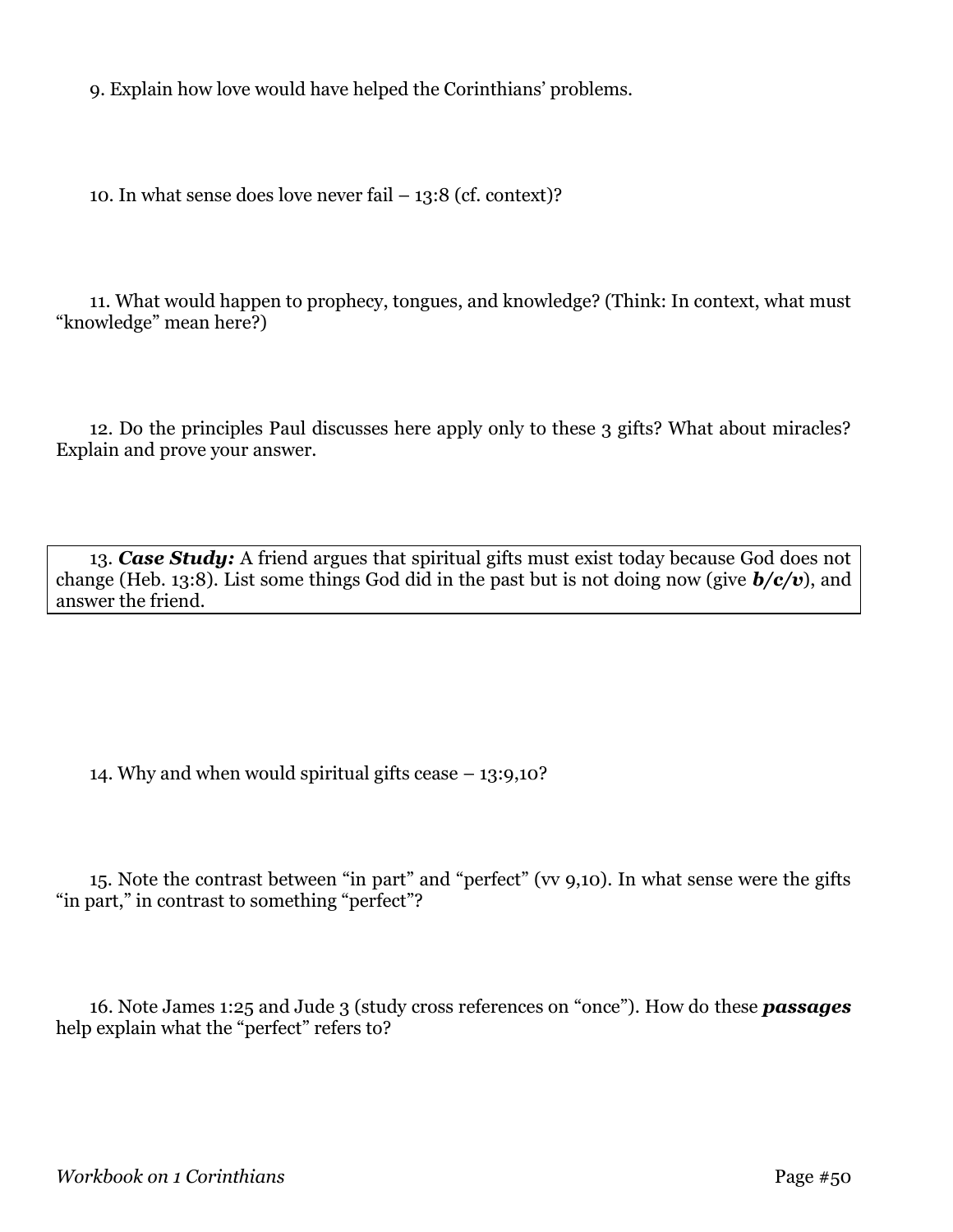9. Explain how love would have helped the Corinthians' problems.

10. In what sense does love never fail – 13:8 (cf. context)?

11. What would happen to prophecy, tongues, and knowledge? (Think: In context, what must "knowledge" mean here?)

12. Do the principles Paul discusses here apply only to these 3 gifts? What about miracles? Explain and prove your answer.

13. ***Case Study:*** A friend argues that spiritual gifts must exist today because God does not change (Heb. 13:8). List some things God did in the past but is not doing now (give ***b/c/v***), and answer the friend.

14. Why and when would spiritual gifts cease – 13:9,10?

15. Note the contrast between "in part" and "perfect" (vv 9,10). In what sense were the gifts "in part," in contrast to something "perfect"?

16. Note James 1:25 and Jude 3 (study cross references on "once"). How do these ***passages*** help explain what the "perfect" refers to?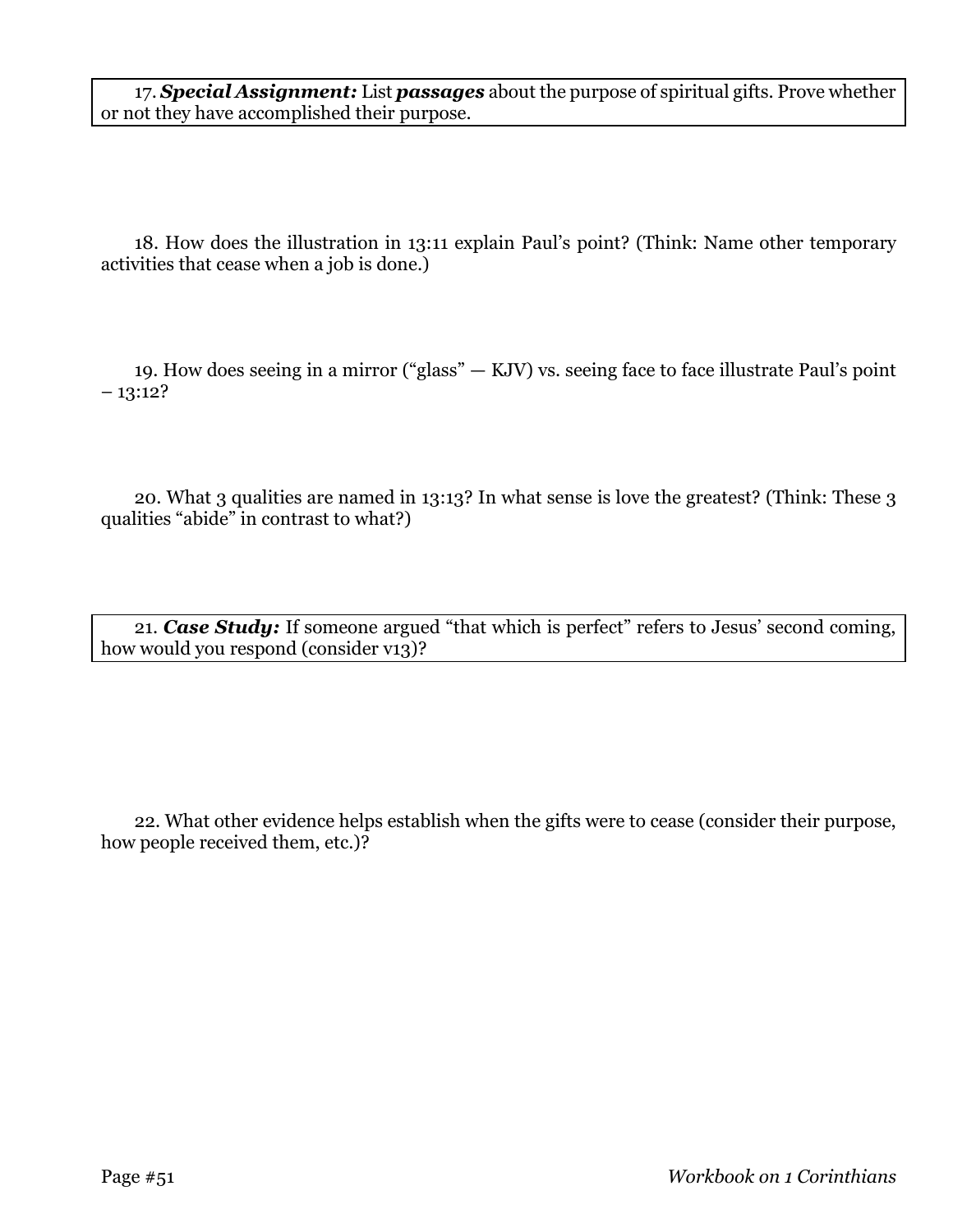17. ***Special Assignment:*** List ***passages*** about the purpose of spiritual gifts. Prove whether or not they have accomplished their purpose.

18. How does the illustration in 13:11 explain Paul's point? (Think: Name other temporary activities that cease when a job is done.)

19. How does seeing in a mirror ("glass" — KJV) vs. seeing face to face illustrate Paul's point – 13:12?

20. What 3 qualities are named in 13:13? In what sense is love the greatest? (Think: These 3 qualities "abide" in contrast to what?)

21. ***Case Study:*** If someone argued "that which is perfect" refers to Jesus' second coming, how would you respond (consider v13)?

22. What other evidence helps establish when the gifts were to cease (consider their purpose, how people received them, etc.)?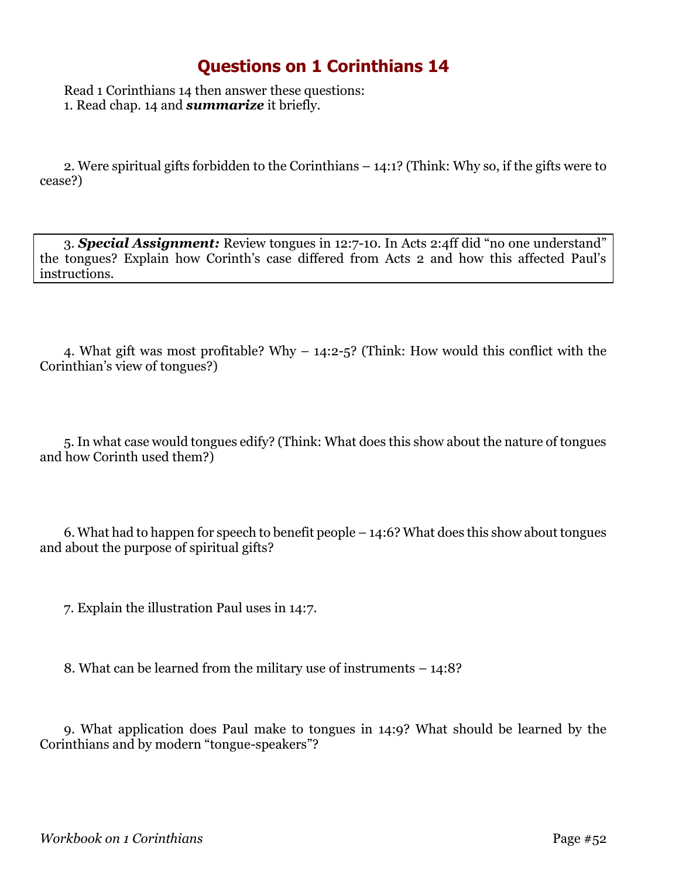# Questions on 1 Corinthians 14

Read 1 Corinthians 14 then answer these questions:

1. Read chap. 14 and ***summarize*** it briefly.

2. Were spiritual gifts forbidden to the Corinthians – 14:1? (Think: Why so, if the gifts were to cease?)

3. ***Special Assignment:*** Review tongues in 12:7-10. In Acts 2:4ff did "no one understand" the tongues? Explain how Corinth's case differed from Acts 2 and how this affected Paul's instructions.

4. What gift was most profitable? Why – 14:2-5? (Think: How would this conflict with the Corinthian's view of tongues?)

5. In what case would tongues edify? (Think: What does this show about the nature of tongues and how Corinth used them?)

6. What had to happen for speech to benefit people – 14:6? What does this show about tongues and about the purpose of spiritual gifts?

7. Explain the illustration Paul uses in 14:7.

8. What can be learned from the military use of instruments – 14:8?

9. What application does Paul make to tongues in 14:9? What should be learned by the Corinthians and by modern "tongue-speakers"?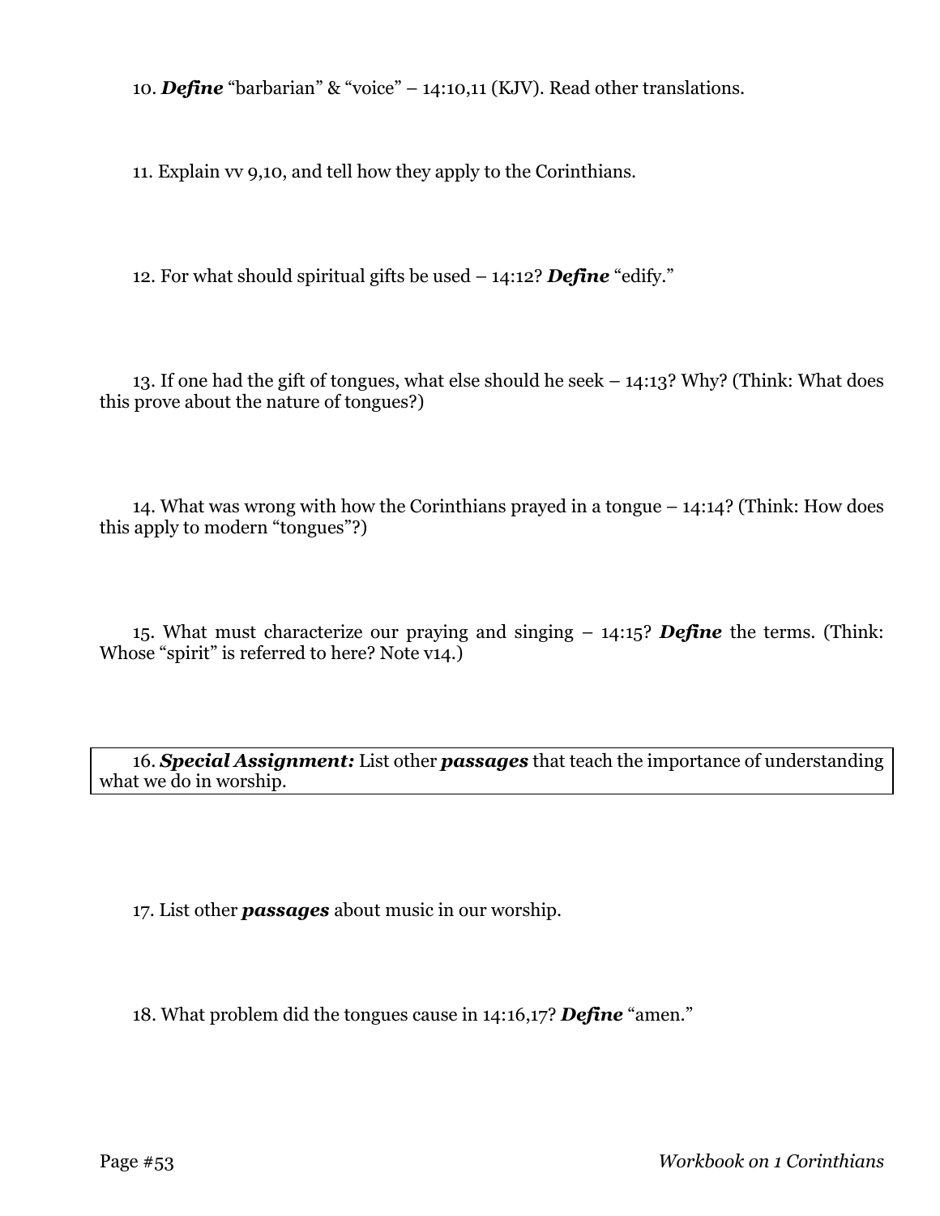10. ***Define*** "barbarian" & "voice" – 14:10,11 (KJV). Read other translations.

11. Explain vv 9,10, and tell how they apply to the Corinthians.

12. For what should spiritual gifts be used – 14:12? ***Define*** "edify."

13. If one had the gift of tongues, what else should he seek – 14:13? Why? (Think: What does this prove about the nature of tongues?)

14. What was wrong with how the Corinthians prayed in a tongue – 14:14? (Think: How does this apply to modern "tongues"?)

15. What must characterize our praying and singing – 14:15? ***Define*** the terms. (Think: Whose "spirit" is referred to here? Note v14.)

16. ***Special Assignment:*** List other ***passages*** that teach the importance of understanding what we do in worship.

17. List other ***passages*** about music in our worship.

18. What problem did the tongues cause in 14:16,17? ***Define*** "amen."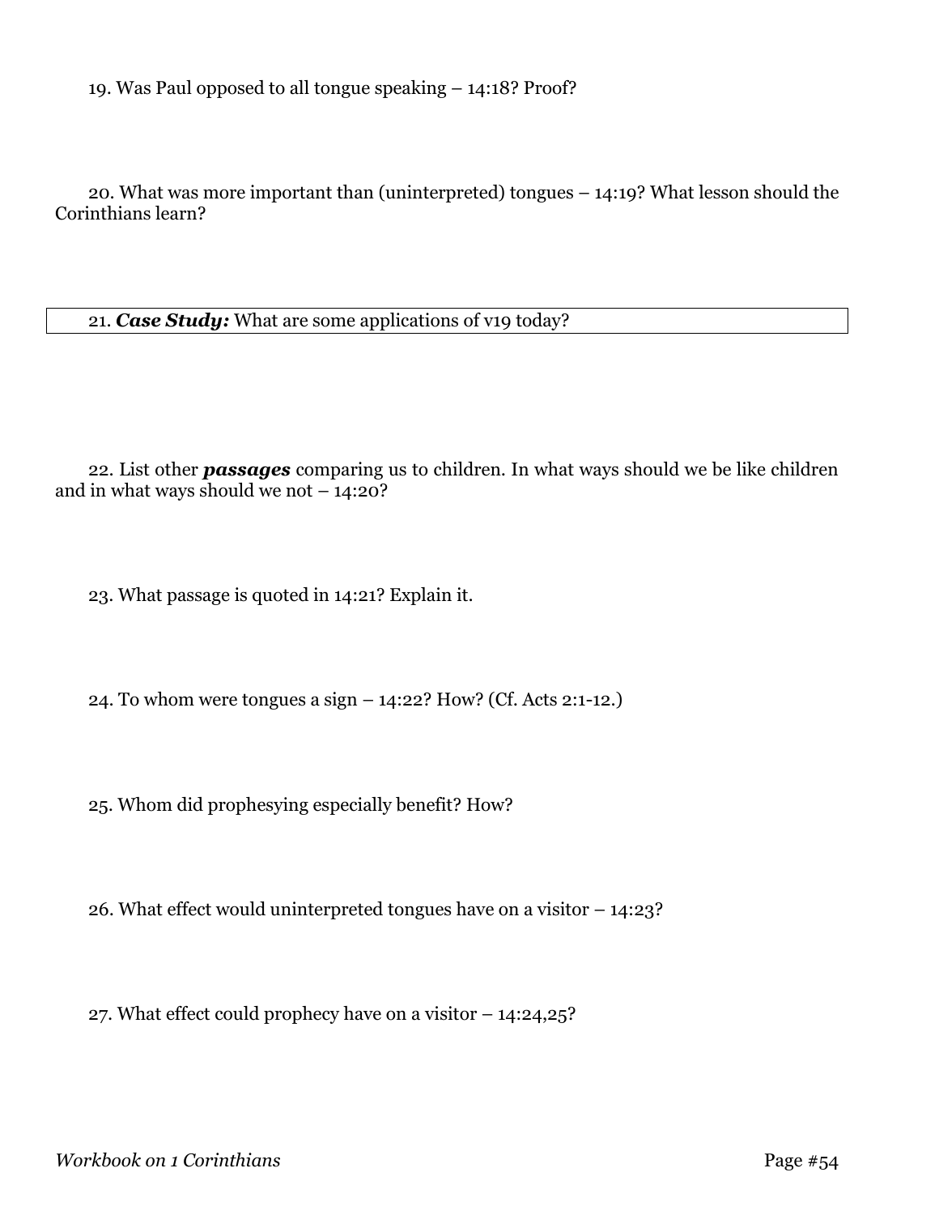19. Was Paul opposed to all tongue speaking – 14:18? Proof?

20. What was more important than (uninterpreted) tongues – 14:19? What lesson should the Corinthians learn?

| 21. ***Case Study:*** What are some applications of v19 today? |
| --- |

22. List other ***passages*** comparing us to children. In what ways should we be like children and in what ways should we not – 14:20?

23. What passage is quoted in 14:21? Explain it.

24. To whom were tongues a sign – 14:22? How? (Cf. Acts 2:1-12.)

25. Whom did prophesying especially benefit? How?

26. What effect would uninterpreted tongues have on a visitor – 14:23?

27. What effect could prophecy have on a visitor – 14:24,25?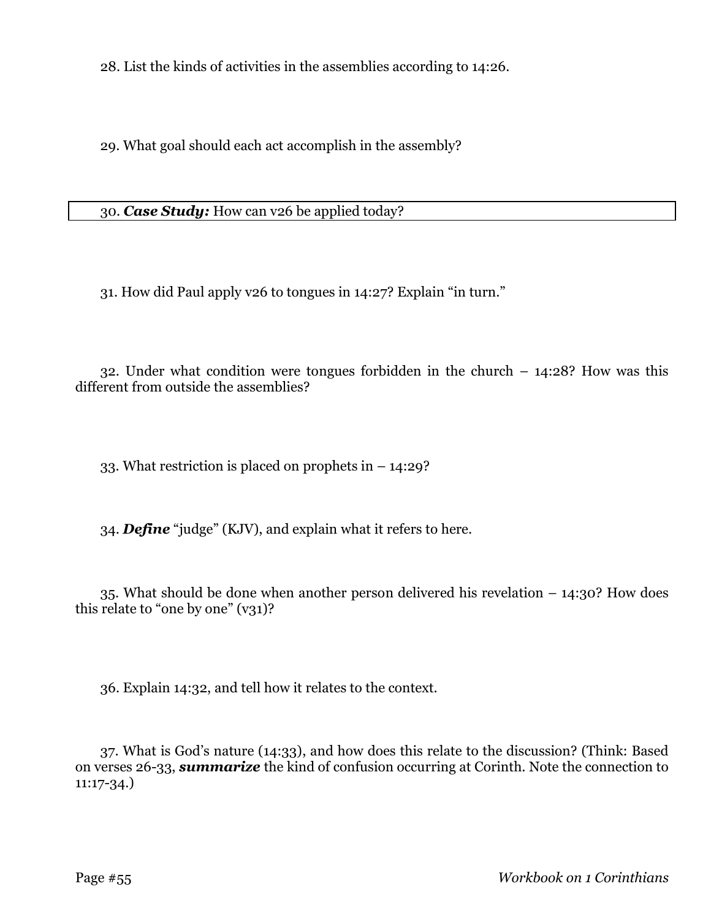28. List the kinds of activities in the assemblies according to 14:26.

29. What goal should each act accomplish in the assembly?

30. ***Case Study:*** How can v26 be applied today?

31. How did Paul apply v26 to tongues in 14:27? Explain "in turn."

32. Under what condition were tongues forbidden in the church – 14:28? How was this different from outside the assemblies?

33. What restriction is placed on prophets in – 14:29?

34. ***Define*** "judge" (KJV), and explain what it refers to here.

35. What should be done when another person delivered his revelation – 14:30? How does this relate to "one by one" (v31)?

36. Explain 14:32, and tell how it relates to the context.

37. What is God's nature (14:33), and how does this relate to the discussion? (Think: Based on verses 26-33, ***summarize*** the kind of confusion occurring at Corinth. Note the connection to 11:17-34.)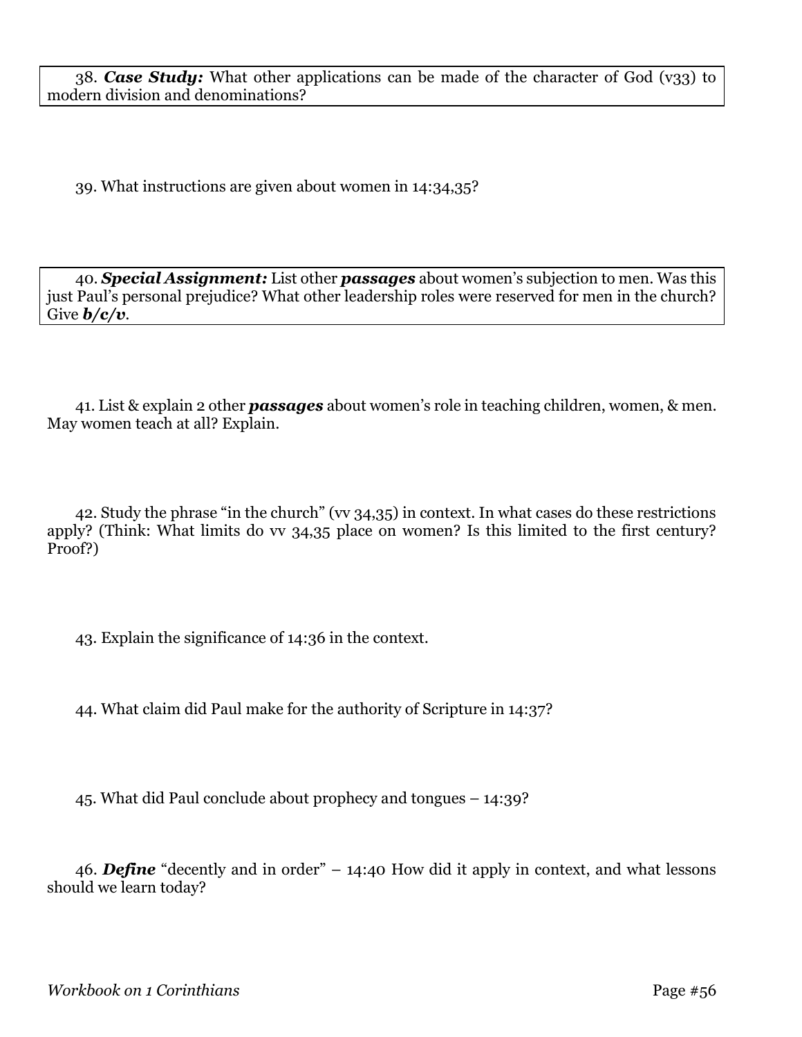38. ***Case Study:*** What other applications can be made of the character of God (v33) to modern division and denominations?

39. What instructions are given about women in 14:34,35?

40. ***Special Assignment:*** List other ***passages*** about women's subjection to men. Was this just Paul's personal prejudice? What other leadership roles were reserved for men in the church? Give ***b/c/v***.

41. List & explain 2 other ***passages*** about women's role in teaching children, women, & men. May women teach at all? Explain.

42. Study the phrase "in the church" (vv 34,35) in context. In what cases do these restrictions apply? (Think: What limits do vv 34,35 place on women? Is this limited to the first century? Proof?)

43. Explain the significance of 14:36 in the context.

44. What claim did Paul make for the authority of Scripture in 14:37?

45. What did Paul conclude about prophecy and tongues – 14:39?

46. ***Define*** "decently and in order" – 14:40 How did it apply in context, and what lessons should we learn today?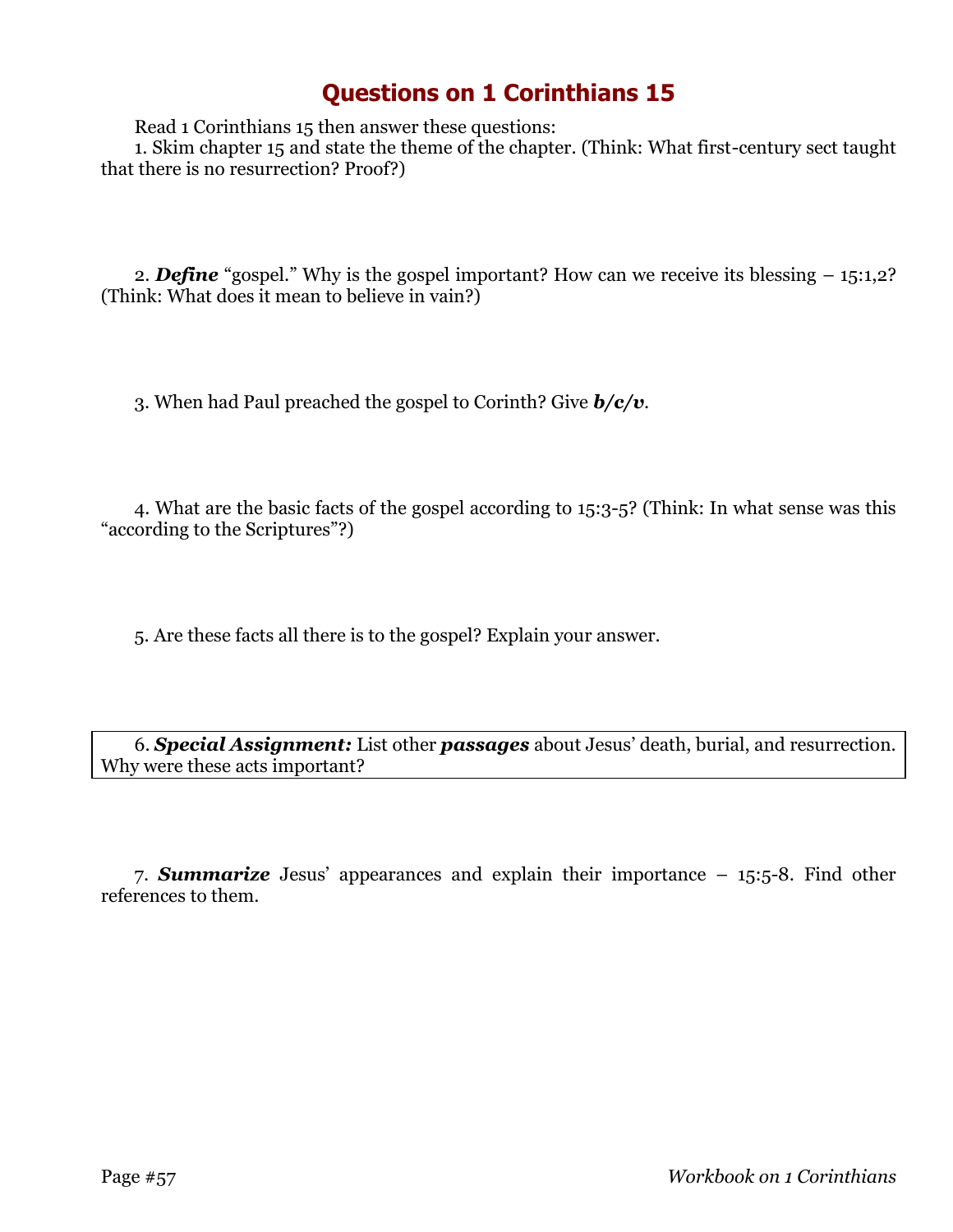# Questions on 1 Corinthians 15

Read 1 Corinthians 15 then answer these questions:

1. Skim chapter 15 and state the theme of the chapter. (Think: What first-century sect taught that there is no resurrection? Proof?)

2. ***Define*** "gospel." Why is the gospel important? How can we receive its blessing – 15:1,2? (Think: What does it mean to believe in vain?)

3. When had Paul preached the gospel to Corinth? Give ***b/c/v***.

4. What are the basic facts of the gospel according to 15:3-5? (Think: In what sense was this "according to the Scriptures"?)

5. Are these facts all there is to the gospel? Explain your answer.

6. ***Special Assignment:*** List other ***passages*** about Jesus' death, burial, and resurrection. Why were these acts important?

7. ***Summarize*** Jesus' appearances and explain their importance – 15:5-8. Find other references to them.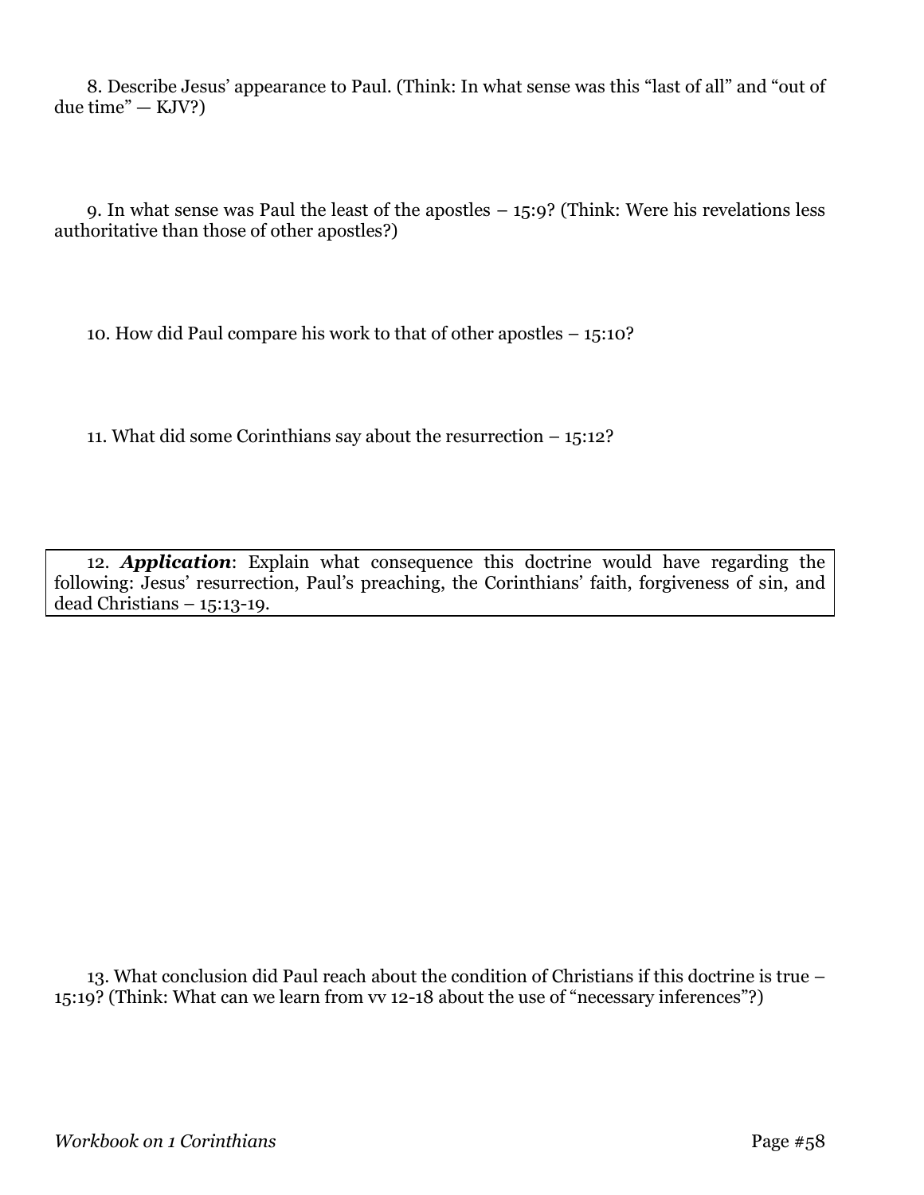8. Describe Jesus' appearance to Paul. (Think: In what sense was this "last of all" and "out of due time" — KJV?)

9. In what sense was Paul the least of the apostles – 15:9? (Think: Were his revelations less authoritative than those of other apostles?)

10. How did Paul compare his work to that of other apostles – 15:10?

11. What did some Corinthians say about the resurrection – 15:12?

12. ***Application***: Explain what consequence this doctrine would have regarding the following: Jesus' resurrection, Paul's preaching, the Corinthians' faith, forgiveness of sin, and dead Christians – 15:13-19.

13. What conclusion did Paul reach about the condition of Christians if this doctrine is true – 15:19? (Think: What can we learn from vv 12-18 about the use of "necessary inferences"?)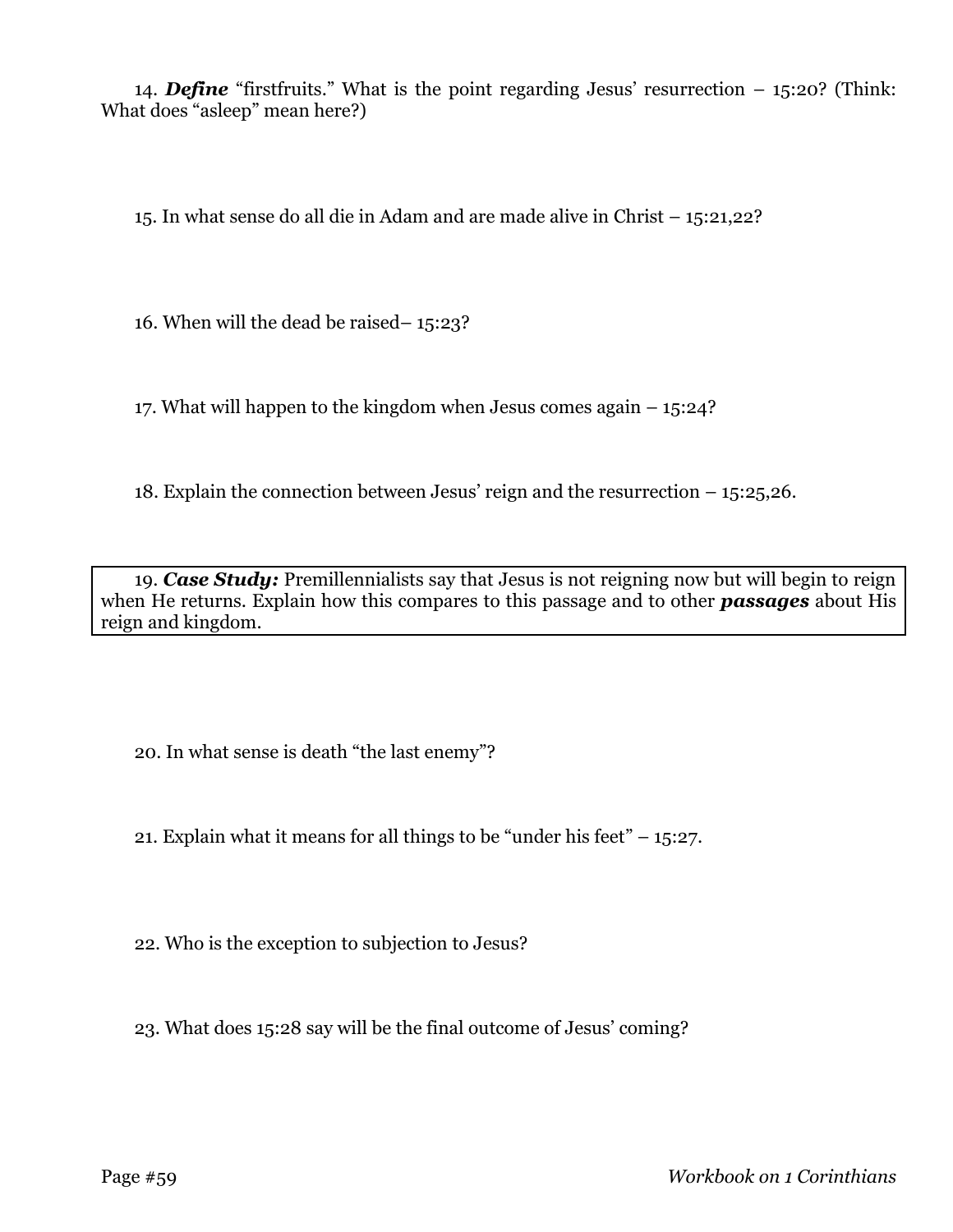14. ***Define*** "firstfruits." What is the point regarding Jesus' resurrection – 15:20? (Think: What does "asleep" mean here?)

15. In what sense do all die in Adam and are made alive in Christ – 15:21,22?

16. When will the dead be raised– 15:23?

17. What will happen to the kingdom when Jesus comes again – 15:24?

18. Explain the connection between Jesus' reign and the resurrection – 15:25,26.

| 19. ***Case Study:*** Premillennialists say that Jesus is not reigning now but will begin to reign when He returns. Explain how this compares to this passage and to other ***passages*** about His reign and kingdom. |
|---|

20. In what sense is death "the last enemy"?

21. Explain what it means for all things to be "under his feet" – 15:27.

22. Who is the exception to subjection to Jesus?

23. What does 15:28 say will be the final outcome of Jesus' coming?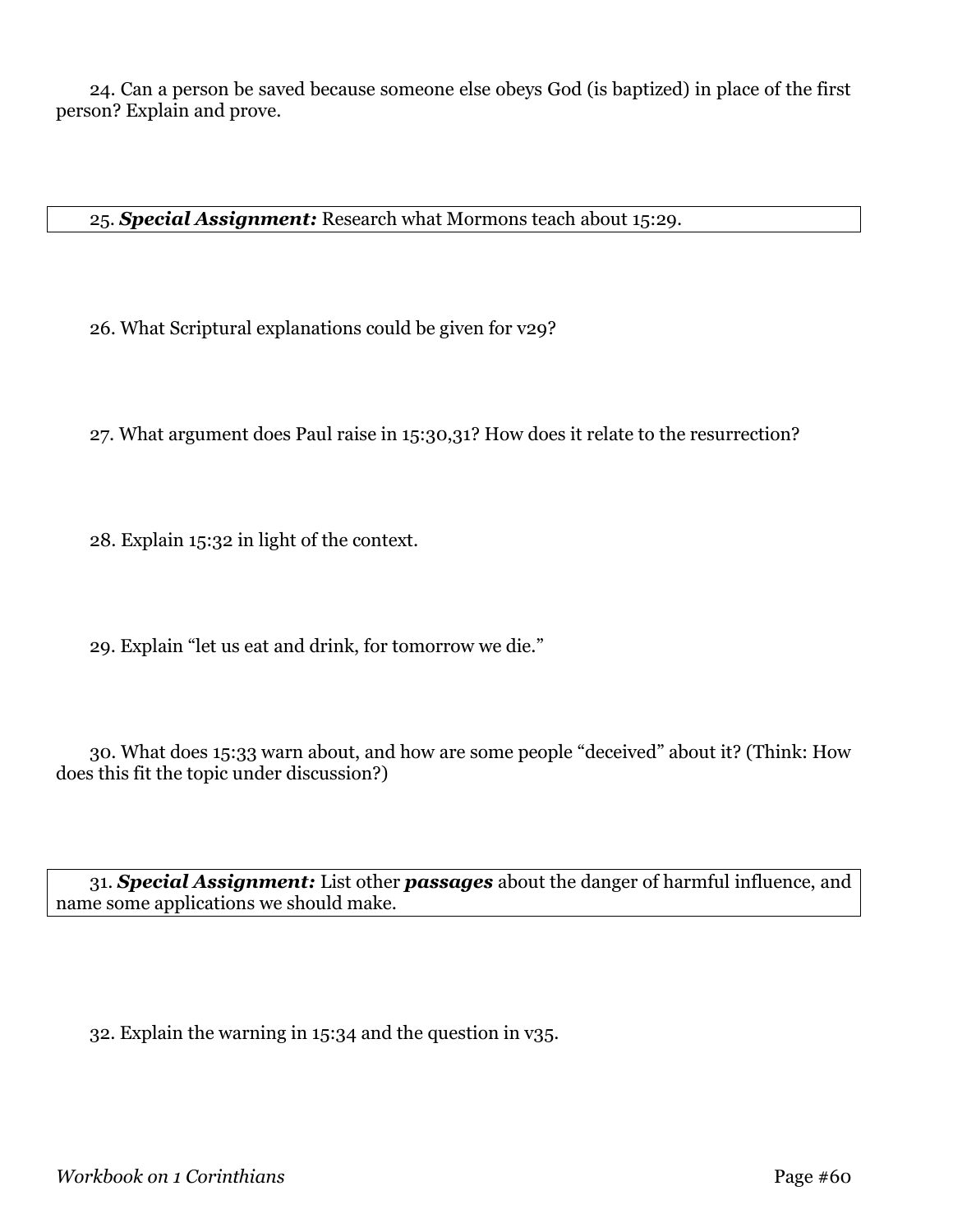24. Can a person be saved because someone else obeys God (is baptized) in place of the first person? Explain and prove.

25. ***Special Assignment:*** Research what Mormons teach about 15:29.

26. What Scriptural explanations could be given for v29?

27. What argument does Paul raise in 15:30,31? How does it relate to the resurrection?

28. Explain 15:32 in light of the context.

29. Explain “let us eat and drink, for tomorrow we die.”

30. What does 15:33 warn about, and how are some people “deceived” about it? (Think: How does this fit the topic under discussion?)

31. ***Special Assignment:*** List other ***passages*** about the danger of harmful influence, and name some applications we should make.

32. Explain the warning in 15:34 and the question in v35.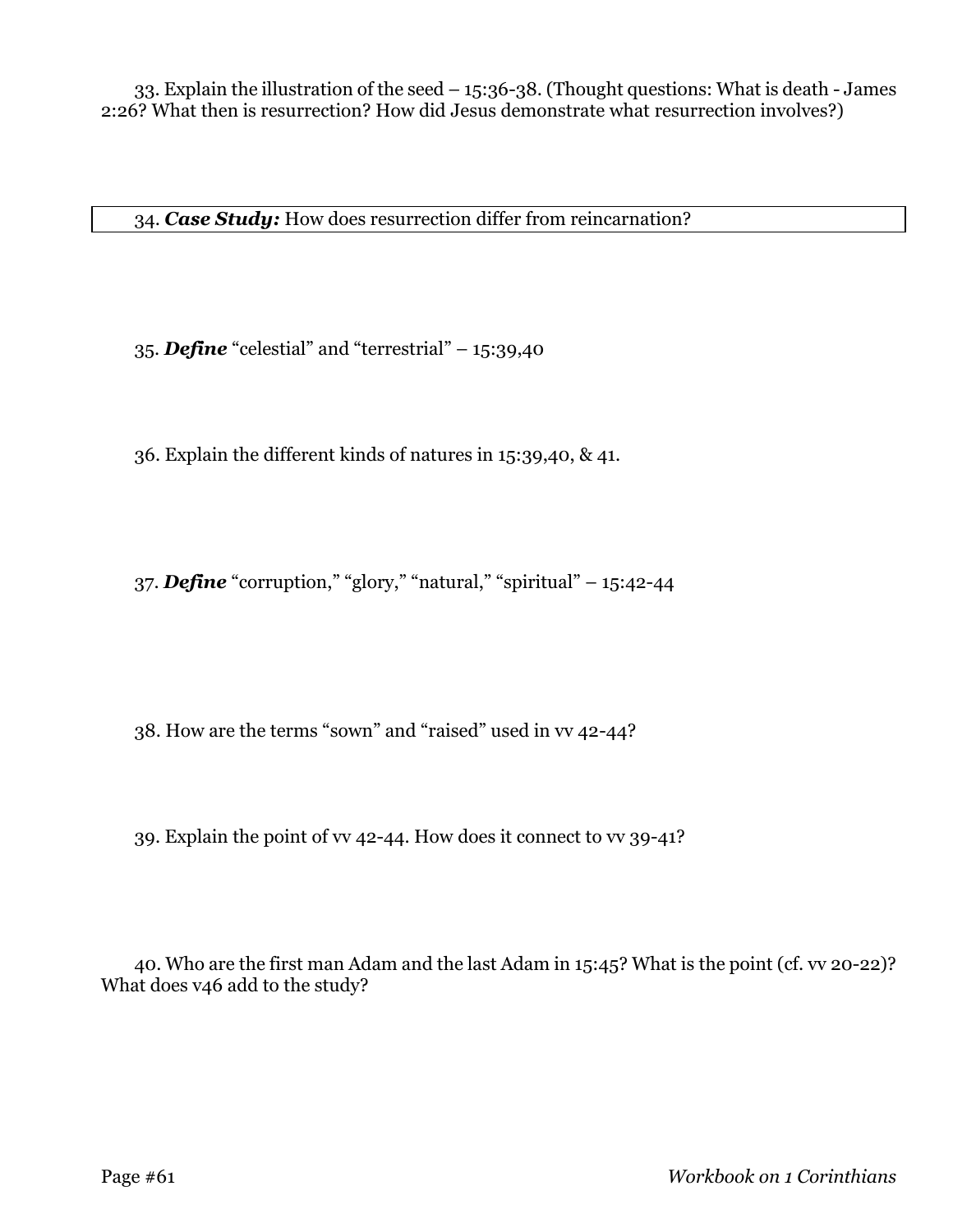33. Explain the illustration of the seed – 15:36-38. (Thought questions: What is death - James 2:26? What then is resurrection? How did Jesus demonstrate what resurrection involves?)

34. ***Case Study:*** How does resurrection differ from reincarnation?

35. ***Define*** "celestial" and "terrestrial" – 15:39,40

36. Explain the different kinds of natures in 15:39,40, & 41.

37. ***Define*** "corruption," "glory," "natural," "spiritual" – 15:42-44

38. How are the terms "sown" and "raised" used in vv 42-44?

39. Explain the point of vv 42-44. How does it connect to vv 39-41?

40. Who are the first man Adam and the last Adam in 15:45? What is the point (cf. vv 20-22)? What does v46 add to the study?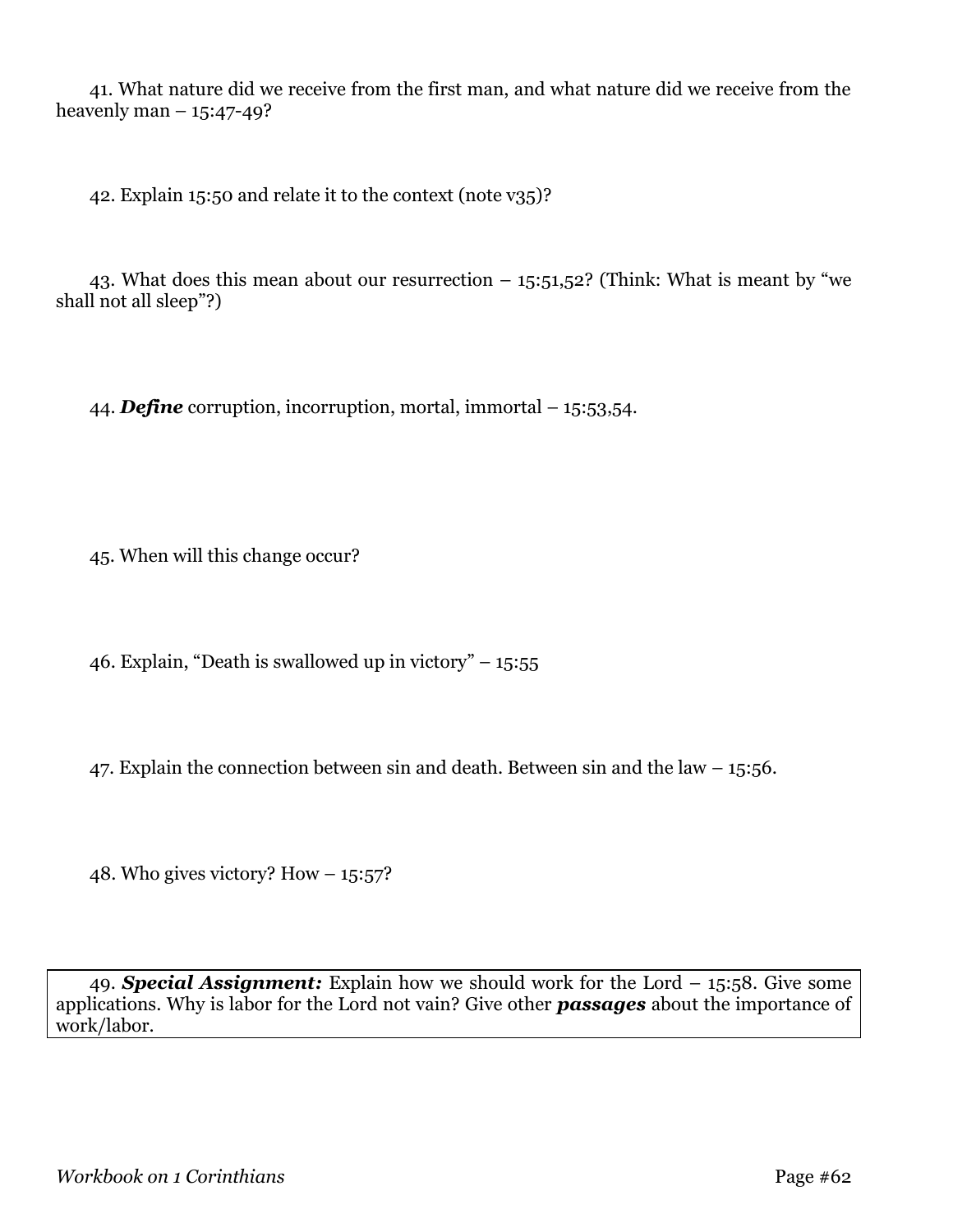41. What nature did we receive from the first man, and what nature did we receive from the heavenly man – 15:47-49?

42. Explain 15:50 and relate it to the context (note v35)?

43. What does this mean about our resurrection – 15:51,52? (Think: What is meant by "we shall not all sleep"?)

44. ***Define*** corruption, incorruption, mortal, immortal – 15:53,54.

45. When will this change occur?

46. Explain, "Death is swallowed up in victory" – 15:55

47. Explain the connection between sin and death. Between sin and the law – 15:56.

48. Who gives victory? How – 15:57?

49. ***Special Assignment:*** Explain how we should work for the Lord – 15:58. Give some applications. Why is labor for the Lord not vain? Give other ***passages*** about the importance of work/labor.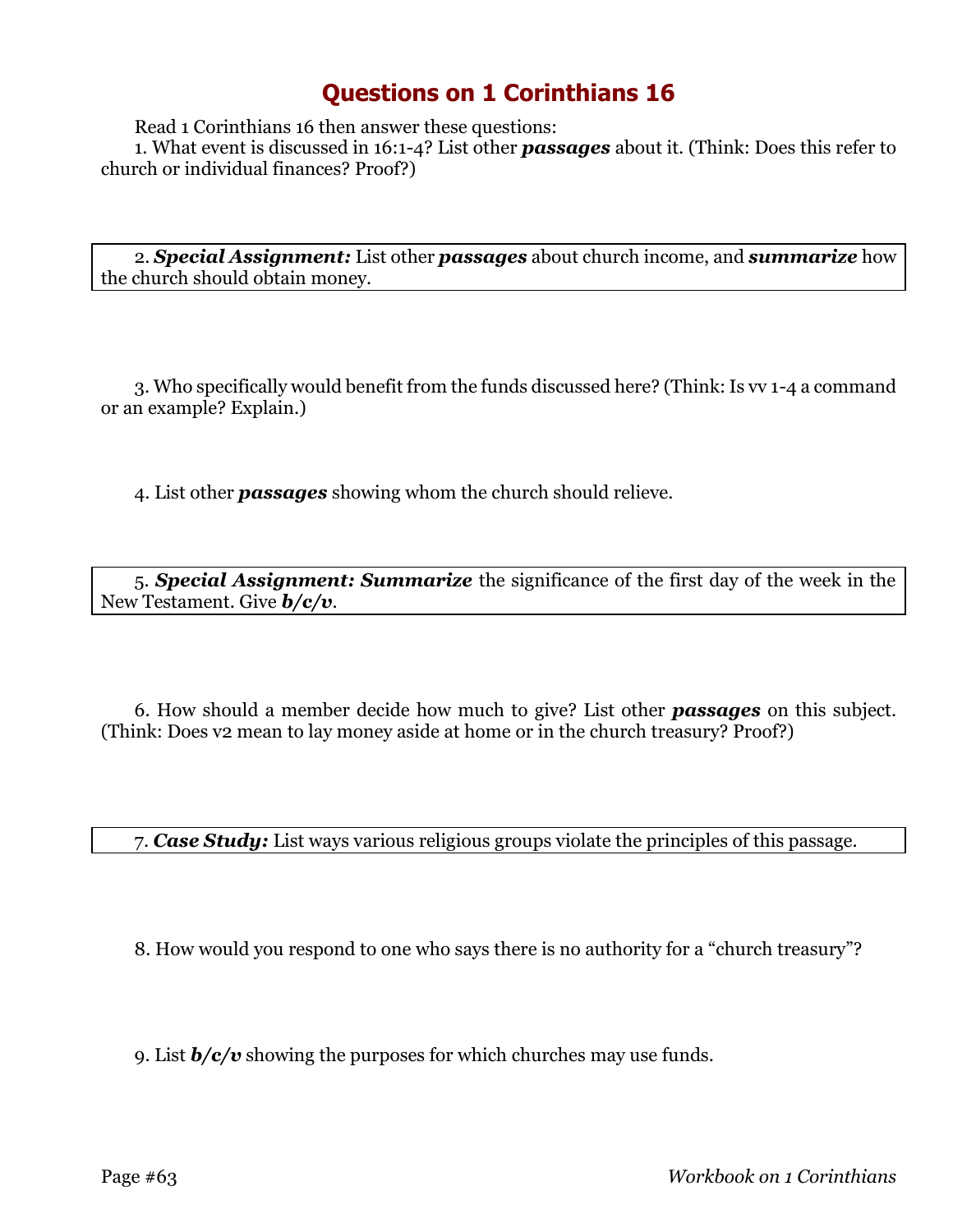# Questions on 1 Corinthians 16

Read 1 Corinthians 16 then answer these questions:

1. What event is discussed in 16:1-4? List other ***passages*** about it. (Think: Does this refer to church or individual finances? Proof?)

2. ***Special Assignment:*** List other ***passages*** about church income, and ***summarize*** how the church should obtain money.

3. Who specifically would benefit from the funds discussed here? (Think: Is vv 1-4 a command or an example? Explain.)

4. List other ***passages*** showing whom the church should relieve.

5. ***Special Assignment: Summarize*** the significance of the first day of the week in the New Testament. Give ***b/c/v***.

6. How should a member decide how much to give? List other ***passages*** on this subject. (Think: Does v2 mean to lay money aside at home or in the church treasury? Proof?)

7. ***Case Study:*** List ways various religious groups violate the principles of this passage.

8. How would you respond to one who says there is no authority for a "church treasury"?

9. List ***b/c/v*** showing the purposes for which churches may use funds.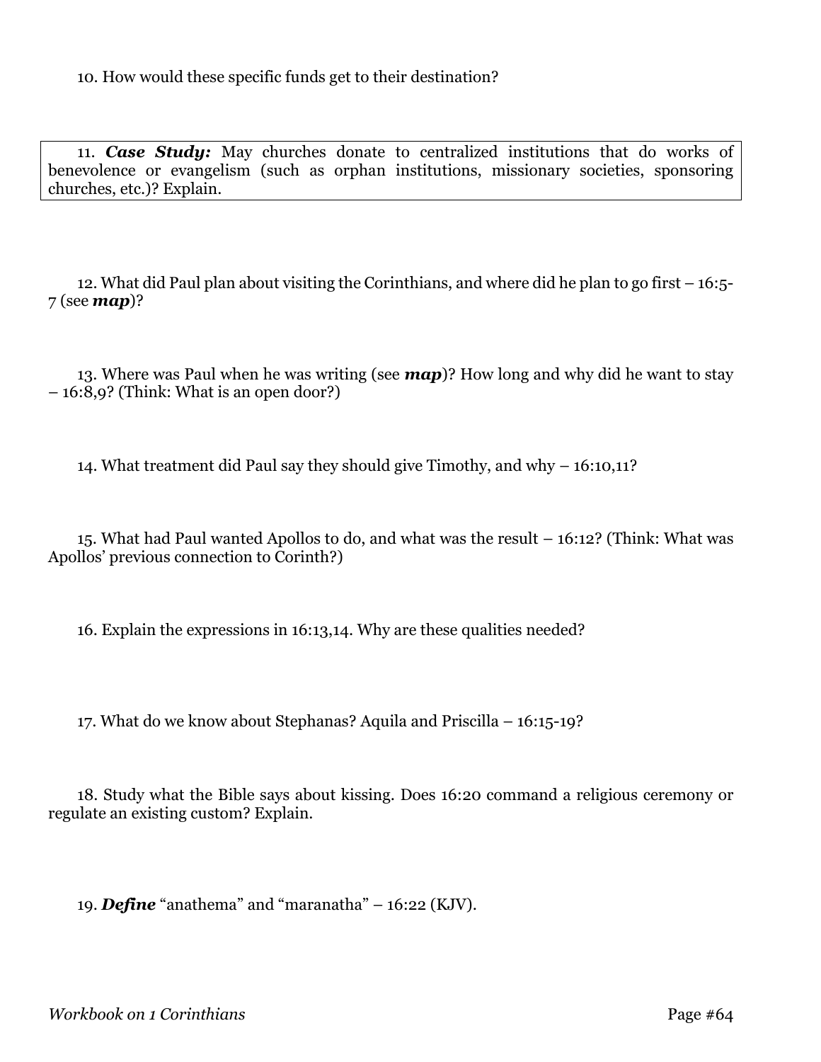10. How would these specific funds get to their destination?

11. ***Case Study:*** May churches donate to centralized institutions that do works of benevolence or evangelism (such as orphan institutions, missionary societies, sponsoring churches, etc.)? Explain.

12. What did Paul plan about visiting the Corinthians, and where did he plan to go first – 16:5-7 (see ***map***)?

13. Where was Paul when he was writing (see ***map***)? How long and why did he want to stay – 16:8,9? (Think: What is an open door?)

14. What treatment did Paul say they should give Timothy, and why – 16:10,11?

15. What had Paul wanted Apollos to do, and what was the result – 16:12? (Think: What was Apollos' previous connection to Corinth?)

16. Explain the expressions in 16:13,14. Why are these qualities needed?

17. What do we know about Stephanas? Aquila and Priscilla – 16:15-19?

18. Study what the Bible says about kissing. Does 16:20 command a religious ceremony or regulate an existing custom? Explain.

19. ***Define*** "anathema" and "maranatha" – 16:22 (KJV).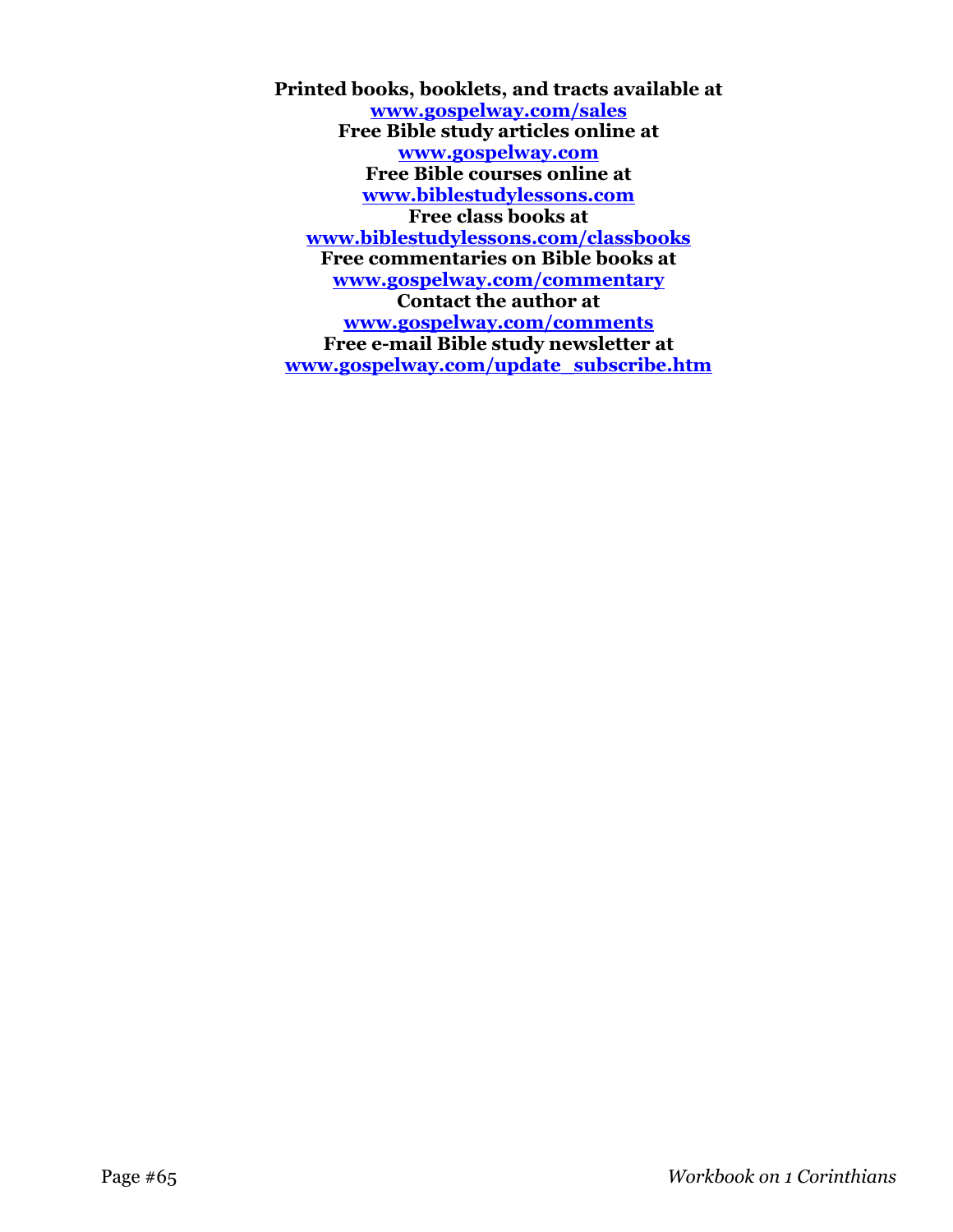**Printed books, booklets, and tracts available at**
**www.gospelway.com/sales**
**Free Bible study articles online at**
**www.gospelway.com**
**Free Bible courses online at**
**www.biblestudylessons.com**
**Free class books at**
**www.biblestudylessons.com/classbooks**
**Free commentaries on Bible books at**
**www.gospelway.com/commentary**
**Contact the author at**
**www.gospelway.com/comments**
**Free e-mail Bible study newsletter at**
**www.gospelway.com/update_subscribe.htm**